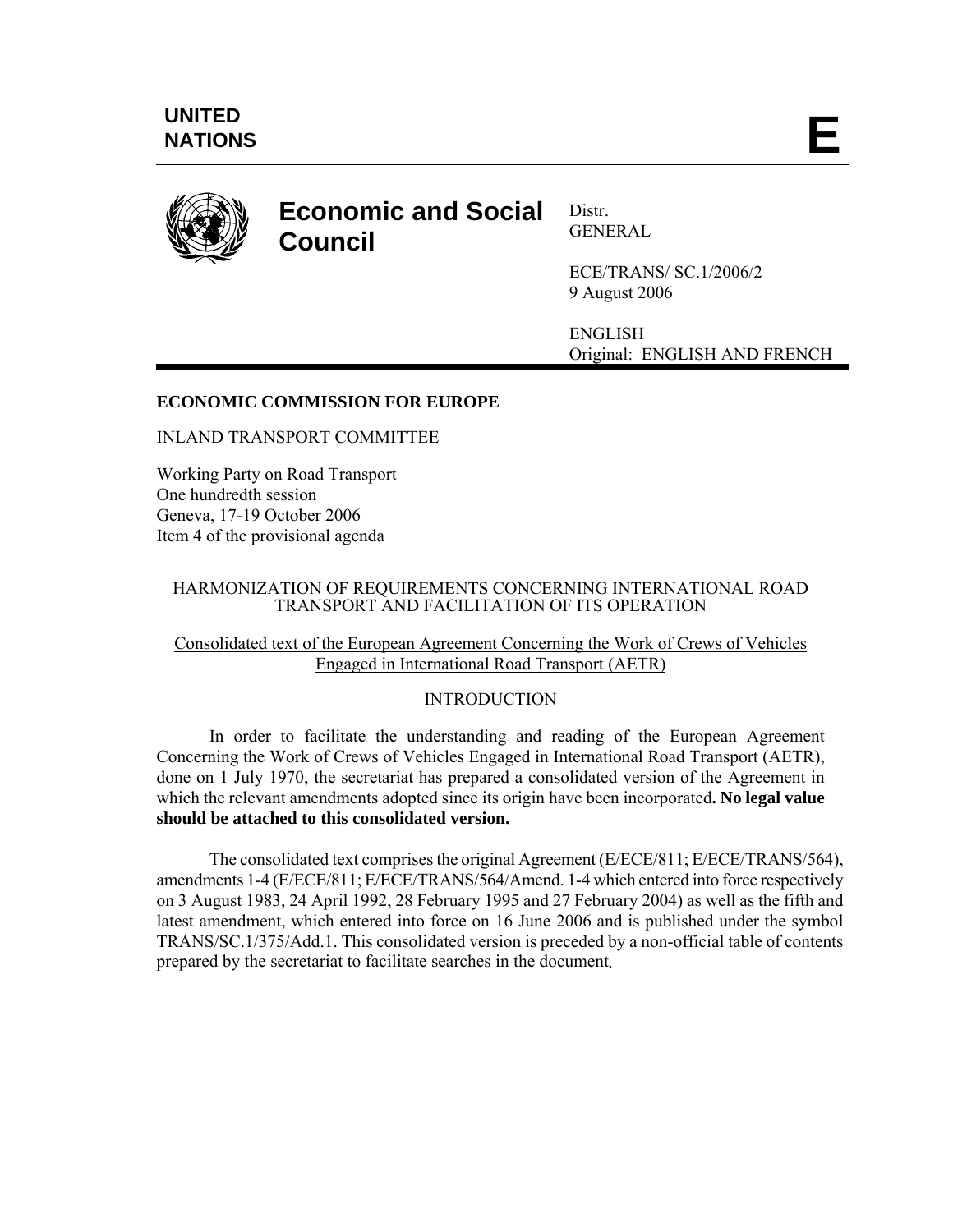**UNITED NATIONS** **E**

# Economic and Social Council

Distr.
GENERAL

ECE/TRANS/ SC.1/2006/2
9 August 2006

ENGLISH
Original: ENGLISH AND FRENCH

**ECONOMIC COMMISSION FOR EUROPE**

INLAND TRANSPORT COMMITTEE

Working Party on Road Transport
One hundredth session
Geneva, 17-19 October 2006
Item 4 of the provisional agenda

HARMONIZATION OF REQUIREMENTS CONCERNING INTERNATIONAL ROAD TRANSPORT AND FACILITATION OF ITS OPERATION

Consolidated text of the European Agreement Concerning the Work of Crews of Vehicles Engaged in International Road Transport (AETR)

INTRODUCTION

In order to facilitate the understanding and reading of the European Agreement Concerning the Work of Crews of Vehicles Engaged in International Road Transport (AETR), done on 1 July 1970, the secretariat has prepared a consolidated version of the Agreement in which the relevant amendments adopted since its origin have been incorporated**. No legal value should be attached to this consolidated version.**

The consolidated text comprises the original Agreement (E/ECE/811; E/ECE/TRANS/564), amendments 1-4 (E/ECE/811; E/ECE/TRANS/564/Amend. 1-4 which entered into force respectively on 3 August 1983, 24 April 1992, 28 February 1995 and 27 February 2004) as well as the fifth and latest amendment, which entered into force on 16 June 2006 and is published under the symbol TRANS/SC.1/375/Add.1. This consolidated version is preceded by a non-official table of contents prepared by the secretariat to facilitate searches in the document.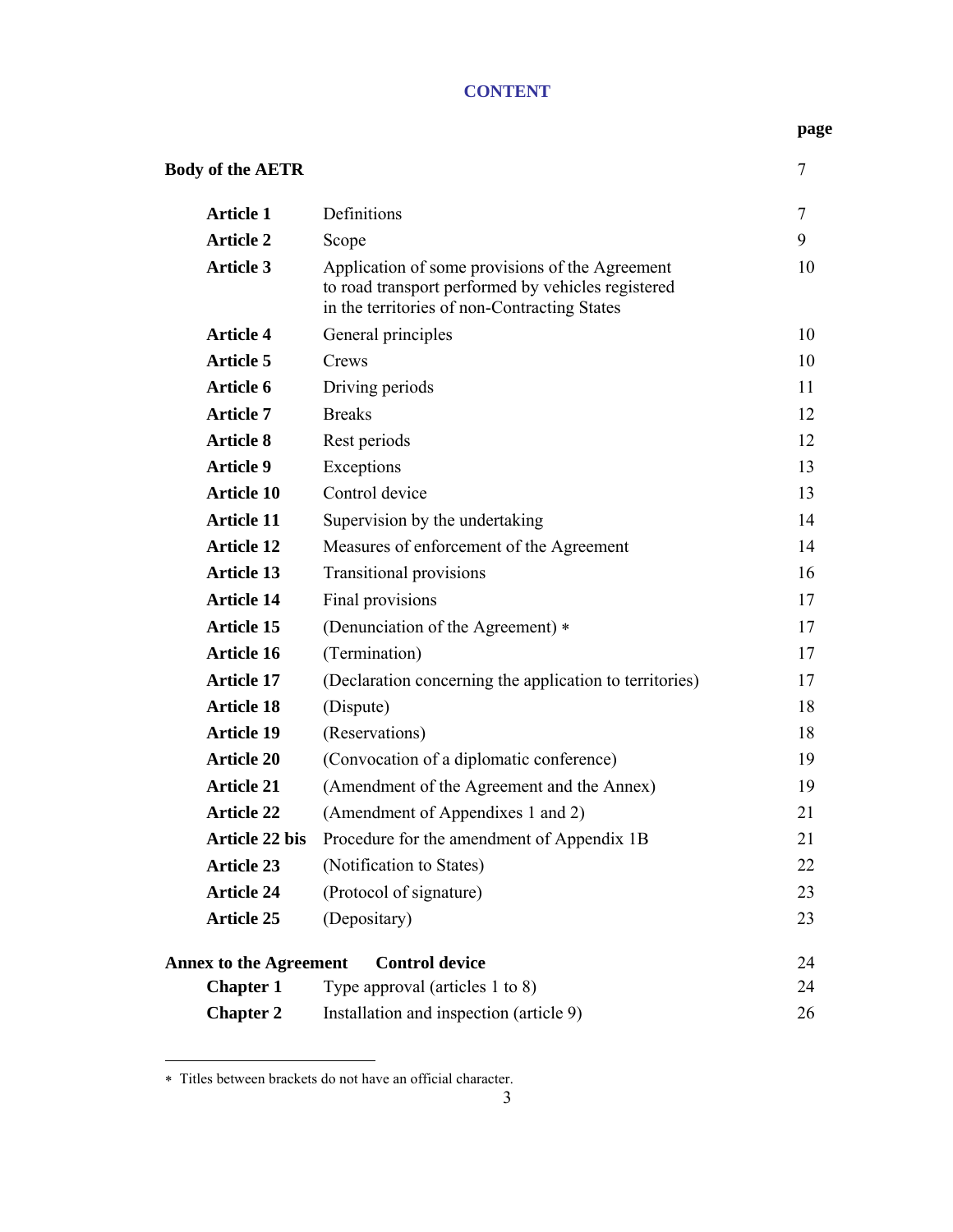# CONTENT

| | | page |
|---|---|---|
| **Body of the AETR** | | 7 |
| **Article 1** | Definitions | 7 |
| **Article 2** | Scope | 9 |
| **Article 3** | Application of some provisions of the Agreement to road transport performed by vehicles registered in the territories of non-Contracting States | 10 |
| **Article 4** | General principles | 10 |
| **Article 5** | Crews | 10 |
| **Article 6** | Driving periods | 11 |
| **Article 7** | Breaks | 12 |
| **Article 8** | Rest periods | 12 |
| **Article 9** | Exceptions | 13 |
| **Article 10** | Control device | 13 |
| **Article 11** | Supervision by the undertaking | 14 |
| **Article 12** | Measures of enforcement of the Agreement | 14 |
| **Article 13** | Transitional provisions | 16 |
| **Article 14** | Final provisions | 17 |
| **Article 15** | (Denunciation of the Agreement) * | 17 |
| **Article 16** | (Termination) | 17 |
| **Article 17** | (Declaration concerning the application to territories) | 17 |
| **Article 18** | (Dispute) | 18 |
| **Article 19** | (Reservations) | 18 |
| **Article 20** | (Convocation of a diplomatic conference) | 19 |
| **Article 21** | (Amendment of the Agreement and the Annex) | 19 |
| **Article 22** | (Amendment of Appendixes 1 and 2) | 21 |
| **Article 22 bis** | Procedure for the amendment of Appendix 1B | 21 |
| **Article 23** | (Notification to States) | 22 |
| **Article 24** | (Protocol of signature) | 23 |
| **Article 25** | (Depositary) | 23 |
| **Annex to the Agreement** | **Control device** | 24 |
| **Chapter 1** | Type approval (articles 1 to 8) | 24 |
| **Chapter 2** | Installation and inspection (article 9) | 26 |

* Titles between brackets do not have an official character.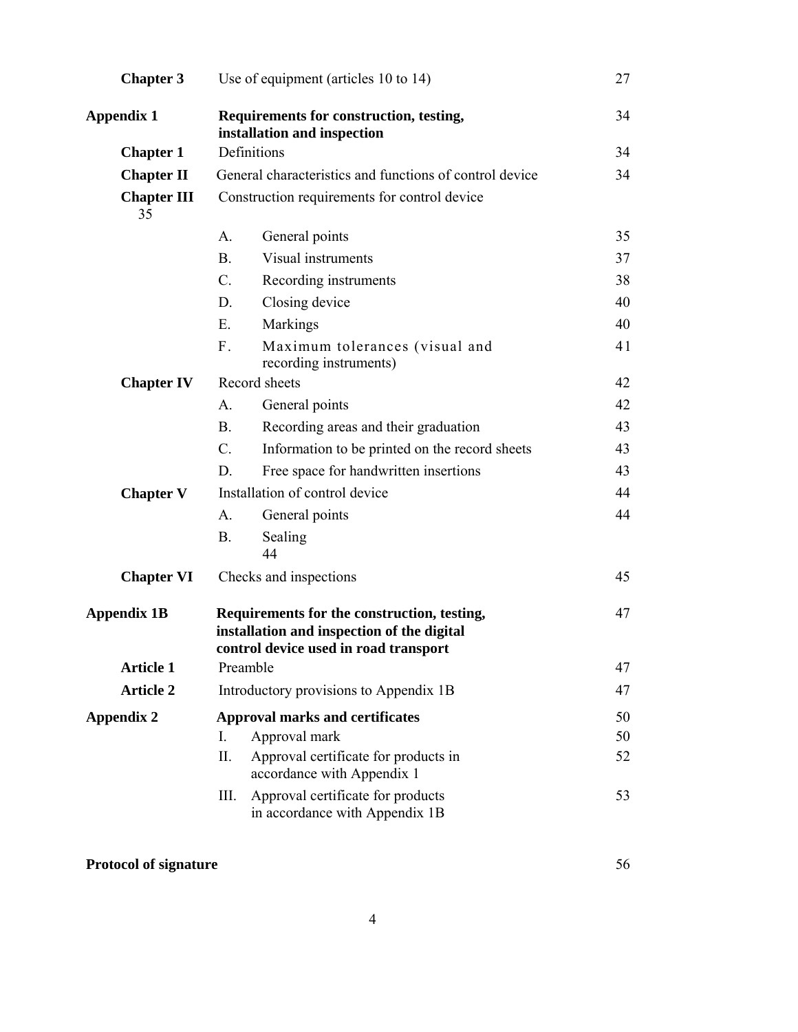| | | | |
|---|---|---|---|
| **Chapter 3** | Use of equipment (articles 10 to 14) | | 27 |
| **Appendix 1** | **Requirements for construction, testing, installation and inspection** | | 34 |
| **Chapter 1** | Definitions | | 34 |
| **Chapter II** | General characteristics and functions of control device | | 34 |
| **Chapter III** | Construction requirements for control device | | 35 |
| | A. | General points | 35 |
| | B. | Visual instruments | 37 |
| | C. | Recording instruments | 38 |
| | D. | Closing device | 40 |
| | E. | Markings | 40 |
| | F. | Maximum tolerances (visual and recording instruments) | 41 |
| **Chapter IV** | Record sheets | | 42 |
| | A. | General points | 42 |
| | B. | Recording areas and their graduation | 43 |
| | C. | Information to be printed on the record sheets | 43 |
| | D. | Free space for handwritten insertions | 43 |
| **Chapter V** | Installation of control device | | 44 |
| | A. | General points | 44 |
| | B. | Sealing | 44 |
| **Chapter VI** | Checks and inspections | | 45 |
| **Appendix 1B** | **Requirements for the construction, testing, installation and inspection of the digital control device used in road transport** | | 47 |
| **Article 1** | Preamble | | 47 |
| **Article 2** | Introductory provisions to Appendix 1B | | 47 |
| **Appendix 2** | **Approval marks and certificates** | | 50 |
| | I. | Approval mark | 50 |
| | II. | Approval certificate for products in accordance with Appendix 1 | 52 |
| | III. | Approval certificate for products in accordance with Appendix 1B | 53 |

**Protocol of signature** 56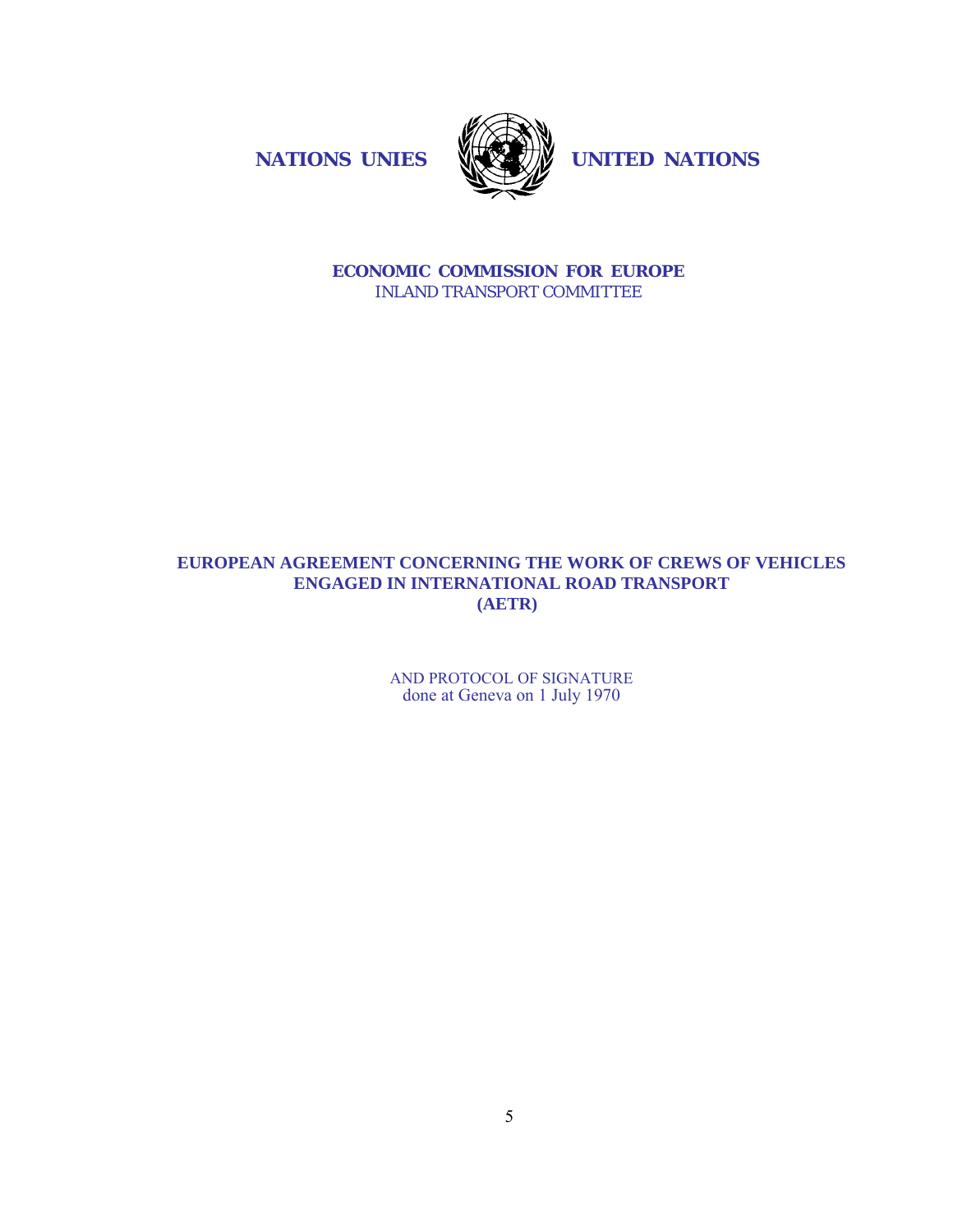**NATIONS UNIES** **UNITED NATIONS**

**ECONOMIC COMMISSION FOR EUROPE**
INLAND TRANSPORT COMMITTEE

# EUROPEAN AGREEMENT CONCERNING THE WORK OF CREWS OF VEHICLES ENGAGED IN INTERNATIONAL ROAD TRANSPORT (AETR)

AND PROTOCOL OF SIGNATURE
done at Geneva on 1 July 1970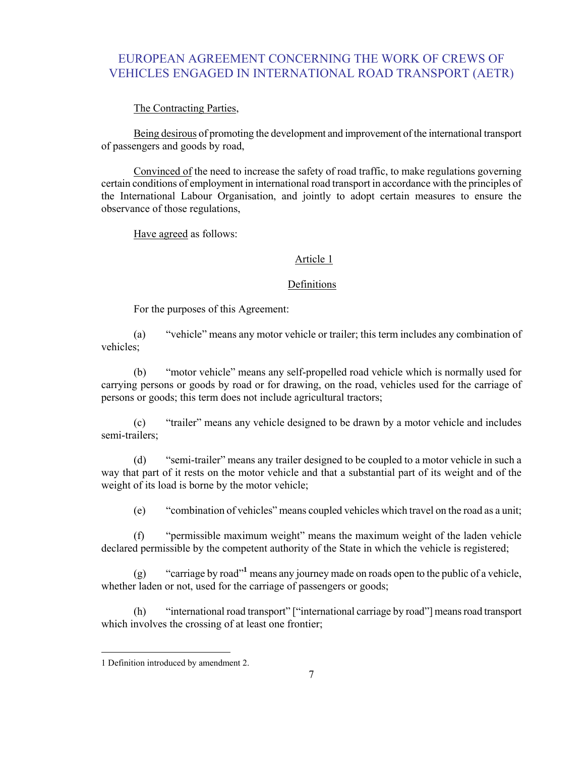# EUROPEAN AGREEMENT CONCERNING THE WORK OF CREWS OF VEHICLES ENGAGED IN INTERNATIONAL ROAD TRANSPORT (AETR)

The Contracting Parties,

Being desirous of promoting the development and improvement of the international transport of passengers and goods by road,

Convinced of the need to increase the safety of road traffic, to make regulations governing certain conditions of employment in international road transport in accordance with the principles of the International Labour Organisation, and jointly to adopt certain measures to ensure the observance of those regulations,

Have agreed as follows:

## Article 1

### Definitions

For the purposes of this Agreement:

(a) "vehicle" means any motor vehicle or trailer; this term includes any combination of vehicles;

(b) "motor vehicle" means any self-propelled road vehicle which is normally used for carrying persons or goods by road or for drawing, on the road, vehicles used for the carriage of persons or goods; this term does not include agricultural tractors;

(c) "trailer" means any vehicle designed to be drawn by a motor vehicle and includes semi-trailers;

(d) "semi-trailer" means any trailer designed to be coupled to a motor vehicle in such a way that part of it rests on the motor vehicle and that a substantial part of its weight and of the weight of its load is borne by the motor vehicle;

(e) "combination of vehicles" means coupled vehicles which travel on the road as a unit;

(f) "permissible maximum weight" means the maximum weight of the laden vehicle declared permissible by the competent authority of the State in which the vehicle is registered;

(g) "carriage by road"[1] means any journey made on roads open to the public of a vehicle, whether laden or not, used for the carriage of passengers or goods;

(h) "international road transport" ["international carriage by road"] means road transport which involves the crossing of at least one frontier;

---

1 Definition introduced by amendment 2.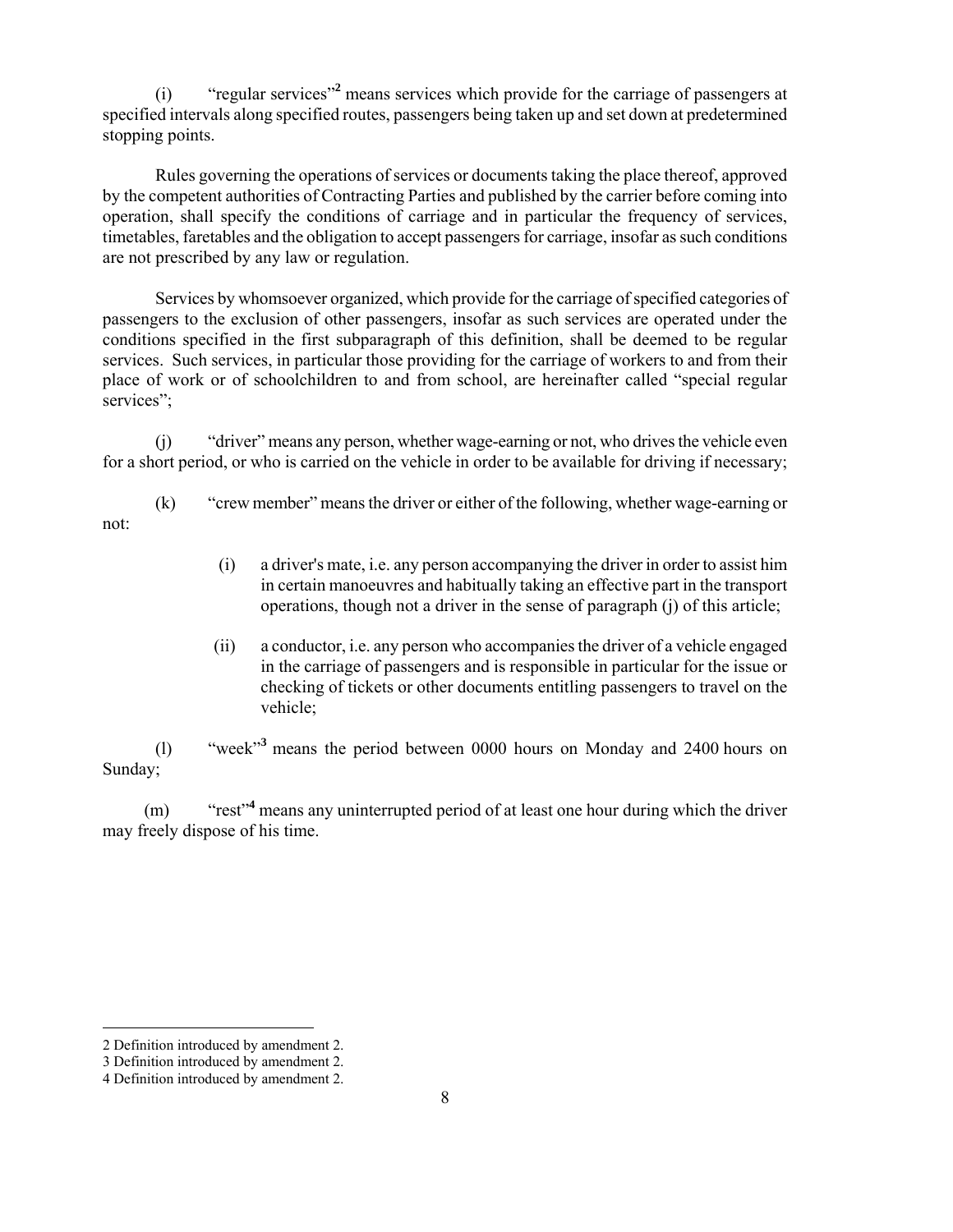(i) "regular services"[2] means services which provide for the carriage of passengers at specified intervals along specified routes, passengers being taken up and set down at predetermined stopping points.

Rules governing the operations of services or documents taking the place thereof, approved by the competent authorities of Contracting Parties and published by the carrier before coming into operation, shall specify the conditions of carriage and in particular the frequency of services, timetables, faretables and the obligation to accept passengers for carriage, insofar as such conditions are not prescribed by any law or regulation.

Services by whomsoever organized, which provide for the carriage of specified categories of passengers to the exclusion of other passengers, insofar as such services are operated under the conditions specified in the first subparagraph of this definition, shall be deemed to be regular services. Such services, in particular those providing for the carriage of workers to and from their place of work or of schoolchildren to and from school, are hereinafter called "special regular services";

(j) "driver" means any person, whether wage-earning or not, who drives the vehicle even for a short period, or who is carried on the vehicle in order to be available for driving if necessary;

(k) "crew member" means the driver or either of the following, whether wage-earning or not:

> (i) a driver's mate, i.e. any person accompanying the driver in order to assist him in certain manoeuvres and habitually taking an effective part in the transport operations, though not a driver in the sense of paragraph (j) of this article;
>
> (ii) a conductor, i.e. any person who accompanies the driver of a vehicle engaged in the carriage of passengers and is responsible in particular for the issue or checking of tickets or other documents entitling passengers to travel on the vehicle;

(l) "week"[3] means the period between 0000 hours on Monday and 2400 hours on Sunday;

(m) "rest"[4] means any uninterrupted period of at least one hour during which the driver may freely dispose of his time.

---

2 Definition introduced by amendment 2.
3 Definition introduced by amendment 2.
4 Definition introduced by amendment 2.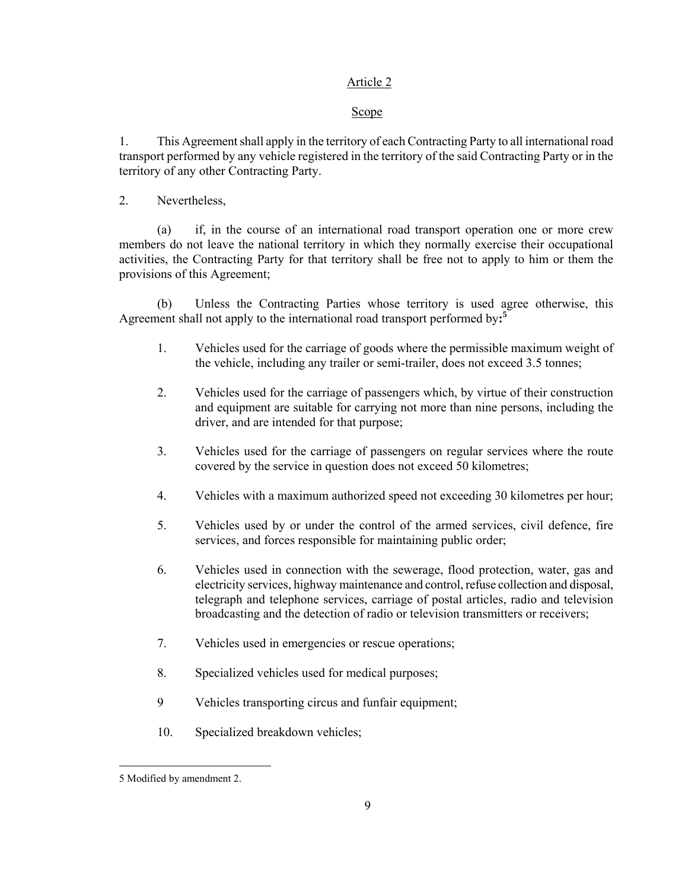## Article 2

### Scope

1. This Agreement shall apply in the territory of each Contracting Party to all international road transport performed by any vehicle registered in the territory of the said Contracting Party or in the territory of any other Contracting Party.

2. Nevertheless,

(a) if, in the course of an international road transport operation one or more crew members do not leave the national territory in which they normally exercise their occupational activities, the Contracting Party for that territory shall be free not to apply to him or them the provisions of this Agreement;

(b) Unless the Contracting Parties whose territory is used agree otherwise, this Agreement shall not apply to the international road transport performed by:[5]

1. Vehicles used for the carriage of goods where the permissible maximum weight of the vehicle, including any trailer or semi-trailer, does not exceed 3.5 tonnes;

2. Vehicles used for the carriage of passengers which, by virtue of their construction and equipment are suitable for carrying not more than nine persons, including the driver, and are intended for that purpose;

3. Vehicles used for the carriage of passengers on regular services where the route covered by the service in question does not exceed 50 kilometres;

4. Vehicles with a maximum authorized speed not exceeding 30 kilometres per hour;

5. Vehicles used by or under the control of the armed services, civil defence, fire services, and forces responsible for maintaining public order;

6. Vehicles used in connection with the sewerage, flood protection, water, gas and electricity services, highway maintenance and control, refuse collection and disposal, telegraph and telephone services, carriage of postal articles, radio and television broadcasting and the detection of radio or television transmitters or receivers;

7. Vehicles used in emergencies or rescue operations;

8. Specialized vehicles used for medical purposes;

9 Vehicles transporting circus and funfair equipment;

10. Specialized breakdown vehicles;

---

5 Modified by amendment 2.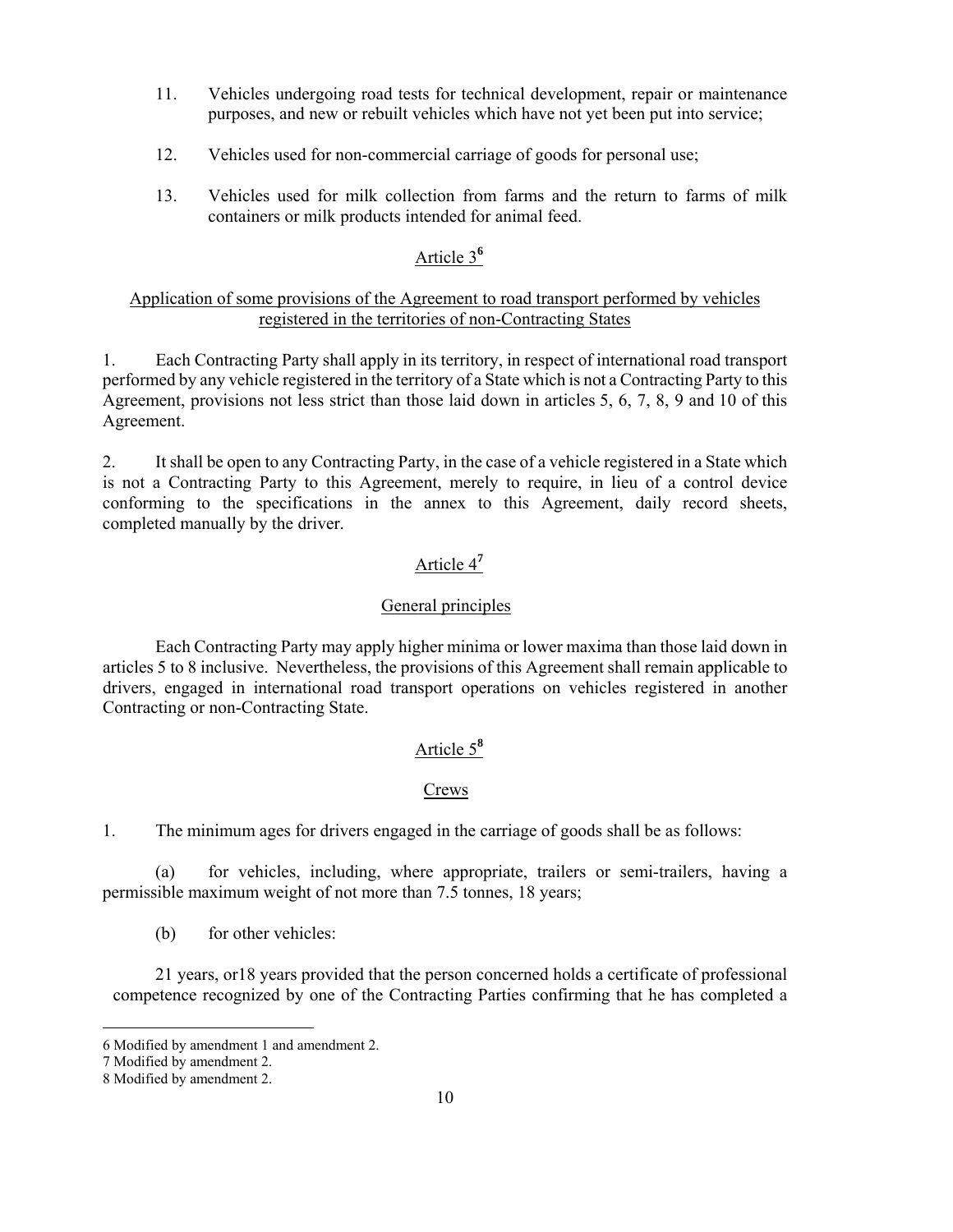11. Vehicles undergoing road tests for technical development, repair or maintenance purposes, and new or rebuilt vehicles which have not yet been put into service;

12. Vehicles used for non-commercial carriage of goods for personal use;

13. Vehicles used for milk collection from farms and the return to farms of milk containers or milk products intended for animal feed.

## Article 3[6]

### Application of some provisions of the Agreement to road transport performed by vehicles registered in the territories of non-Contracting States

1. Each Contracting Party shall apply in its territory, in respect of international road transport performed by any vehicle registered in the territory of a State which is not a Contracting Party to this Agreement, provisions not less strict than those laid down in articles 5, 6, 7, 8, 9 and 10 of this Agreement.

2. It shall be open to any Contracting Party, in the case of a vehicle registered in a State which is not a Contracting Party to this Agreement, merely to require, in lieu of a control device conforming to the specifications in the annex to this Agreement, daily record sheets, completed manually by the driver.

## Article 4[7]

### General principles

Each Contracting Party may apply higher minima or lower maxima than those laid down in articles 5 to 8 inclusive. Nevertheless, the provisions of this Agreement shall remain applicable to drivers, engaged in international road transport operations on vehicles registered in another Contracting or non-Contracting State.

## Article 5[8]

### Crews

1. The minimum ages for drivers engaged in the carriage of goods shall be as follows:

(a) for vehicles, including, where appropriate, trailers or semi-trailers, having a permissible maximum weight of not more than 7.5 tonnes, 18 years;

(b) for other vehicles:

21 years, or18 years provided that the person concerned holds a certificate of professional competence recognized by one of the Contracting Parties confirming that he has completed a

---

6 Modified by amendment 1 and amendment 2.

7 Modified by amendment 2.

8 Modified by amendment 2.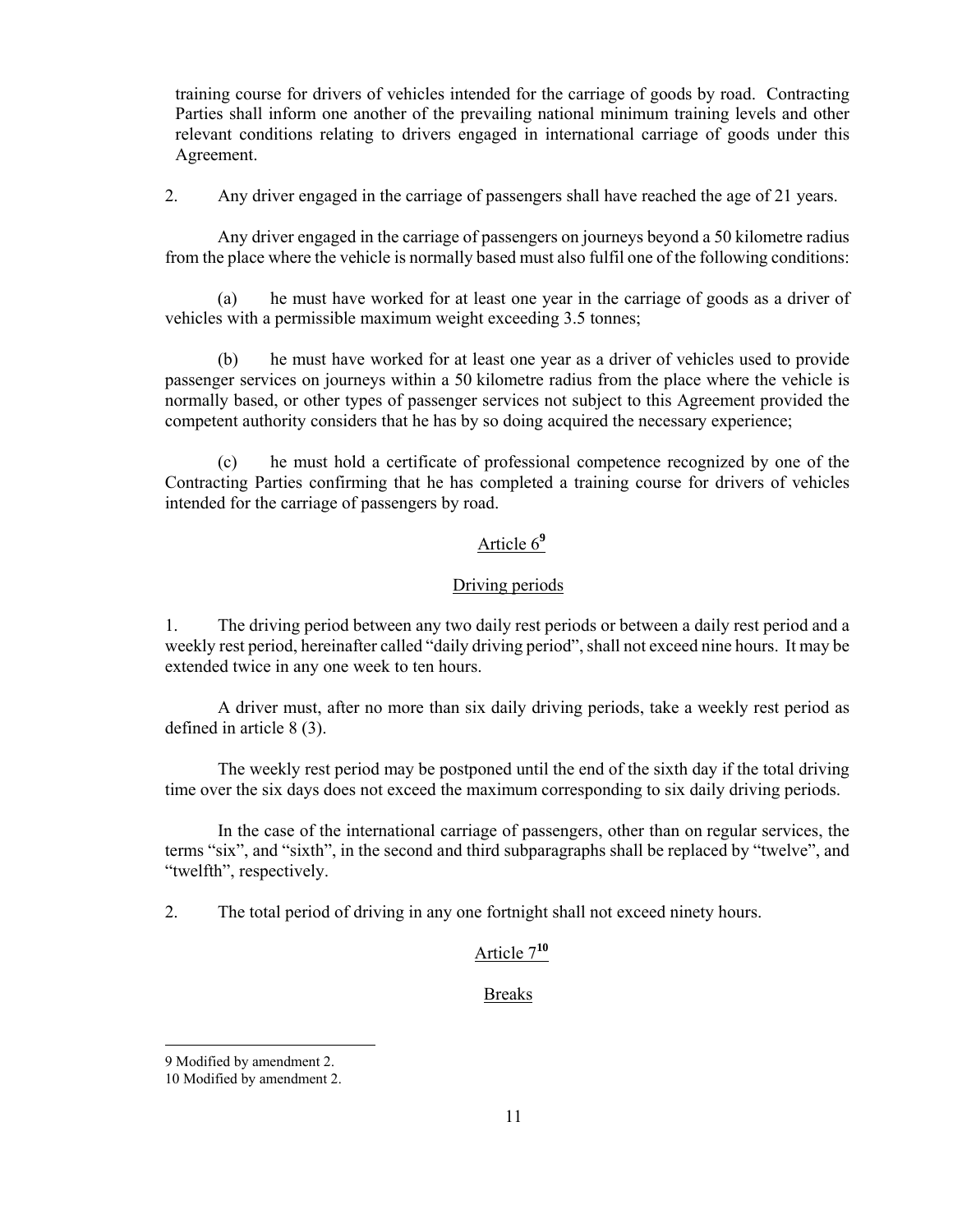training course for drivers of vehicles intended for the carriage of goods by road. Contracting Parties shall inform one another of the prevailing national minimum training levels and other relevant conditions relating to drivers engaged in international carriage of goods under this Agreement.

2. Any driver engaged in the carriage of passengers shall have reached the age of 21 years.

Any driver engaged in the carriage of passengers on journeys beyond a 50 kilometre radius from the place where the vehicle is normally based must also fulfil one of the following conditions:

(a) he must have worked for at least one year in the carriage of goods as a driver of vehicles with a permissible maximum weight exceeding 3.5 tonnes;

(b) he must have worked for at least one year as a driver of vehicles used to provide passenger services on journeys within a 50 kilometre radius from the place where the vehicle is normally based, or other types of passenger services not subject to this Agreement provided the competent authority considers that he has by so doing acquired the necessary experience;

(c) he must hold a certificate of professional competence recognized by one of the Contracting Parties confirming that he has completed a training course for drivers of vehicles intended for the carriage of passengers by road.

## Article 6[9]

### Driving periods

1. The driving period between any two daily rest periods or between a daily rest period and a weekly rest period, hereinafter called "daily driving period", shall not exceed nine hours. It may be extended twice in any one week to ten hours.

A driver must, after no more than six daily driving periods, take a weekly rest period as defined in article 8 (3).

The weekly rest period may be postponed until the end of the sixth day if the total driving time over the six days does not exceed the maximum corresponding to six daily driving periods.

In the case of the international carriage of passengers, other than on regular services, the terms "six", and "sixth", in the second and third subparagraphs shall be replaced by "twelve", and "twelfth", respectively.

2. The total period of driving in any one fortnight shall not exceed ninety hours.

## Article 7[10]

### Breaks

---

9 Modified by amendment 2.

10 Modified by amendment 2.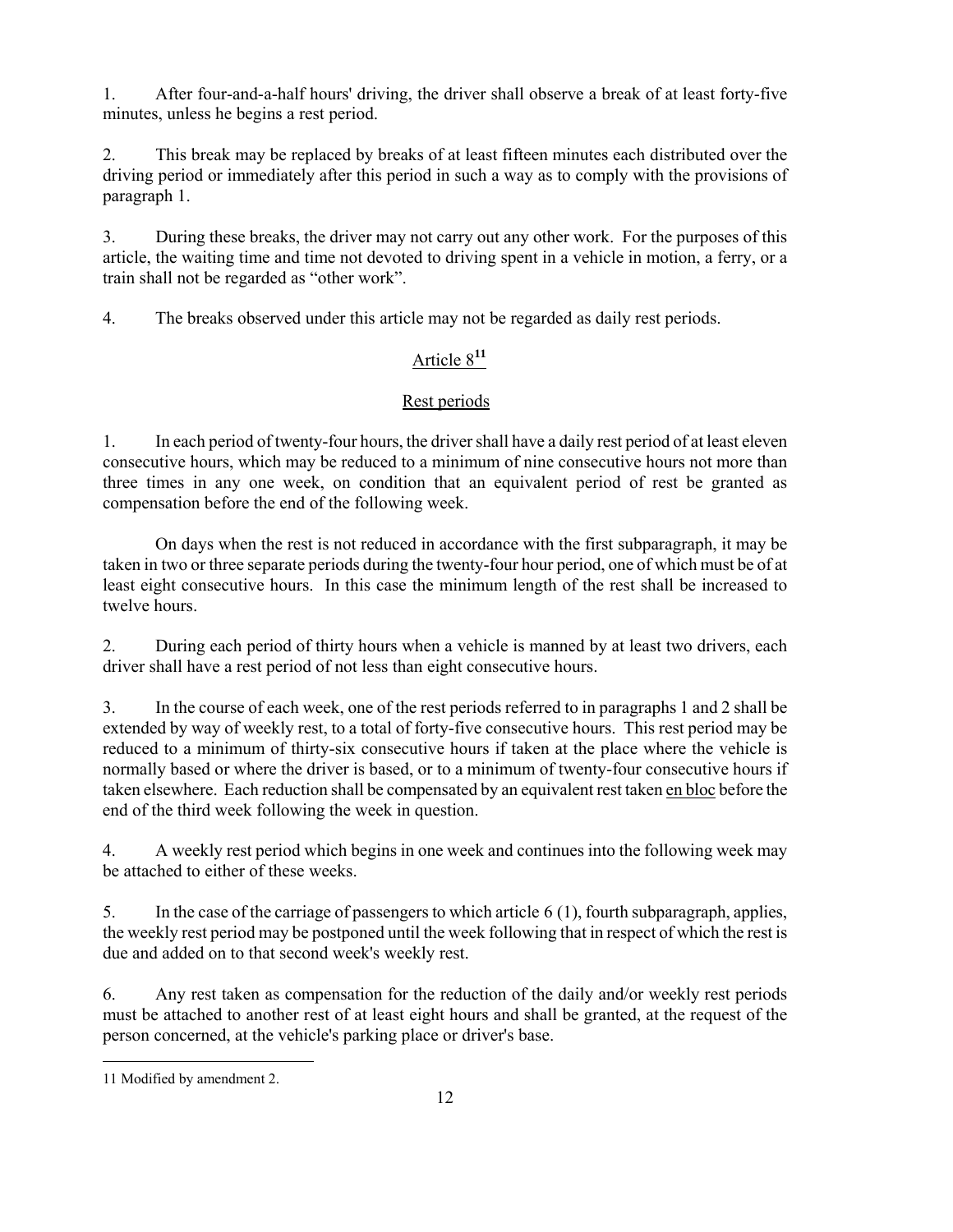1. After four-and-a-half hours' driving, the driver shall observe a break of at least forty-five minutes, unless he begins a rest period.

2. This break may be replaced by breaks of at least fifteen minutes each distributed over the driving period or immediately after this period in such a way as to comply with the provisions of paragraph 1.

3. During these breaks, the driver may not carry out any other work. For the purposes of this article, the waiting time and time not devoted to driving spent in a vehicle in motion, a ferry, or a train shall not be regarded as "other work".

4. The breaks observed under this article may not be regarded as daily rest periods.

## Article 8[11]

### Rest periods

1. In each period of twenty-four hours, the driver shall have a daily rest period of at least eleven consecutive hours, which may be reduced to a minimum of nine consecutive hours not more than three times in any one week, on condition that an equivalent period of rest be granted as compensation before the end of the following week.

On days when the rest is not reduced in accordance with the first subparagraph, it may be taken in two or three separate periods during the twenty-four hour period, one of which must be of at least eight consecutive hours. In this case the minimum length of the rest shall be increased to twelve hours.

2. During each period of thirty hours when a vehicle is manned by at least two drivers, each driver shall have a rest period of not less than eight consecutive hours.

3. In the course of each week, one of the rest periods referred to in paragraphs 1 and 2 shall be extended by way of weekly rest, to a total of forty-five consecutive hours. This rest period may be reduced to a minimum of thirty-six consecutive hours if taken at the place where the vehicle is normally based or where the driver is based, or to a minimum of twenty-four consecutive hours if taken elsewhere. Each reduction shall be compensated by an equivalent rest taken en bloc before the end of the third week following the week in question.

4. A weekly rest period which begins in one week and continues into the following week may be attached to either of these weeks.

5. In the case of the carriage of passengers to which article 6 (1), fourth subparagraph, applies, the weekly rest period may be postponed until the week following that in respect of which the rest is due and added on to that second week's weekly rest.

6. Any rest taken as compensation for the reduction of the daily and/or weekly rest periods must be attached to another rest of at least eight hours and shall be granted, at the request of the person concerned, at the vehicle's parking place or driver's base.

11 Modified by amendment 2.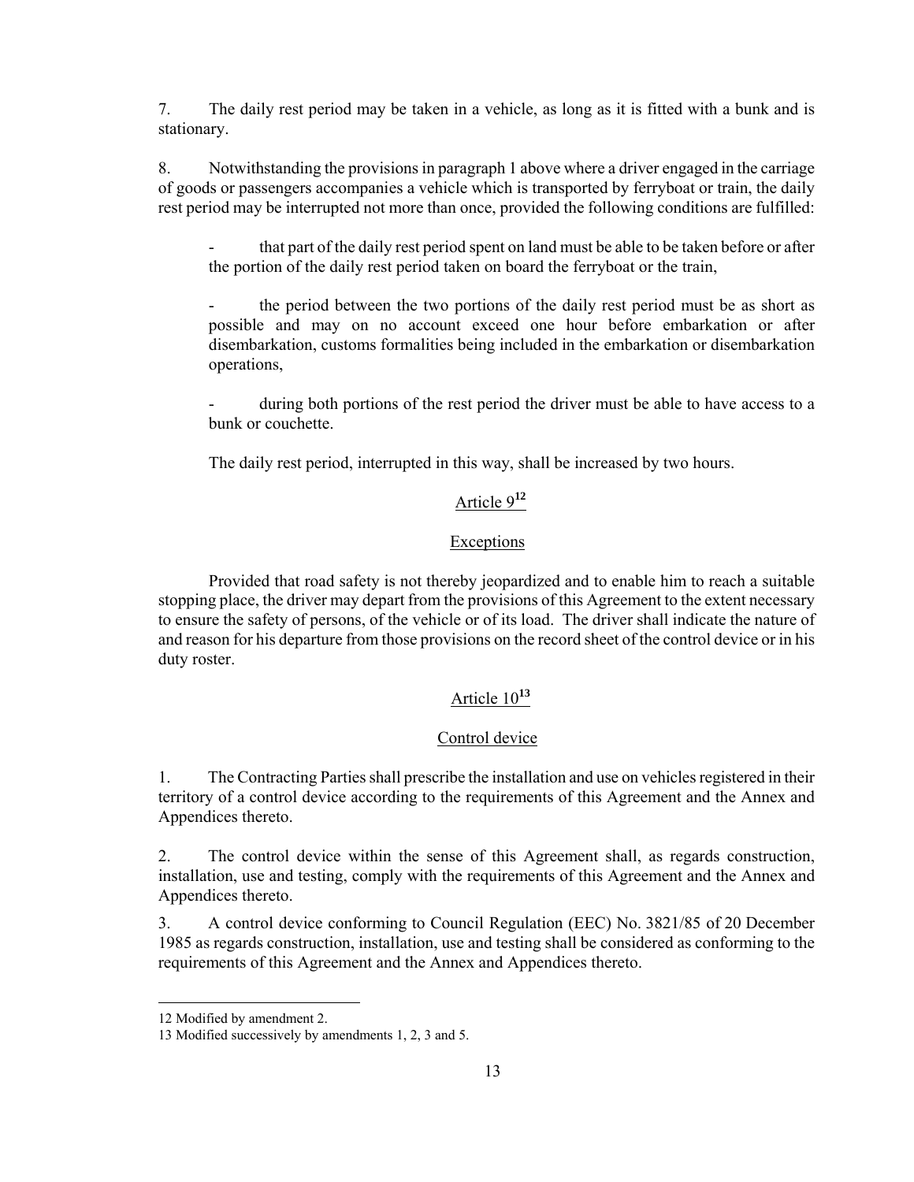7. The daily rest period may be taken in a vehicle, as long as it is fitted with a bunk and is stationary.

8. Notwithstanding the provisions in paragraph 1 above where a driver engaged in the carriage of goods or passengers accompanies a vehicle which is transported by ferryboat or train, the daily rest period may be interrupted not more than once, provided the following conditions are fulfilled:

- that part of the daily rest period spent on land must be able to be taken before or after the portion of the daily rest period taken on board the ferryboat or the train,

- the period between the two portions of the daily rest period must be as short as possible and may on no account exceed one hour before embarkation or after disembarkation, customs formalities being included in the embarkation or disembarkation operations,

- during both portions of the rest period the driver must be able to have access to a bunk or couchette.

The daily rest period, interrupted in this way, shall be increased by two hours.

## Article 9[12]

### Exceptions

Provided that road safety is not thereby jeopardized and to enable him to reach a suitable stopping place, the driver may depart from the provisions of this Agreement to the extent necessary to ensure the safety of persons, of the vehicle or of its load. The driver shall indicate the nature of and reason for his departure from those provisions on the record sheet of the control device or in his duty roster.

## Article 10[13]

### Control device

1. The Contracting Parties shall prescribe the installation and use on vehicles registered in their territory of a control device according to the requirements of this Agreement and the Annex and Appendices thereto.

2. The control device within the sense of this Agreement shall, as regards construction, installation, use and testing, comply with the requirements of this Agreement and the Annex and Appendices thereto.

3. A control device conforming to Council Regulation (EEC) No. 3821/85 of 20 December 1985 as regards construction, installation, use and testing shall be considered as conforming to the requirements of this Agreement and the Annex and Appendices thereto.

---

12 Modified by amendment 2.

13 Modified successively by amendments 1, 2, 3 and 5.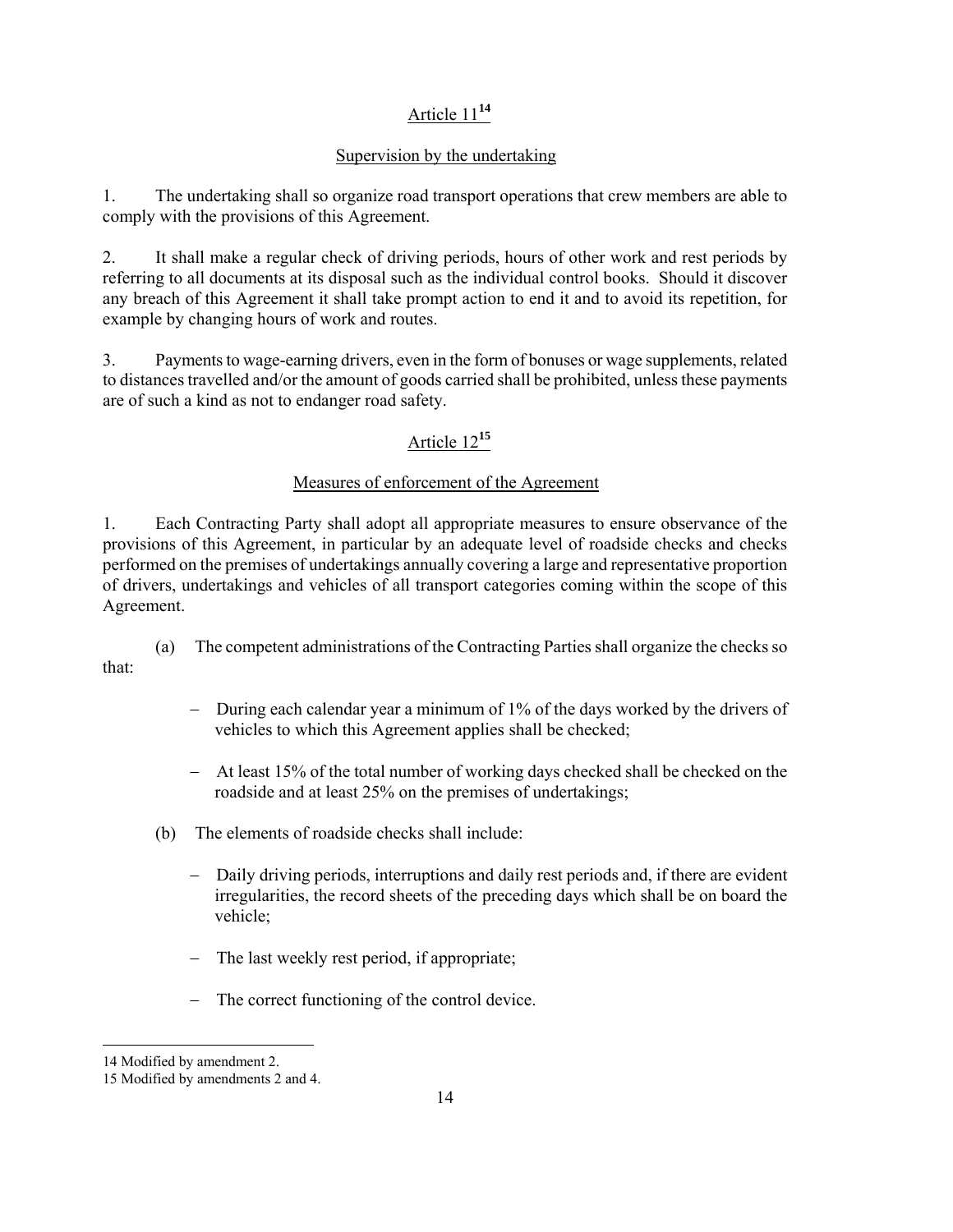## Article 11[14]

### Supervision by the undertaking

1. The undertaking shall so organize road transport operations that crew members are able to comply with the provisions of this Agreement.

2. It shall make a regular check of driving periods, hours of other work and rest periods by referring to all documents at its disposal such as the individual control books. Should it discover any breach of this Agreement it shall take prompt action to end it and to avoid its repetition, for example by changing hours of work and routes.

3. Payments to wage-earning drivers, even in the form of bonuses or wage supplements, related to distances travelled and/or the amount of goods carried shall be prohibited, unless these payments are of such a kind as not to endanger road safety.

## Article 12[15]

### Measures of enforcement of the Agreement

1. Each Contracting Party shall adopt all appropriate measures to ensure observance of the provisions of this Agreement, in particular by an adequate level of roadside checks and checks performed on the premises of undertakings annually covering a large and representative proportion of drivers, undertakings and vehicles of all transport categories coming within the scope of this Agreement.

(a) The competent administrations of the Contracting Parties shall organize the checks so that:

- During each calendar year a minimum of 1% of the days worked by the drivers of vehicles to which this Agreement applies shall be checked;
- At least 15% of the total number of working days checked shall be checked on the roadside and at least 25% on the premises of undertakings;

(b) The elements of roadside checks shall include:

- Daily driving periods, interruptions and daily rest periods and, if there are evident irregularities, the record sheets of the preceding days which shall be on board the vehicle;
- The last weekly rest period, if appropriate;
- The correct functioning of the control device.

---

14 Modified by amendment 2.

15 Modified by amendments 2 and 4.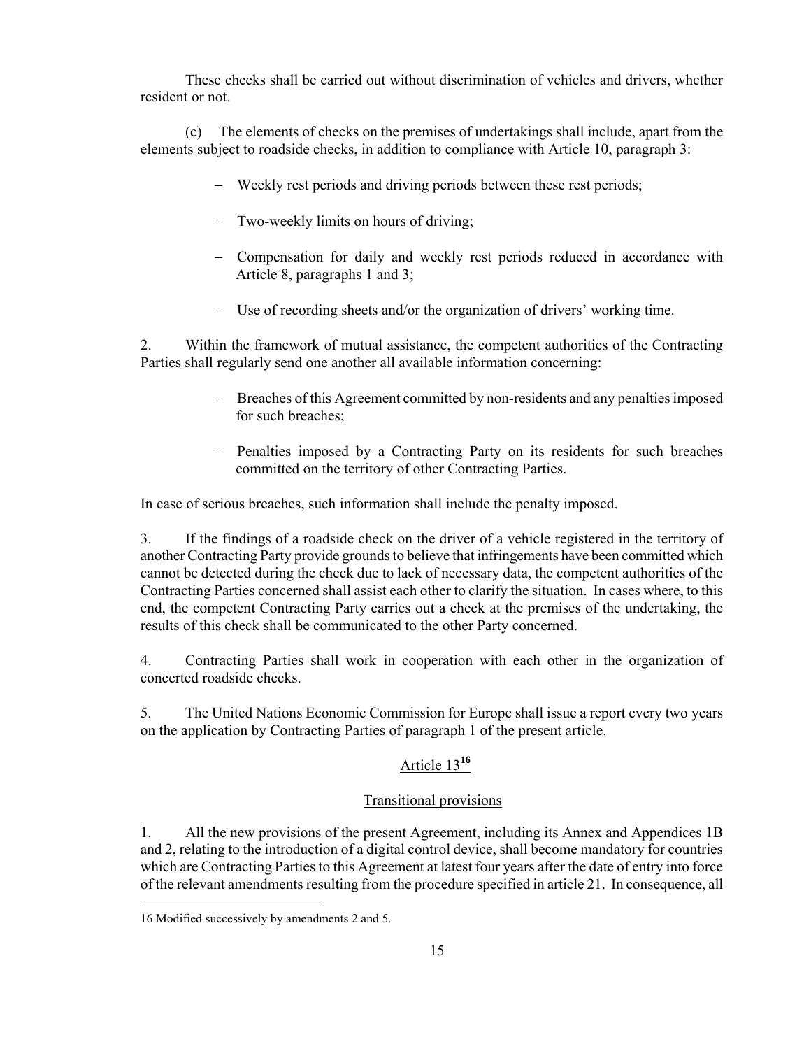These checks shall be carried out without discrimination of vehicles and drivers, whether resident or not.

(c) The elements of checks on the premises of undertakings shall include, apart from the elements subject to roadside checks, in addition to compliance with Article 10, paragraph 3:

- Weekly rest periods and driving periods between these rest periods;
- Two-weekly limits on hours of driving;
- Compensation for daily and weekly rest periods reduced in accordance with Article 8, paragraphs 1 and 3;
- Use of recording sheets and/or the organization of drivers' working time.

2. Within the framework of mutual assistance, the competent authorities of the Contracting Parties shall regularly send one another all available information concerning:

- Breaches of this Agreement committed by non-residents and any penalties imposed for such breaches;
- Penalties imposed by a Contracting Party on its residents for such breaches committed on the territory of other Contracting Parties.

In case of serious breaches, such information shall include the penalty imposed.

3. If the findings of a roadside check on the driver of a vehicle registered in the territory of another Contracting Party provide grounds to believe that infringements have been committed which cannot be detected during the check due to lack of necessary data, the competent authorities of the Contracting Parties concerned shall assist each other to clarify the situation. In cases where, to this end, the competent Contracting Party carries out a check at the premises of the undertaking, the results of this check shall be communicated to the other Party concerned.

4. Contracting Parties shall work in cooperation with each other in the organization of concerted roadside checks.

5. The United Nations Economic Commission for Europe shall issue a report every two years on the application by Contracting Parties of paragraph 1 of the present article.

## Article 13[16]

### Transitional provisions

1. All the new provisions of the present Agreement, including its Annex and Appendices 1B and 2, relating to the introduction of a digital control device, shall become mandatory for countries which are Contracting Parties to this Agreement at latest four years after the date of entry into force of the relevant amendments resulting from the procedure specified in article 21. In consequence, all

16 Modified successively by amendments 2 and 5.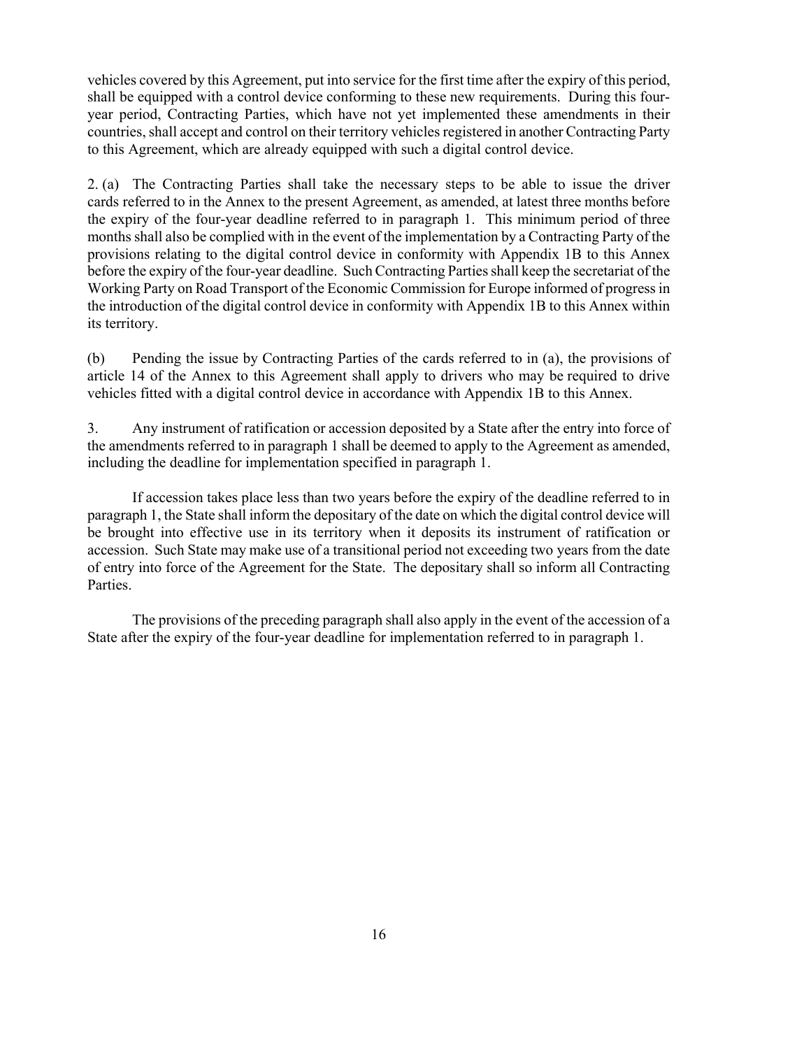vehicles covered by this Agreement, put into service for the first time after the expiry of this period, shall be equipped with a control device conforming to these new requirements. During this four-year period, Contracting Parties, which have not yet implemented these amendments in their countries, shall accept and control on their territory vehicles registered in another Contracting Party to this Agreement, which are already equipped with such a digital control device.

2. (a) The Contracting Parties shall take the necessary steps to be able to issue the driver cards referred to in the Annex to the present Agreement, as amended, at latest three months before the expiry of the four-year deadline referred to in paragraph 1. This minimum period of three months shall also be complied with in the event of the implementation by a Contracting Party of the provisions relating to the digital control device in conformity with Appendix 1B to this Annex before the expiry of the four-year deadline. Such Contracting Parties shall keep the secretariat of the Working Party on Road Transport of the Economic Commission for Europe informed of progress in the introduction of the digital control device in conformity with Appendix 1B to this Annex within its territory.

(b) Pending the issue by Contracting Parties of the cards referred to in (a), the provisions of article 14 of the Annex to this Agreement shall apply to drivers who may be required to drive vehicles fitted with a digital control device in accordance with Appendix 1B to this Annex.

3. Any instrument of ratification or accession deposited by a State after the entry into force of the amendments referred to in paragraph 1 shall be deemed to apply to the Agreement as amended, including the deadline for implementation specified in paragraph 1.

If accession takes place less than two years before the expiry of the deadline referred to in paragraph 1, the State shall inform the depositary of the date on which the digital control device will be brought into effective use in its territory when it deposits its instrument of ratification or accession. Such State may make use of a transitional period not exceeding two years from the date of entry into force of the Agreement for the State. The depositary shall so inform all Contracting Parties.

The provisions of the preceding paragraph shall also apply in the event of the accession of a State after the expiry of the four-year deadline for implementation referred to in paragraph 1.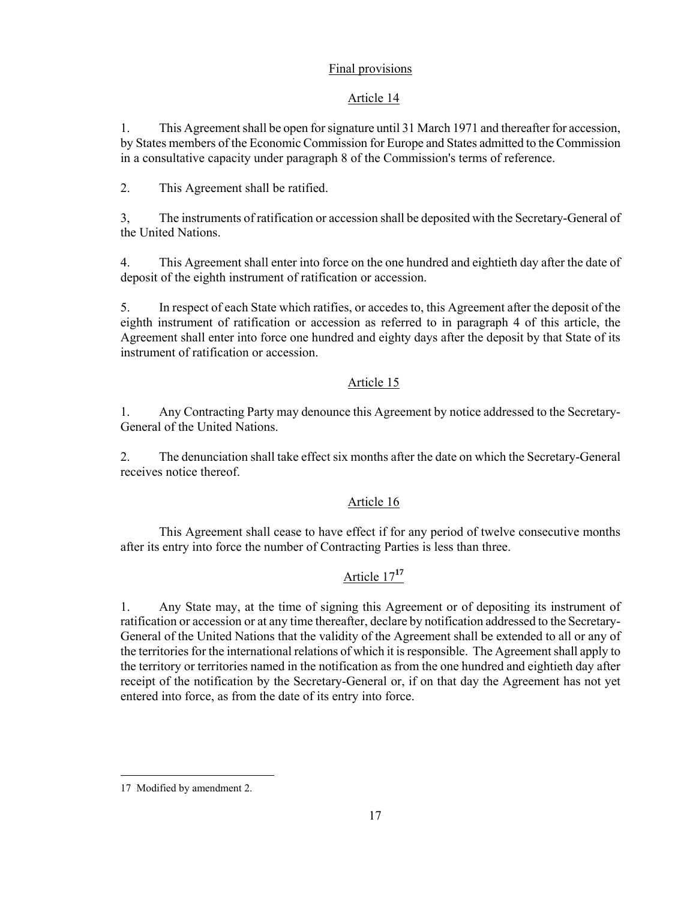## Final provisions

### Article 14

1. This Agreement shall be open for signature until 31 March 1971 and thereafter for accession, by States members of the Economic Commission for Europe and States admitted to the Commission in a consultative capacity under paragraph 8 of the Commission's terms of reference.

2. This Agreement shall be ratified.

3, The instruments of ratification or accession shall be deposited with the Secretary-General of the United Nations.

4. This Agreement shall enter into force on the one hundred and eightieth day after the date of deposit of the eighth instrument of ratification or accession.

5. In respect of each State which ratifies, or accedes to, this Agreement after the deposit of the eighth instrument of ratification or accession as referred to in paragraph 4 of this article, the Agreement shall enter into force one hundred and eighty days after the deposit by that State of its instrument of ratification or accession.

### Article 15

1. Any Contracting Party may denounce this Agreement by notice addressed to the Secretary-General of the United Nations.

2. The denunciation shall take effect six months after the date on which the Secretary-General receives notice thereof.

### Article 16

This Agreement shall cease to have effect if for any period of twelve consecutive months after its entry into force the number of Contracting Parties is less than three.

### Article 17[17]

1. Any State may, at the time of signing this Agreement or of depositing its instrument of ratification or accession or at any time thereafter, declare by notification addressed to the Secretary-General of the United Nations that the validity of the Agreement shall be extended to all or any of the territories for the international relations of which it is responsible. The Agreement shall apply to the territory or territories named in the notification as from the one hundred and eightieth day after receipt of the notification by the Secretary-General or, if on that day the Agreement has not yet entered into force, as from the date of its entry into force.

---

17 Modified by amendment 2.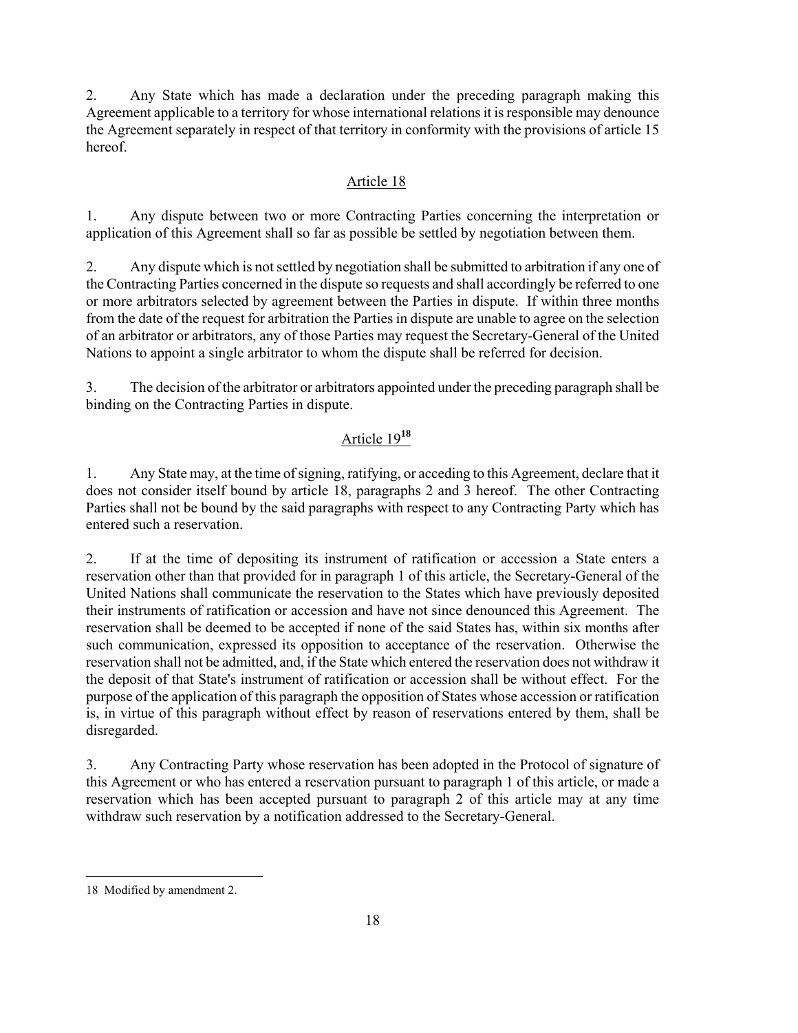2. Any State which has made a declaration under the preceding paragraph making this Agreement applicable to a territory for whose international relations it is responsible may denounce the Agreement separately in respect of that territory in conformity with the provisions of article 15 hereof.

## Article 18

1. Any dispute between two or more Contracting Parties concerning the interpretation or application of this Agreement shall so far as possible be settled by negotiation between them.

2. Any dispute which is not settled by negotiation shall be submitted to arbitration if any one of the Contracting Parties concerned in the dispute so requests and shall accordingly be referred to one or more arbitrators selected by agreement between the Parties in dispute. If within three months from the date of the request for arbitration the Parties in dispute are unable to agree on the selection of an arbitrator or arbitrators, any of those Parties may request the Secretary-General of the United Nations to appoint a single arbitrator to whom the dispute shall be referred for decision.

3. The decision of the arbitrator or arbitrators appointed under the preceding paragraph shall be binding on the Contracting Parties in dispute.

## Article 19[18]

1. Any State may, at the time of signing, ratifying, or acceding to this Agreement, declare that it does not consider itself bound by article 18, paragraphs 2 and 3 hereof. The other Contracting Parties shall not be bound by the said paragraphs with respect to any Contracting Party which has entered such a reservation.

2. If at the time of depositing its instrument of ratification or accession a State enters a reservation other than that provided for in paragraph 1 of this article, the Secretary-General of the United Nations shall communicate the reservation to the States which have previously deposited their instruments of ratification or accession and have not since denounced this Agreement. The reservation shall be deemed to be accepted if none of the said States has, within six months after such communication, expressed its opposition to acceptance of the reservation. Otherwise the reservation shall not be admitted, and, if the State which entered the reservation does not withdraw it the deposit of that State's instrument of ratification or accession shall be without effect. For the purpose of the application of this paragraph the opposition of States whose accession or ratification is, in virtue of this paragraph without effect by reason of reservations entered by them, shall be disregarded.

3. Any Contracting Party whose reservation has been adopted in the Protocol of signature of this Agreement or who has entered a reservation pursuant to paragraph 1 of this article, or made a reservation which has been accepted pursuant to paragraph 2 of this article may at any time withdraw such reservation by a notification addressed to the Secretary-General.

---

18 Modified by amendment 2.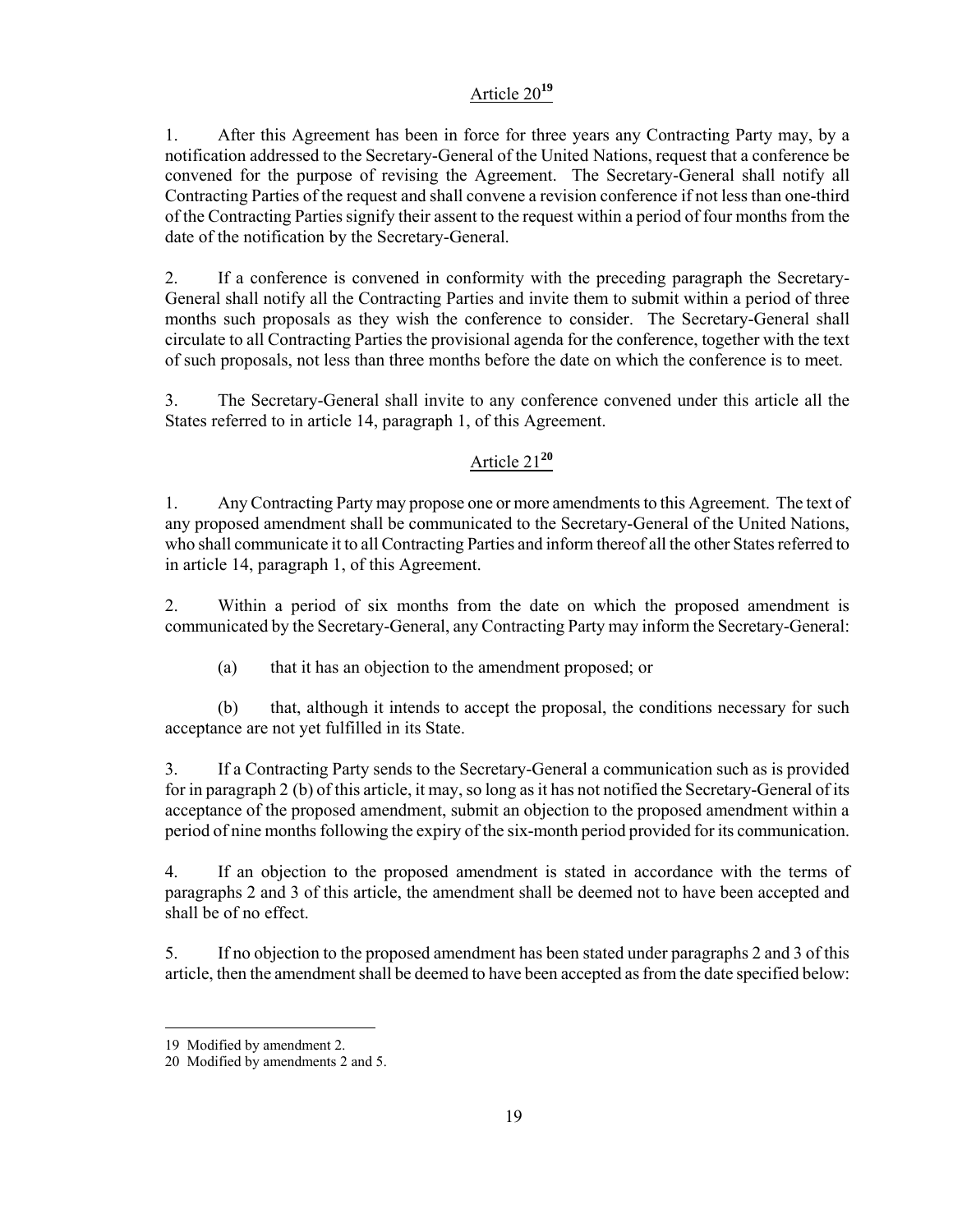## Article 20[19]

1. After this Agreement has been in force for three years any Contracting Party may, by a notification addressed to the Secretary-General of the United Nations, request that a conference be convened for the purpose of revising the Agreement. The Secretary-General shall notify all Contracting Parties of the request and shall convene a revision conference if not less than one-third of the Contracting Parties signify their assent to the request within a period of four months from the date of the notification by the Secretary-General.

2. If a conference is convened in conformity with the preceding paragraph the Secretary-General shall notify all the Contracting Parties and invite them to submit within a period of three months such proposals as they wish the conference to consider. The Secretary-General shall circulate to all Contracting Parties the provisional agenda for the conference, together with the text of such proposals, not less than three months before the date on which the conference is to meet.

3. The Secretary-General shall invite to any conference convened under this article all the States referred to in article 14, paragraph 1, of this Agreement.

## Article 21[20]

1. Any Contracting Party may propose one or more amendments to this Agreement. The text of any proposed amendment shall be communicated to the Secretary-General of the United Nations, who shall communicate it to all Contracting Parties and inform thereof all the other States referred to in article 14, paragraph 1, of this Agreement.

2. Within a period of six months from the date on which the proposed amendment is communicated by the Secretary-General, any Contracting Party may inform the Secretary-General:

(a) that it has an objection to the amendment proposed; or

(b) that, although it intends to accept the proposal, the conditions necessary for such acceptance are not yet fulfilled in its State.

3. If a Contracting Party sends to the Secretary-General a communication such as is provided for in paragraph 2 (b) of this article, it may, so long as it has not notified the Secretary-General of its acceptance of the proposed amendment, submit an objection to the proposed amendment within a period of nine months following the expiry of the six-month period provided for its communication.

4. If an objection to the proposed amendment is stated in accordance with the terms of paragraphs 2 and 3 of this article, the amendment shall be deemed not to have been accepted and shall be of no effect.

5. If no objection to the proposed amendment has been stated under paragraphs 2 and 3 of this article, then the amendment shall be deemed to have been accepted as from the date specified below:

---

19 Modified by amendment 2.

20 Modified by amendments 2 and 5.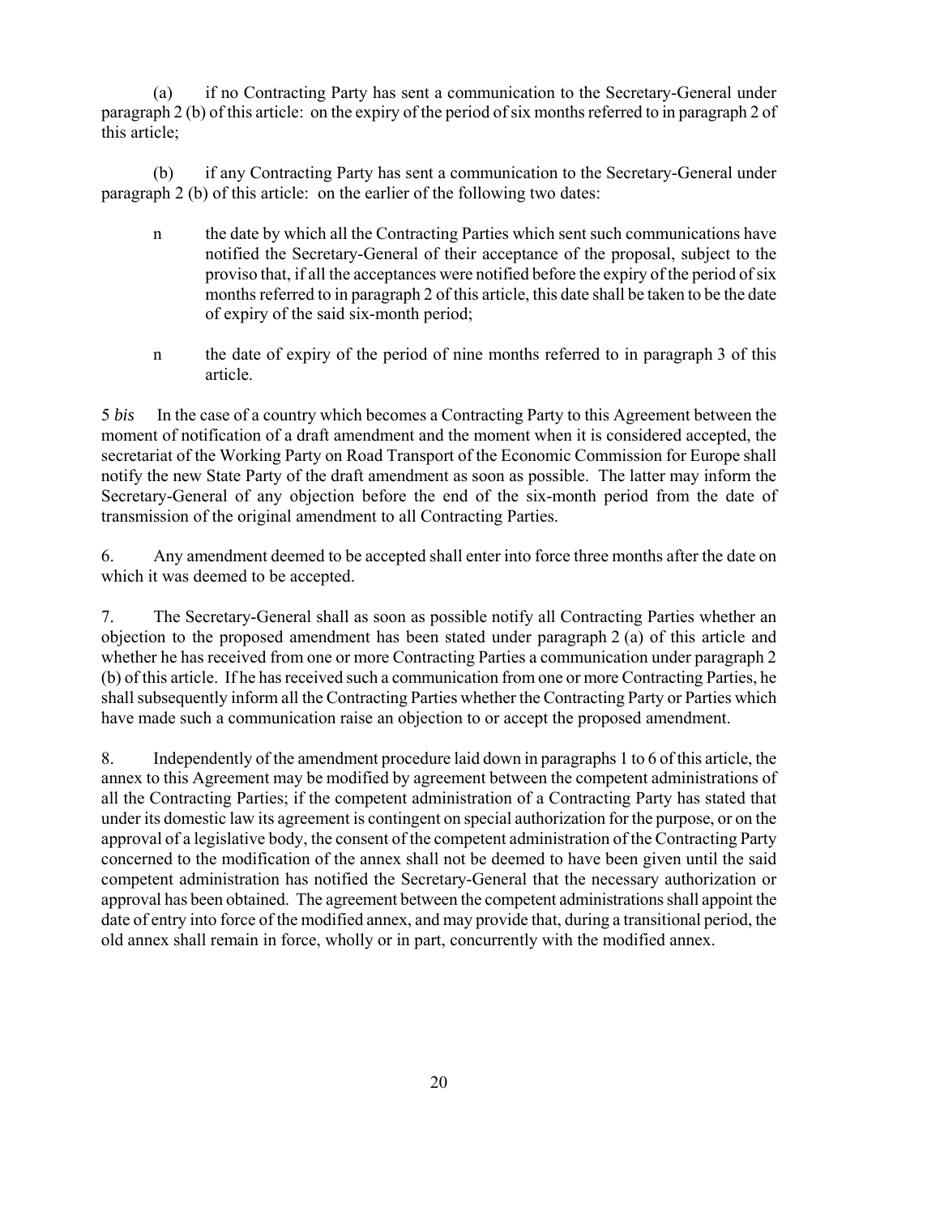(a) if no Contracting Party has sent a communication to the Secretary-General under paragraph 2 (b) of this article: on the expiry of the period of six months referred to in paragraph 2 of this article;

(b) if any Contracting Party has sent a communication to the Secretary-General under paragraph 2 (b) of this article: on the earlier of the following two dates:

- the date by which all the Contracting Parties which sent such communications have notified the Secretary-General of their acceptance of the proposal, subject to the proviso that, if all the acceptances were notified before the expiry of the period of six months referred to in paragraph 2 of this article, this date shall be taken to be the date of expiry of the said six-month period;

- the date of expiry of the period of nine months referred to in paragraph 3 of this article.

5 *bis* In the case of a country which becomes a Contracting Party to this Agreement between the moment of notification of a draft amendment and the moment when it is considered accepted, the secretariat of the Working Party on Road Transport of the Economic Commission for Europe shall notify the new State Party of the draft amendment as soon as possible. The latter may inform the Secretary-General of any objection before the end of the six-month period from the date of transmission of the original amendment to all Contracting Parties.

6. Any amendment deemed to be accepted shall enter into force three months after the date on which it was deemed to be accepted.

7. The Secretary-General shall as soon as possible notify all Contracting Parties whether an objection to the proposed amendment has been stated under paragraph 2 (a) of this article and whether he has received from one or more Contracting Parties a communication under paragraph 2 (b) of this article. If he has received such a communication from one or more Contracting Parties, he shall subsequently inform all the Contracting Parties whether the Contracting Party or Parties which have made such a communication raise an objection to or accept the proposed amendment.

8. Independently of the amendment procedure laid down in paragraphs 1 to 6 of this article, the annex to this Agreement may be modified by agreement between the competent administrations of all the Contracting Parties; if the competent administration of a Contracting Party has stated that under its domestic law its agreement is contingent on special authorization for the purpose, or on the approval of a legislative body, the consent of the competent administration of the Contracting Party concerned to the modification of the annex shall not be deemed to have been given until the said competent administration has notified the Secretary-General that the necessary authorization or approval has been obtained. The agreement between the competent administrations shall appoint the date of entry into force of the modified annex, and may provide that, during a transitional period, the old annex shall remain in force, wholly or in part, concurrently with the modified annex.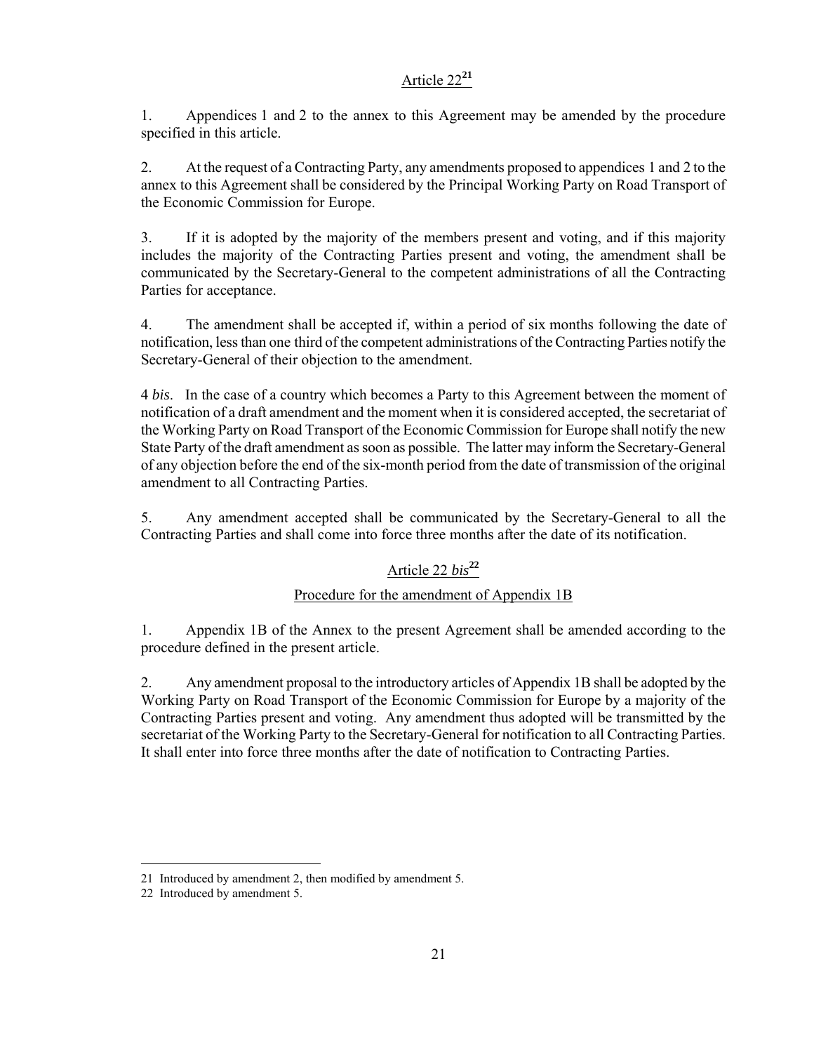## Article 22[21]

1. Appendices 1 and 2 to the annex to this Agreement may be amended by the procedure specified in this article.

2. At the request of a Contracting Party, any amendments proposed to appendices 1 and 2 to the annex to this Agreement shall be considered by the Principal Working Party on Road Transport of the Economic Commission for Europe.

3. If it is adopted by the majority of the members present and voting, and if this majority includes the majority of the Contracting Parties present and voting, the amendment shall be communicated by the Secretary-General to the competent administrations of all the Contracting Parties for acceptance.

4. The amendment shall be accepted if, within a period of six months following the date of notification, less than one third of the competent administrations of the Contracting Parties notify the Secretary-General of their objection to the amendment.

4 *bis*. In the case of a country which becomes a Party to this Agreement between the moment of notification of a draft amendment and the moment when it is considered accepted, the secretariat of the Working Party on Road Transport of the Economic Commission for Europe shall notify the new State Party of the draft amendment as soon as possible. The latter may inform the Secretary-General of any objection before the end of the six-month period from the date of transmission of the original amendment to all Contracting Parties.

5. Any amendment accepted shall be communicated by the Secretary-General to all the Contracting Parties and shall come into force three months after the date of its notification.

## Article 22 *bis*[22]

### Procedure for the amendment of Appendix 1B

1. Appendix 1B of the Annex to the present Agreement shall be amended according to the procedure defined in the present article.

2. Any amendment proposal to the introductory articles of Appendix 1B shall be adopted by the Working Party on Road Transport of the Economic Commission for Europe by a majority of the Contracting Parties present and voting. Any amendment thus adopted will be transmitted by the secretariat of the Working Party to the Secretary-General for notification to all Contracting Parties. It shall enter into force three months after the date of notification to Contracting Parties.

---

21 Introduced by amendment 2, then modified by amendment 5.

22 Introduced by amendment 5.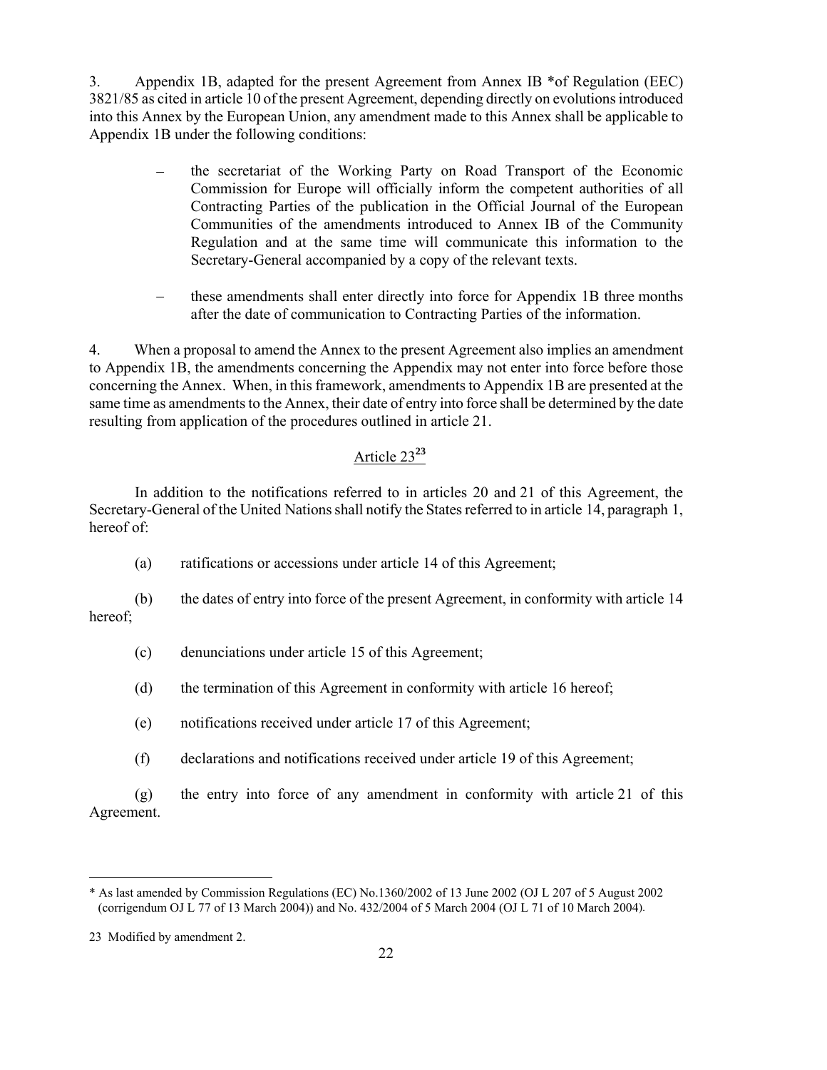3. Appendix 1B, adapted for the present Agreement from Annex IB *of Regulation (EEC) 3821/85 as cited in article 10 of the present Agreement, depending directly on evolutions introduced into this Annex by the European Union, any amendment made to this Annex shall be applicable to Appendix 1B under the following conditions:

- the secretariat of the Working Party on Road Transport of the Economic Commission for Europe will officially inform the competent authorities of all Contracting Parties of the publication in the Official Journal of the European Communities of the amendments introduced to Annex IB of the Community Regulation and at the same time will communicate this information to the Secretary-General accompanied by a copy of the relevant texts.

- these amendments shall enter directly into force for Appendix 1B three months after the date of communication to Contracting Parties of the information.

4. When a proposal to amend the Annex to the present Agreement also implies an amendment to Appendix 1B, the amendments concerning the Appendix may not enter into force before those concerning the Annex. When, in this framework, amendments to Appendix 1B are presented at the same time as amendments to the Annex, their date of entry into force shall be determined by the date resulting from application of the procedures outlined in article 21.

## Article 23[23]

In addition to the notifications referred to in articles 20 and 21 of this Agreement, the Secretary-General of the United Nations shall notify the States referred to in article 14, paragraph 1, hereof of:

(a) ratifications or accessions under article 14 of this Agreement;

(b) the dates of entry into force of the present Agreement, in conformity with article 14 hereof;

(c) denunciations under article 15 of this Agreement;

(d) the termination of this Agreement in conformity with article 16 hereof;

(e) notifications received under article 17 of this Agreement;

(f) declarations and notifications received under article 19 of this Agreement;

(g) the entry into force of any amendment in conformity with article 21 of this Agreement.

---

* As last amended by Commission Regulations (EC) No.1360/2002 of 13 June 2002 (OJ L 207 of 5 August 2002 (corrigendum OJ L 77 of 13 March 2004)) and No. 432/2004 of 5 March 2004 (OJ L 71 of 10 March 2004).

23 Modified by amendment 2.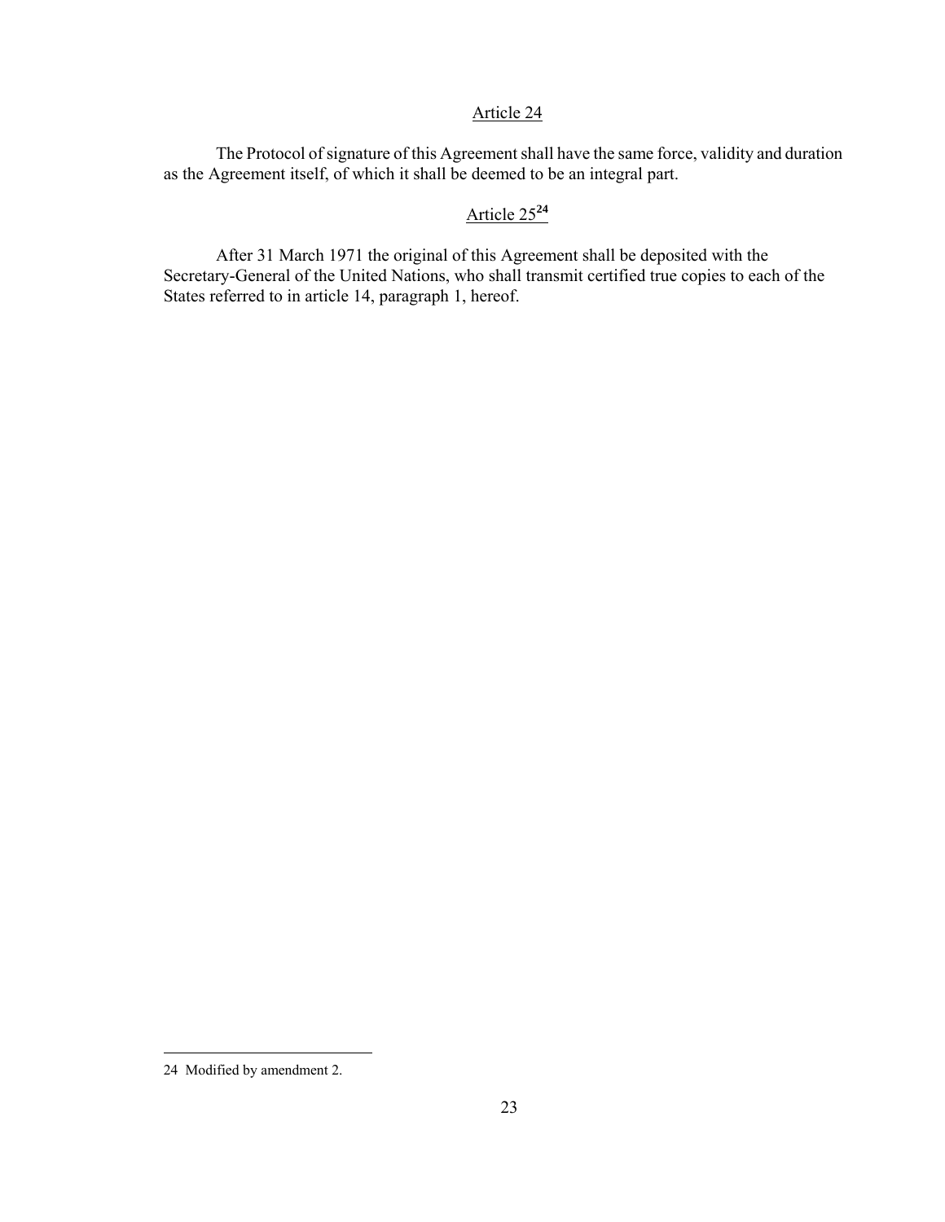## Article 24

The Protocol of signature of this Agreement shall have the same force, validity and duration as the Agreement itself, of which it shall be deemed to be an integral part.

## Article 25[24]

After 31 March 1971 the original of this Agreement shall be deposited with the Secretary-General of the United Nations, who shall transmit certified true copies to each of the States referred to in article 14, paragraph 1, hereof.

---

[24] Modified by amendment 2.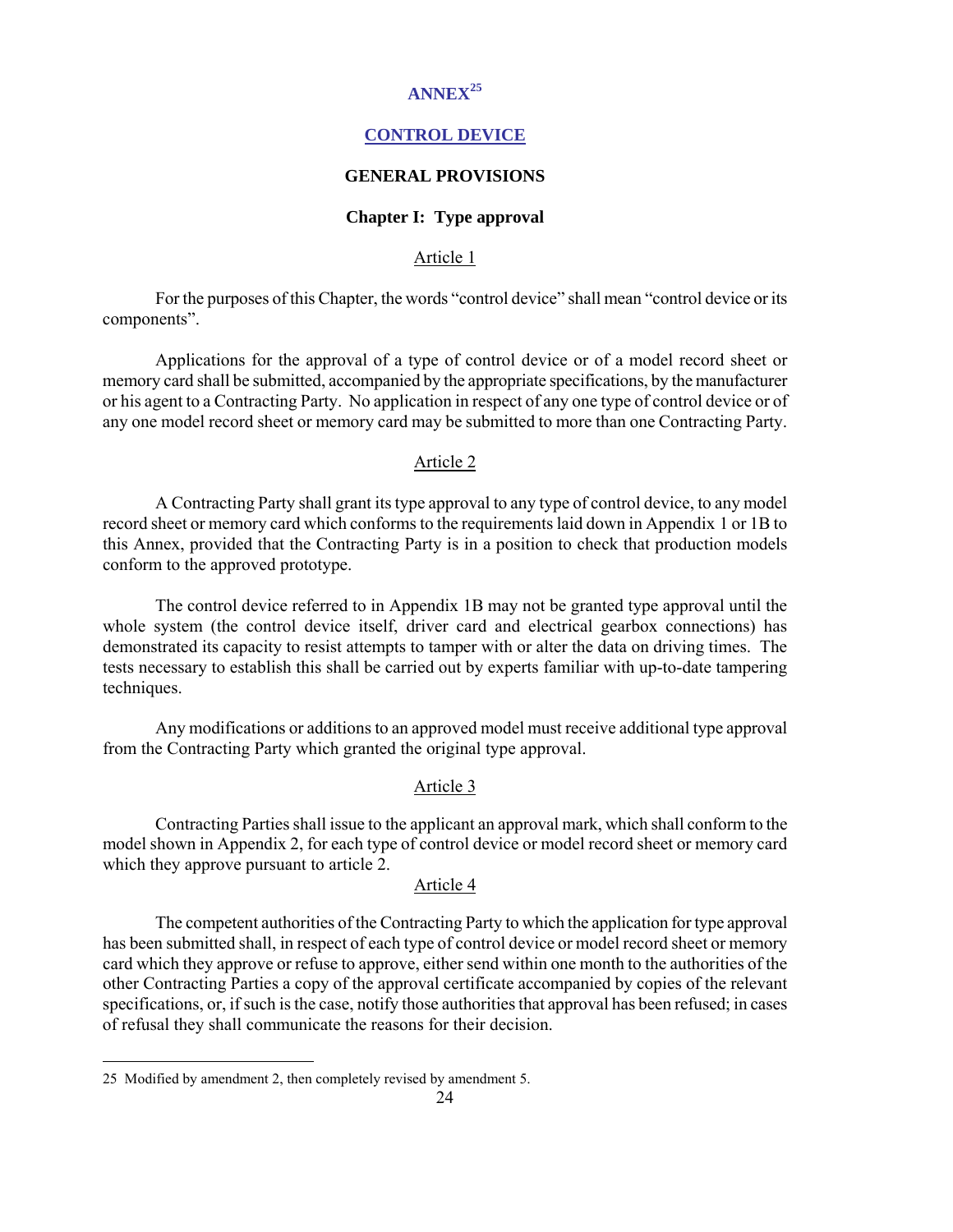# ANNEX[25]

## CONTROL DEVICE

### GENERAL PROVISIONS

#### Chapter I: Type approval

Article 1

For the purposes of this Chapter, the words “control device” shall mean “control device or its components”.

Applications for the approval of a type of control device or of a model record sheet or memory card shall be submitted, accompanied by the appropriate specifications, by the manufacturer or his agent to a Contracting Party. No application in respect of any one type of control device or of any one model record sheet or memory card may be submitted to more than one Contracting Party.

Article 2

A Contracting Party shall grant its type approval to any type of control device, to any model record sheet or memory card which conforms to the requirements laid down in Appendix 1 or 1B to this Annex, provided that the Contracting Party is in a position to check that production models conform to the approved prototype.

The control device referred to in Appendix 1B may not be granted type approval until the whole system (the control device itself, driver card and electrical gearbox connections) has demonstrated its capacity to resist attempts to tamper with or alter the data on driving times. The tests necessary to establish this shall be carried out by experts familiar with up-to-date tampering techniques.

Any modifications or additions to an approved model must receive additional type approval from the Contracting Party which granted the original type approval.

Article 3

Contracting Parties shall issue to the applicant an approval mark, which shall conform to the model shown in Appendix 2, for each type of control device or model record sheet or memory card which they approve pursuant to article 2.

Article 4

The competent authorities of the Contracting Party to which the application for type approval has been submitted shall, in respect of each type of control device or model record sheet or memory card which they approve or refuse to approve, either send within one month to the authorities of the other Contracting Parties a copy of the approval certificate accompanied by copies of the relevant specifications, or, if such is the case, notify those authorities that approval has been refused; in cases of refusal they shall communicate the reasons for their decision.

---

25 Modified by amendment 2, then completely revised by amendment 5.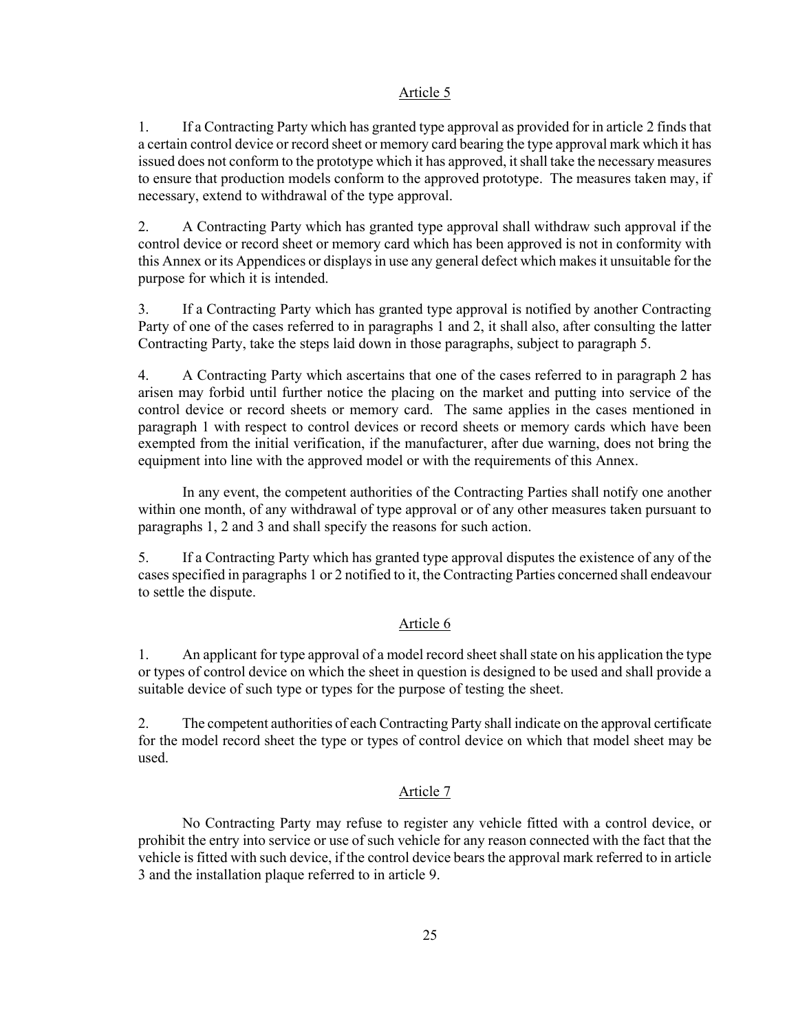## Article 5

1. If a Contracting Party which has granted type approval as provided for in article 2 finds that a certain control device or record sheet or memory card bearing the type approval mark which it has issued does not conform to the prototype which it has approved, it shall take the necessary measures to ensure that production models conform to the approved prototype. The measures taken may, if necessary, extend to withdrawal of the type approval.

2. A Contracting Party which has granted type approval shall withdraw such approval if the control device or record sheet or memory card which has been approved is not in conformity with this Annex or its Appendices or displays in use any general defect which makes it unsuitable for the purpose for which it is intended.

3. If a Contracting Party which has granted type approval is notified by another Contracting Party of one of the cases referred to in paragraphs 1 and 2, it shall also, after consulting the latter Contracting Party, take the steps laid down in those paragraphs, subject to paragraph 5.

4. A Contracting Party which ascertains that one of the cases referred to in paragraph 2 has arisen may forbid until further notice the placing on the market and putting into service of the control device or record sheets or memory card. The same applies in the cases mentioned in paragraph 1 with respect to control devices or record sheets or memory cards which have been exempted from the initial verification, if the manufacturer, after due warning, does not bring the equipment into line with the approved model or with the requirements of this Annex.

In any event, the competent authorities of the Contracting Parties shall notify one another within one month, of any withdrawal of type approval or of any other measures taken pursuant to paragraphs 1, 2 and 3 and shall specify the reasons for such action.

5. If a Contracting Party which has granted type approval disputes the existence of any of the cases specified in paragraphs 1 or 2 notified to it, the Contracting Parties concerned shall endeavour to settle the dispute.

## Article 6

1. An applicant for type approval of a model record sheet shall state on his application the type or types of control device on which the sheet in question is designed to be used and shall provide a suitable device of such type or types for the purpose of testing the sheet.

2. The competent authorities of each Contracting Party shall indicate on the approval certificate for the model record sheet the type or types of control device on which that model sheet may be used.

## Article 7

No Contracting Party may refuse to register any vehicle fitted with a control device, or prohibit the entry into service or use of such vehicle for any reason connected with the fact that the vehicle is fitted with such device, if the control device bears the approval mark referred to in article 3 and the installation plaque referred to in article 9.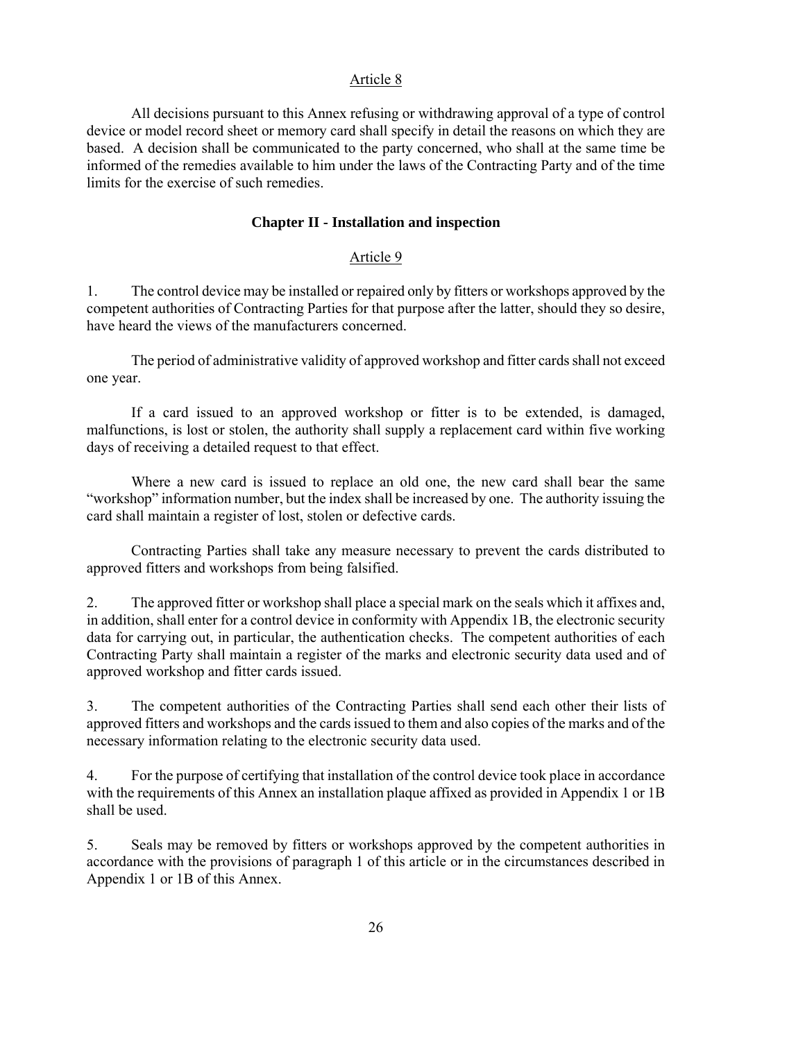Article 8

All decisions pursuant to this Annex refusing or withdrawing approval of a type of control device or model record sheet or memory card shall specify in detail the reasons on which they are based. A decision shall be communicated to the party concerned, who shall at the same time be informed of the remedies available to him under the laws of the Contracting Party and of the time limits for the exercise of such remedies.

## Chapter II - Installation and inspection

Article 9

1. The control device may be installed or repaired only by fitters or workshops approved by the competent authorities of Contracting Parties for that purpose after the latter, should they so desire, have heard the views of the manufacturers concerned.

The period of administrative validity of approved workshop and fitter cards shall not exceed one year.

If a card issued to an approved workshop or fitter is to be extended, is damaged, malfunctions, is lost or stolen, the authority shall supply a replacement card within five working days of receiving a detailed request to that effect.

Where a new card is issued to replace an old one, the new card shall bear the same "workshop" information number, but the index shall be increased by one. The authority issuing the card shall maintain a register of lost, stolen or defective cards.

Contracting Parties shall take any measure necessary to prevent the cards distributed to approved fitters and workshops from being falsified.

2. The approved fitter or workshop shall place a special mark on the seals which it affixes and, in addition, shall enter for a control device in conformity with Appendix 1B, the electronic security data for carrying out, in particular, the authentication checks. The competent authorities of each Contracting Party shall maintain a register of the marks and electronic security data used and of approved workshop and fitter cards issued.

3. The competent authorities of the Contracting Parties shall send each other their lists of approved fitters and workshops and the cards issued to them and also copies of the marks and of the necessary information relating to the electronic security data used.

4. For the purpose of certifying that installation of the control device took place in accordance with the requirements of this Annex an installation plaque affixed as provided in Appendix 1 or 1B shall be used.

5. Seals may be removed by fitters or workshops approved by the competent authorities in accordance with the provisions of paragraph 1 of this article or in the circumstances described in Appendix 1 or 1B of this Annex.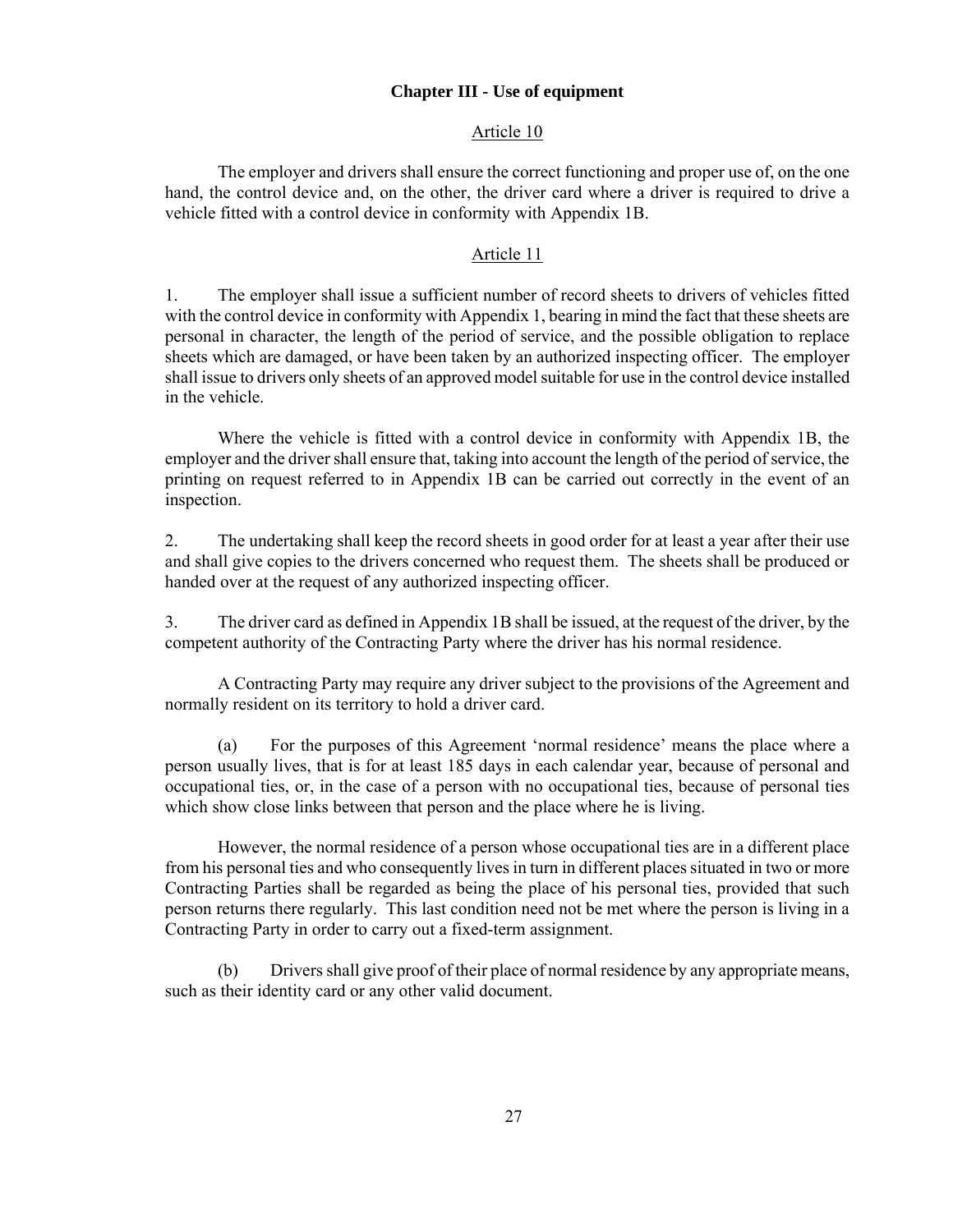## Chapter III - Use of equipment

### Article 10

The employer and drivers shall ensure the correct functioning and proper use of, on the one hand, the control device and, on the other, the driver card where a driver is required to drive a vehicle fitted with a control device in conformity with Appendix 1B.

### Article 11

1. The employer shall issue a sufficient number of record sheets to drivers of vehicles fitted with the control device in conformity with Appendix 1, bearing in mind the fact that these sheets are personal in character, the length of the period of service, and the possible obligation to replace sheets which are damaged, or have been taken by an authorized inspecting officer. The employer shall issue to drivers only sheets of an approved model suitable for use in the control device installed in the vehicle.

Where the vehicle is fitted with a control device in conformity with Appendix 1B, the employer and the driver shall ensure that, taking into account the length of the period of service, the printing on request referred to in Appendix 1B can be carried out correctly in the event of an inspection.

2. The undertaking shall keep the record sheets in good order for at least a year after their use and shall give copies to the drivers concerned who request them. The sheets shall be produced or handed over at the request of any authorized inspecting officer.

3. The driver card as defined in Appendix 1B shall be issued, at the request of the driver, by the competent authority of the Contracting Party where the driver has his normal residence.

A Contracting Party may require any driver subject to the provisions of the Agreement and normally resident on its territory to hold a driver card.

(a) For the purposes of this Agreement 'normal residence' means the place where a person usually lives, that is for at least 185 days in each calendar year, because of personal and occupational ties, or, in the case of a person with no occupational ties, because of personal ties which show close links between that person and the place where he is living.

However, the normal residence of a person whose occupational ties are in a different place from his personal ties and who consequently lives in turn in different places situated in two or more Contracting Parties shall be regarded as being the place of his personal ties, provided that such person returns there regularly. This last condition need not be met where the person is living in a Contracting Party in order to carry out a fixed-term assignment.

(b) Drivers shall give proof of their place of normal residence by any appropriate means, such as their identity card or any other valid document.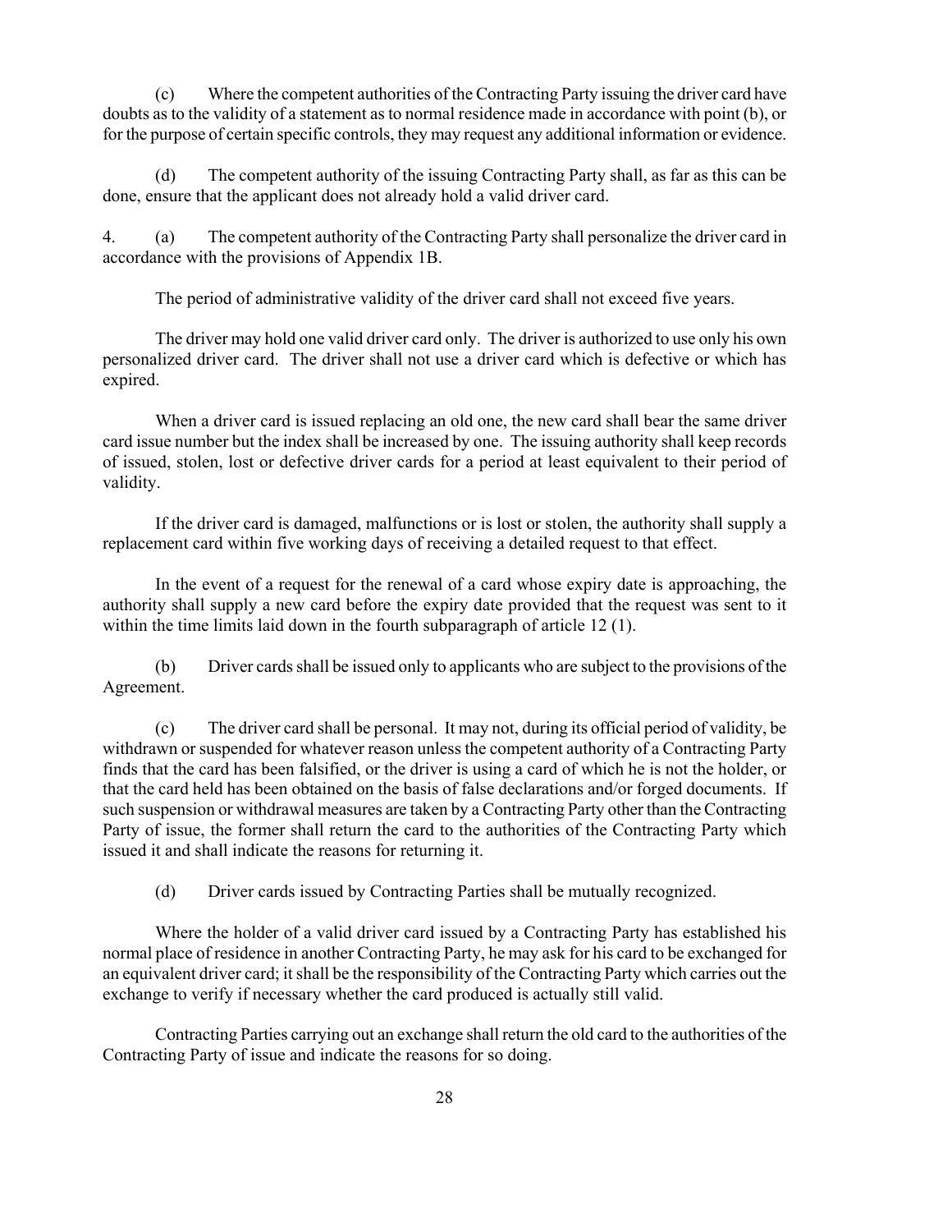(c) Where the competent authorities of the Contracting Party issuing the driver card have doubts as to the validity of a statement as to normal residence made in accordance with point (b), or for the purpose of certain specific controls, they may request any additional information or evidence.

(d) The competent authority of the issuing Contracting Party shall, as far as this can be done, ensure that the applicant does not already hold a valid driver card.

4. (a) The competent authority of the Contracting Party shall personalize the driver card in accordance with the provisions of Appendix 1B.

The period of administrative validity of the driver card shall not exceed five years.

The driver may hold one valid driver card only. The driver is authorized to use only his own personalized driver card. The driver shall not use a driver card which is defective or which has expired.

When a driver card is issued replacing an old one, the new card shall bear the same driver card issue number but the index shall be increased by one. The issuing authority shall keep records of issued, stolen, lost or defective driver cards for a period at least equivalent to their period of validity.

If the driver card is damaged, malfunctions or is lost or stolen, the authority shall supply a replacement card within five working days of receiving a detailed request to that effect.

In the event of a request for the renewal of a card whose expiry date is approaching, the authority shall supply a new card before the expiry date provided that the request was sent to it within the time limits laid down in the fourth subparagraph of article 12 (1).

(b) Driver cards shall be issued only to applicants who are subject to the provisions of the Agreement.

(c) The driver card shall be personal. It may not, during its official period of validity, be withdrawn or suspended for whatever reason unless the competent authority of a Contracting Party finds that the card has been falsified, or the driver is using a card of which he is not the holder, or that the card held has been obtained on the basis of false declarations and/or forged documents. If such suspension or withdrawal measures are taken by a Contracting Party other than the Contracting Party of issue, the former shall return the card to the authorities of the Contracting Party which issued it and shall indicate the reasons for returning it.

(d) Driver cards issued by Contracting Parties shall be mutually recognized.

Where the holder of a valid driver card issued by a Contracting Party has established his normal place of residence in another Contracting Party, he may ask for his card to be exchanged for an equivalent driver card; it shall be the responsibility of the Contracting Party which carries out the exchange to verify if necessary whether the card produced is actually still valid.

Contracting Parties carrying out an exchange shall return the old card to the authorities of the Contracting Party of issue and indicate the reasons for so doing.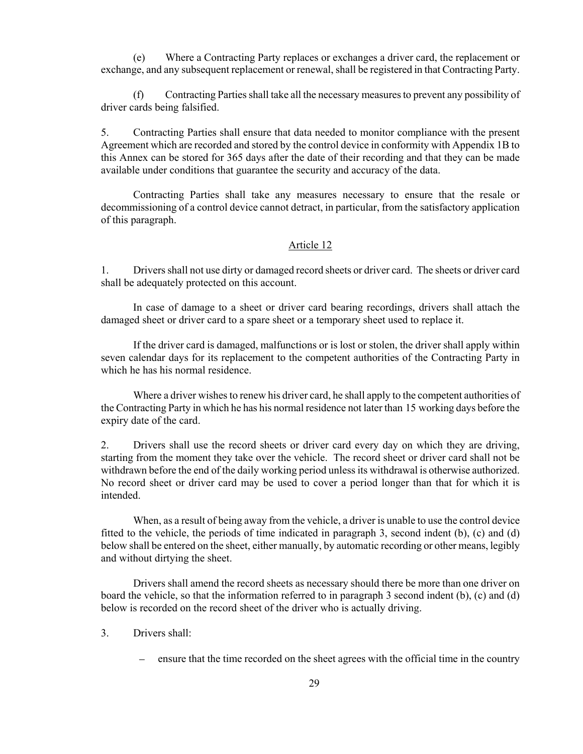(e) Where a Contracting Party replaces or exchanges a driver card, the replacement or exchange, and any subsequent replacement or renewal, shall be registered in that Contracting Party.

(f) Contracting Parties shall take all the necessary measures to prevent any possibility of driver cards being falsified.

5. Contracting Parties shall ensure that data needed to monitor compliance with the present Agreement which are recorded and stored by the control device in conformity with Appendix 1B to this Annex can be stored for 365 days after the date of their recording and that they can be made available under conditions that guarantee the security and accuracy of the data.

Contracting Parties shall take any measures necessary to ensure that the resale or decommissioning of a control device cannot detract, in particular, from the satisfactory application of this paragraph.

## Article 12

1. Drivers shall not use dirty or damaged record sheets or driver card. The sheets or driver card shall be adequately protected on this account.

In case of damage to a sheet or driver card bearing recordings, drivers shall attach the damaged sheet or driver card to a spare sheet or a temporary sheet used to replace it.

If the driver card is damaged, malfunctions or is lost or stolen, the driver shall apply within seven calendar days for its replacement to the competent authorities of the Contracting Party in which he has his normal residence.

Where a driver wishes to renew his driver card, he shall apply to the competent authorities of the Contracting Party in which he has his normal residence not later than 15 working days before the expiry date of the card.

2. Drivers shall use the record sheets or driver card every day on which they are driving, starting from the moment they take over the vehicle. The record sheet or driver card shall not be withdrawn before the end of the daily working period unless its withdrawal is otherwise authorized. No record sheet or driver card may be used to cover a period longer than that for which it is intended.

When, as a result of being away from the vehicle, a driver is unable to use the control device fitted to the vehicle, the periods of time indicated in paragraph 3, second indent (b), (c) and (d) below shall be entered on the sheet, either manually, by automatic recording or other means, legibly and without dirtying the sheet.

Drivers shall amend the record sheets as necessary should there be more than one driver on board the vehicle, so that the information referred to in paragraph 3 second indent (b), (c) and (d) below is recorded on the record sheet of the driver who is actually driving.

3. Drivers shall:

- ensure that the time recorded on the sheet agrees with the official time in the country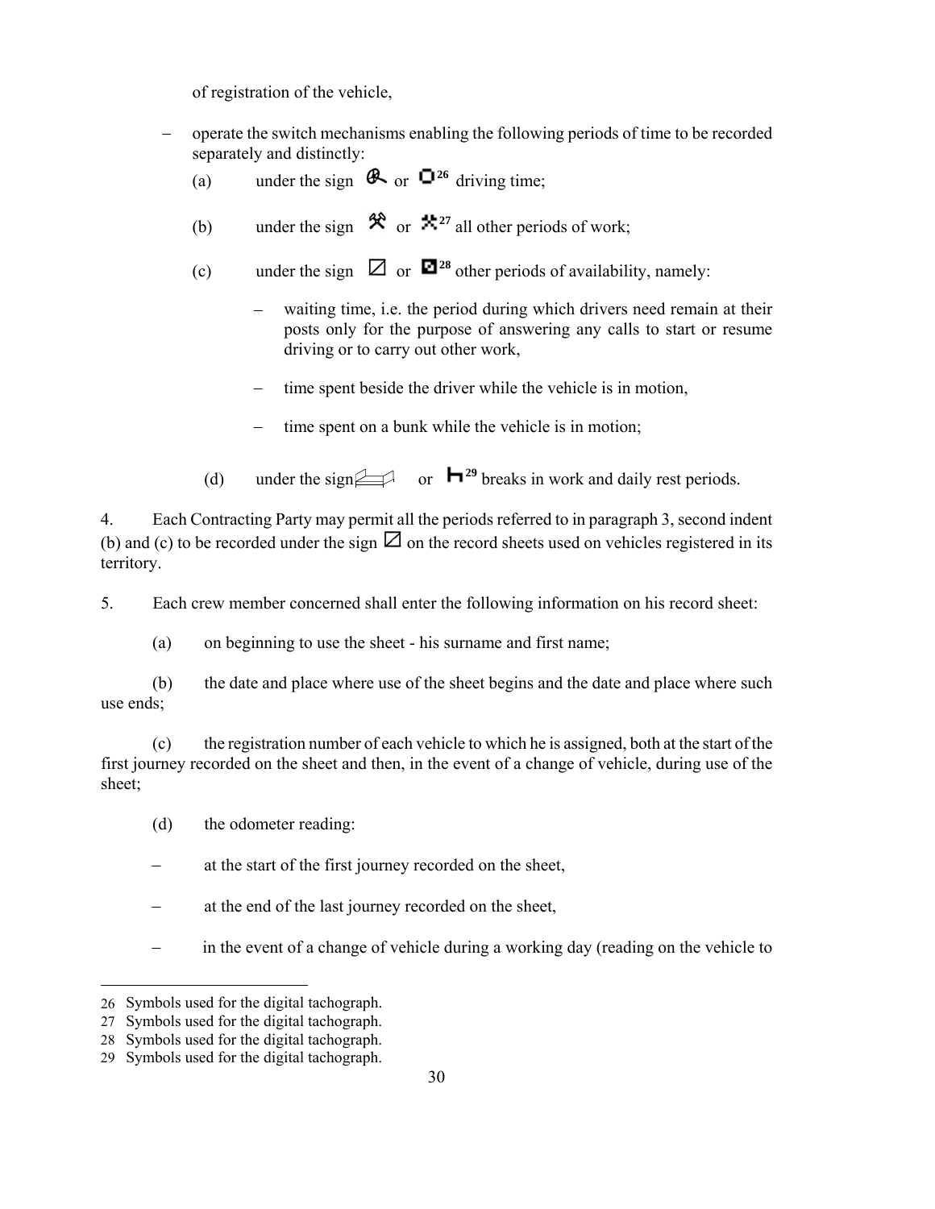of registration of the vehicle,

– operate the switch mechanisms enabling the following periods of time to be recorded separately and distinctly:

(a) under the sign ⛐ or ◘[26] driving time;

(b) under the sign ⚒ or ⚒[27] all other periods of work;

(c) under the sign ⊠ or ⊠[28] other periods of availability, namely:

– waiting time, i.e. the period during which drivers need remain at their posts only for the purpose of answering any calls to start or resume driving or to carry out other work,

– time spent beside the driver while the vehicle is in motion,

– time spent on a bunk while the vehicle is in motion;

(d) under the sign 🛏 or 🛏[29] breaks in work and daily rest periods.

4. Each Contracting Party may permit all the periods referred to in paragraph 3, second indent (b) and (c) to be recorded under the sign ⊠ on the record sheets used on vehicles registered in its territory.

5. Each crew member concerned shall enter the following information on his record sheet:

(a) on beginning to use the sheet - his surname and first name;

(b) the date and place where use of the sheet begins and the date and place where such use ends;

(c) the registration number of each vehicle to which he is assigned, both at the start of the first journey recorded on the sheet and then, in the event of a change of vehicle, during use of the sheet;

(d) the odometer reading:

– at the start of the first journey recorded on the sheet,

– at the end of the last journey recorded on the sheet,

– in the event of a change of vehicle during a working day (reading on the vehicle to

---

26 Symbols used for the digital tachograph.

27 Symbols used for the digital tachograph.

28 Symbols used for the digital tachograph.

29 Symbols used for the digital tachograph.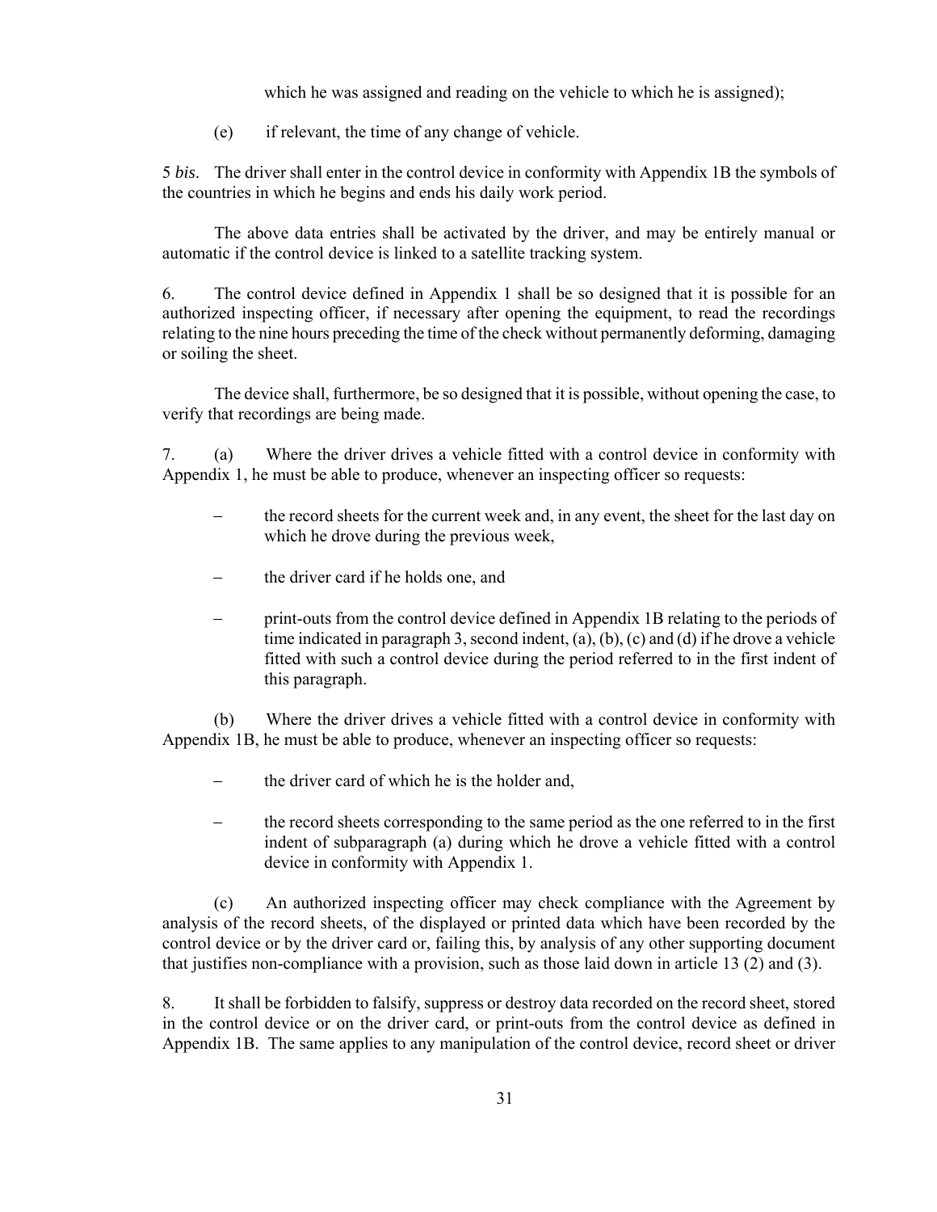which he was assigned and reading on the vehicle to which he is assigned);

(e) if relevant, the time of any change of vehicle.

5 *bis*. The driver shall enter in the control device in conformity with Appendix 1B the symbols of the countries in which he begins and ends his daily work period.

The above data entries shall be activated by the driver, and may be entirely manual or automatic if the control device is linked to a satellite tracking system.

6. The control device defined in Appendix 1 shall be so designed that it is possible for an authorized inspecting officer, if necessary after opening the equipment, to read the recordings relating to the nine hours preceding the time of the check without permanently deforming, damaging or soiling the sheet.

The device shall, furthermore, be so designed that it is possible, without opening the case, to verify that recordings are being made.

7. (a) Where the driver drives a vehicle fitted with a control device in conformity with Appendix 1, he must be able to produce, whenever an inspecting officer so requests:

- the record sheets for the current week and, in any event, the sheet for the last day on which he drove during the previous week,
- the driver card if he holds one, and
- print-outs from the control device defined in Appendix 1B relating to the periods of time indicated in paragraph 3, second indent, (a), (b), (c) and (d) if he drove a vehicle fitted with such a control device during the period referred to in the first indent of this paragraph.

(b) Where the driver drives a vehicle fitted with a control device in conformity with Appendix 1B, he must be able to produce, whenever an inspecting officer so requests:

- the driver card of which he is the holder and,
- the record sheets corresponding to the same period as the one referred to in the first indent of subparagraph (a) during which he drove a vehicle fitted with a control device in conformity with Appendix 1.

(c) An authorized inspecting officer may check compliance with the Agreement by analysis of the record sheets, of the displayed or printed data which have been recorded by the control device or by the driver card or, failing this, by analysis of any other supporting document that justifies non-compliance with a provision, such as those laid down in article 13 (2) and (3).

8. It shall be forbidden to falsify, suppress or destroy data recorded on the record sheet, stored in the control device or on the driver card, or print-outs from the control device as defined in Appendix 1B. The same applies to any manipulation of the control device, record sheet or driver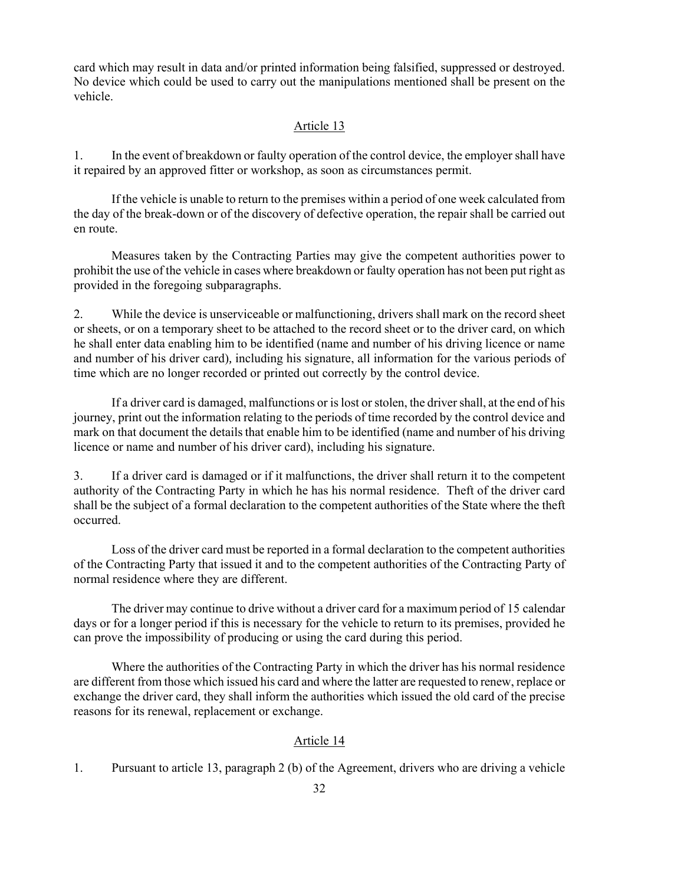card which may result in data and/or printed information being falsified, suppressed or destroyed. No device which could be used to carry out the manipulations mentioned shall be present on the vehicle.

## Article 13

1. In the event of breakdown or faulty operation of the control device, the employer shall have it repaired by an approved fitter or workshop, as soon as circumstances permit.

If the vehicle is unable to return to the premises within a period of one week calculated from the day of the break-down or of the discovery of defective operation, the repair shall be carried out en route.

Measures taken by the Contracting Parties may give the competent authorities power to prohibit the use of the vehicle in cases where breakdown or faulty operation has not been put right as provided in the foregoing subparagraphs.

2. While the device is unserviceable or malfunctioning, drivers shall mark on the record sheet or sheets, or on a temporary sheet to be attached to the record sheet or to the driver card, on which he shall enter data enabling him to be identified (name and number of his driving licence or name and number of his driver card), including his signature, all information for the various periods of time which are no longer recorded or printed out correctly by the control device.

If a driver card is damaged, malfunctions or is lost or stolen, the driver shall, at the end of his journey, print out the information relating to the periods of time recorded by the control device and mark on that document the details that enable him to be identified (name and number of his driving licence or name and number of his driver card), including his signature.

3. If a driver card is damaged or if it malfunctions, the driver shall return it to the competent authority of the Contracting Party in which he has his normal residence. Theft of the driver card shall be the subject of a formal declaration to the competent authorities of the State where the theft occurred.

Loss of the driver card must be reported in a formal declaration to the competent authorities of the Contracting Party that issued it and to the competent authorities of the Contracting Party of normal residence where they are different.

The driver may continue to drive without a driver card for a maximum period of 15 calendar days or for a longer period if this is necessary for the vehicle to return to its premises, provided he can prove the impossibility of producing or using the card during this period.

Where the authorities of the Contracting Party in which the driver has his normal residence are different from those which issued his card and where the latter are requested to renew, replace or exchange the driver card, they shall inform the authorities which issued the old card of the precise reasons for its renewal, replacement or exchange.

## Article 14

1. Pursuant to article 13, paragraph 2 (b) of the Agreement, drivers who are driving a vehicle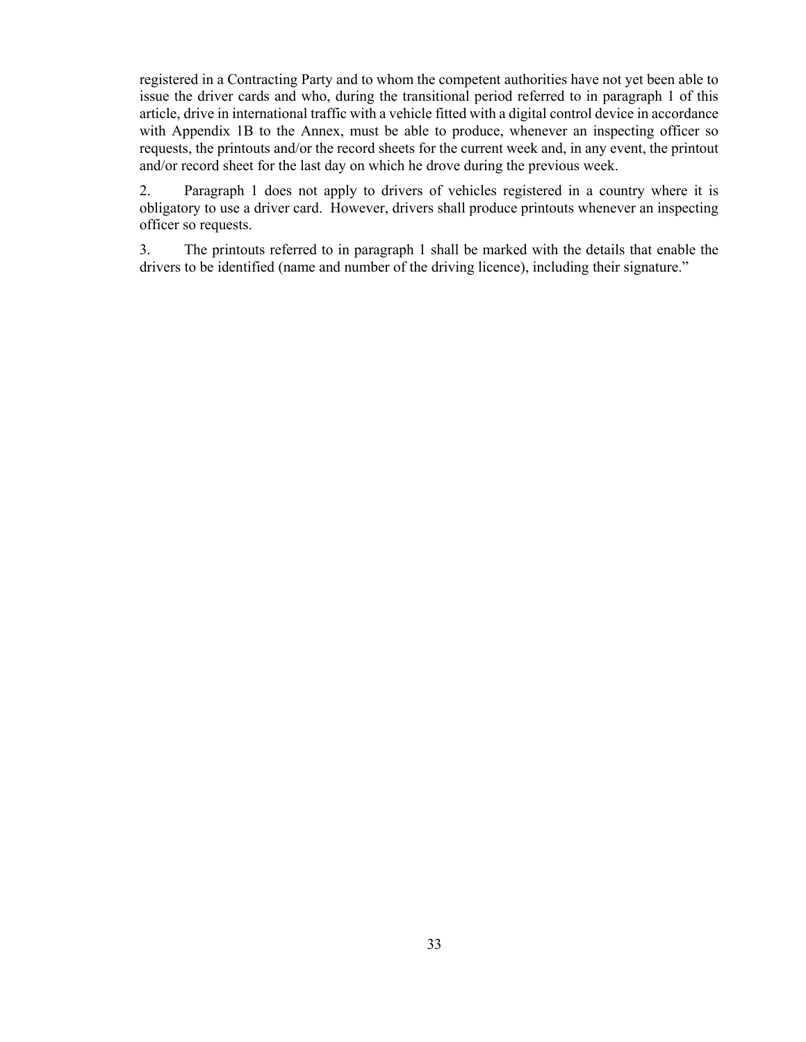registered in a Contracting Party and to whom the competent authorities have not yet been able to issue the driver cards and who, during the transitional period referred to in paragraph 1 of this article, drive in international traffic with a vehicle fitted with a digital control device in accordance with Appendix 1B to the Annex, must be able to produce, whenever an inspecting officer so requests, the printouts and/or the record sheets for the current week and, in any event, the printout and/or record sheet for the last day on which he drove during the previous week.

2. Paragraph 1 does not apply to drivers of vehicles registered in a country where it is obligatory to use a driver card. However, drivers shall produce printouts whenever an inspecting officer so requests.

3. The printouts referred to in paragraph 1 shall be marked with the details that enable the drivers to be identified (name and number of the driving licence), including their signature."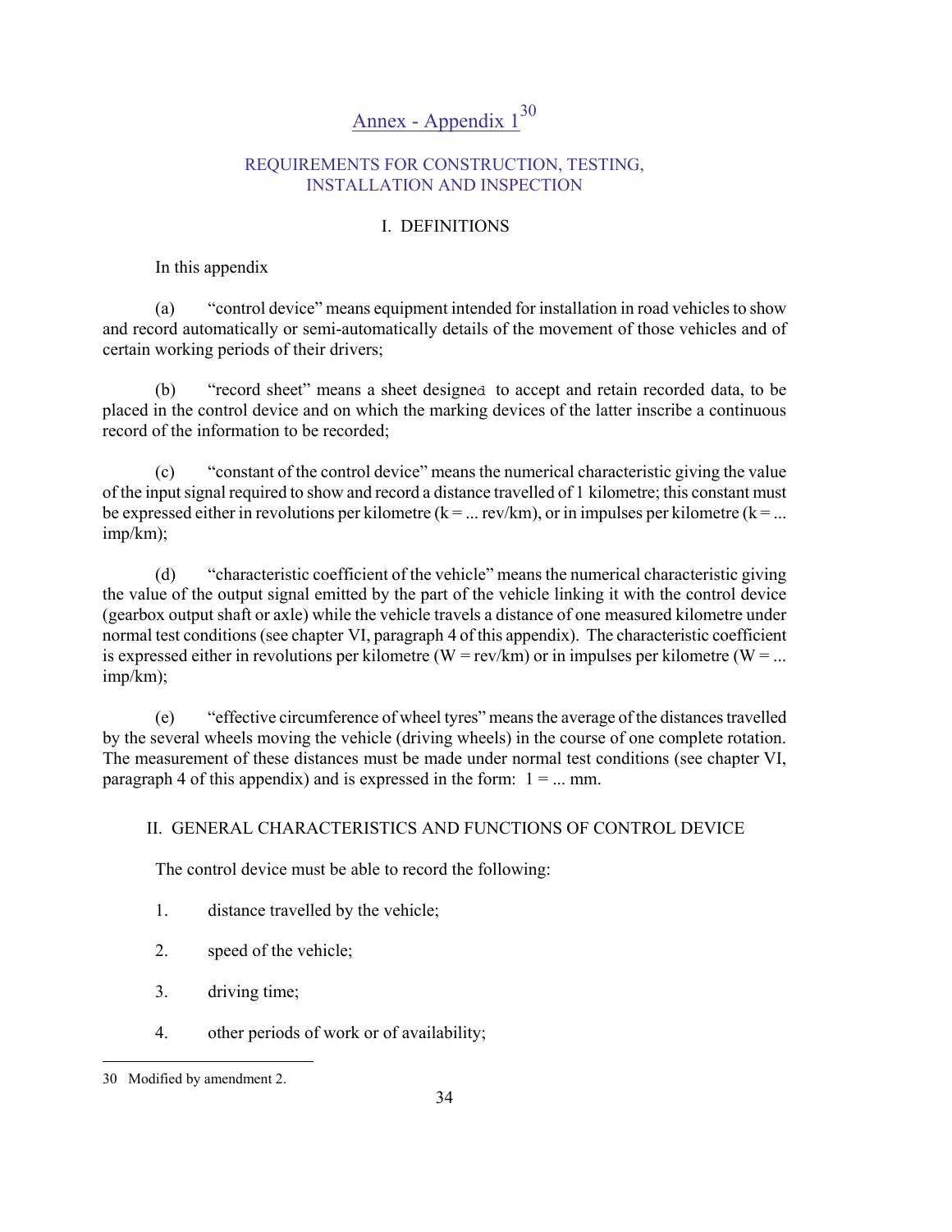# Annex - Appendix 1[30]

## REQUIREMENTS FOR CONSTRUCTION, TESTING, INSTALLATION AND INSPECTION

### I. DEFINITIONS

In this appendix

(a) "control device" means equipment intended for installation in road vehicles to show and record automatically or semi-automatically details of the movement of those vehicles and of certain working periods of their drivers;

(b) "record sheet" means a sheet designed to accept and retain recorded data, to be placed in the control device and on which the marking devices of the latter inscribe a continuous record of the information to be recorded;

(c) "constant of the control device" means the numerical characteristic giving the value of the input signal required to show and record a distance travelled of 1 kilometre; this constant must be expressed either in revolutions per kilometre (k = ... rev/km), or in impulses per kilometre (k = ... imp/km);

(d) "characteristic coefficient of the vehicle" means the numerical characteristic giving the value of the output signal emitted by the part of the vehicle linking it with the control device (gearbox output shaft or axle) while the vehicle travels a distance of one measured kilometre under normal test conditions (see chapter VI, paragraph 4 of this appendix). The characteristic coefficient is expressed either in revolutions per kilometre (W = rev/km) or in impulses per kilometre (W = ... imp/km);

(e) "effective circumference of wheel tyres" means the average of the distances travelled by the several wheels moving the vehicle (driving wheels) in the course of one complete rotation. The measurement of these distances must be made under normal test conditions (see chapter VI, paragraph 4 of this appendix) and is expressed in the form: 1 = ... mm.

### II. GENERAL CHARACTERISTICS AND FUNCTIONS OF CONTROL DEVICE

The control device must be able to record the following:

1. distance travelled by the vehicle;

2. speed of the vehicle;

3. driving time;

4. other periods of work or of availability;

---

30 Modified by amendment 2.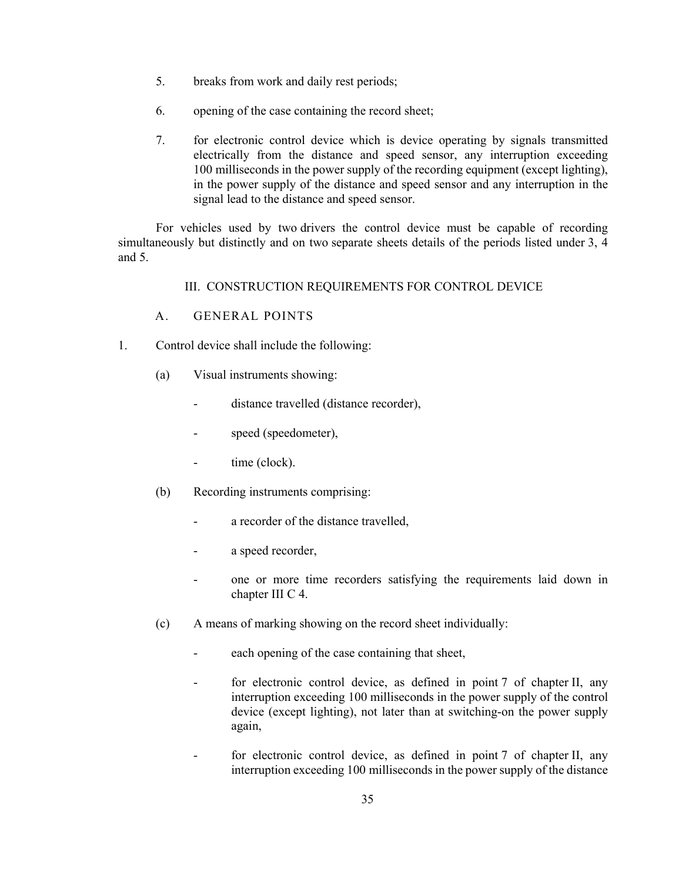5. breaks from work and daily rest periods;

6. opening of the case containing the record sheet;

7. for electronic control device which is device operating by signals transmitted electrically from the distance and speed sensor, any interruption exceeding 100 milliseconds in the power supply of the recording equipment (except lighting), in the power supply of the distance and speed sensor and any interruption in the signal lead to the distance and speed sensor.

For vehicles used by two drivers the control device must be capable of recording simultaneously but distinctly and on two separate sheets details of the periods listed under 3, 4 and 5.

## III. CONSTRUCTION REQUIREMENTS FOR CONTROL DEVICE

### A. GENERAL POINTS

1. Control device shall include the following:

   (a) Visual instruments showing:

   - distance travelled (distance recorder),
   - speed (speedometer),
   - time (clock).

   (b) Recording instruments comprising:

   - a recorder of the distance travelled,
   - a speed recorder,
   - one or more time recorders satisfying the requirements laid down in chapter III C 4.

   (c) A means of marking showing on the record sheet individually:

   - each opening of the case containing that sheet,
   - for electronic control device, as defined in point 7 of chapter II, any interruption exceeding 100 milliseconds in the power supply of the control device (except lighting), not later than at switching-on the power supply again,
   - for electronic control device, as defined in point 7 of chapter II, any interruption exceeding 100 milliseconds in the power supply of the distance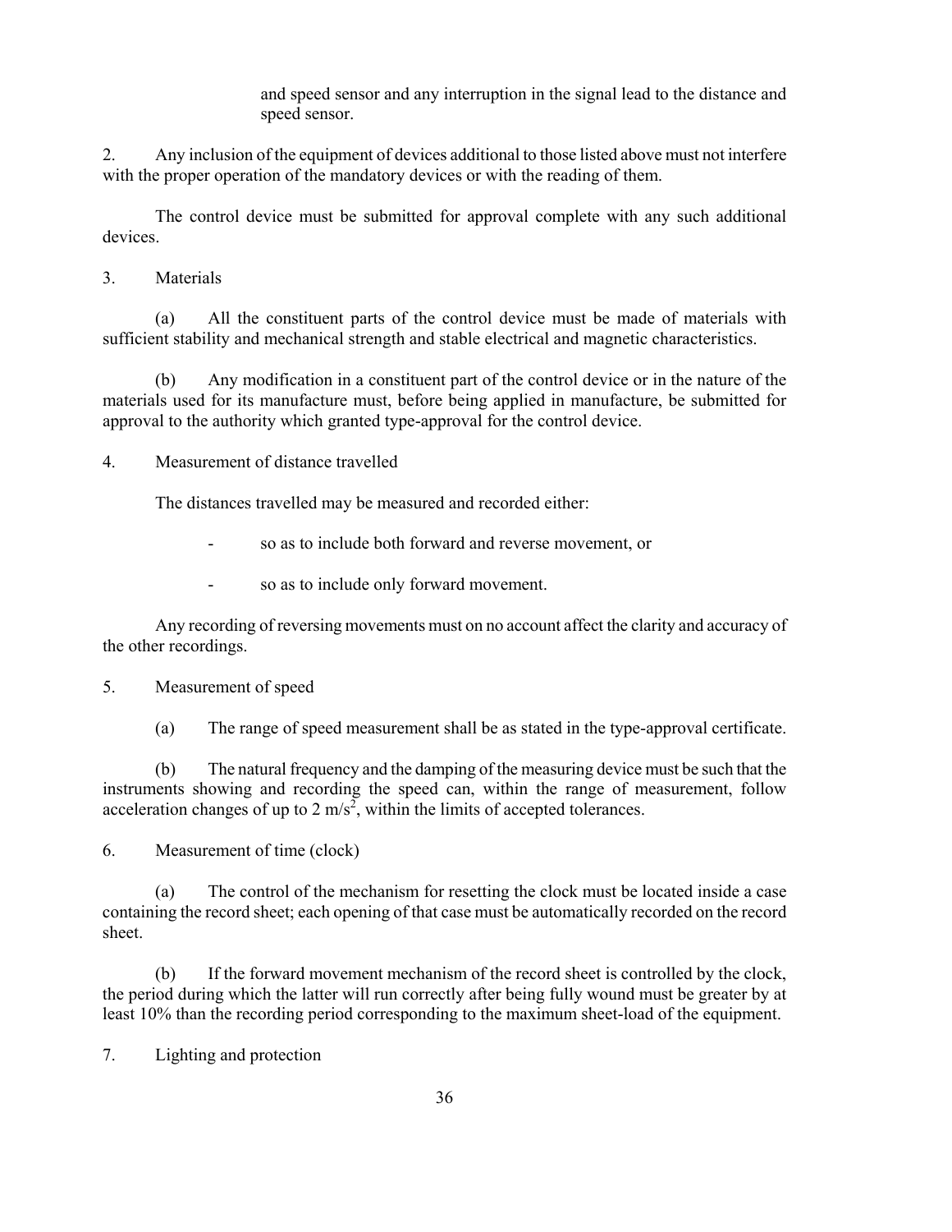and speed sensor and any interruption in the signal lead to the distance and speed sensor.

2. Any inclusion of the equipment of devices additional to those listed above must not interfere with the proper operation of the mandatory devices or with the reading of them.

The control device must be submitted for approval complete with any such additional devices.

3. Materials

(a) All the constituent parts of the control device must be made of materials with sufficient stability and mechanical strength and stable electrical and magnetic characteristics.

(b) Any modification in a constituent part of the control device or in the nature of the materials used for its manufacture must, before being applied in manufacture, be submitted for approval to the authority which granted type-approval for the control device.

4. Measurement of distance travelled

The distances travelled may be measured and recorded either:

- so as to include both forward and reverse movement, or
- so as to include only forward movement.

Any recording of reversing movements must on no account affect the clarity and accuracy of the other recordings.

5. Measurement of speed

(a) The range of speed measurement shall be as stated in the type-approval certificate.

(b) The natural frequency and the damping of the measuring device must be such that the instruments showing and recording the speed can, within the range of measurement, follow acceleration changes of up to 2 $m/s^2$, within the limits of accepted tolerances.

6. Measurement of time (clock)

(a) The control of the mechanism for resetting the clock must be located inside a case containing the record sheet; each opening of that case must be automatically recorded on the record sheet.

(b) If the forward movement mechanism of the record sheet is controlled by the clock, the period during which the latter will run correctly after being fully wound must be greater by at least 10% than the recording period corresponding to the maximum sheet-load of the equipment.

7. Lighting and protection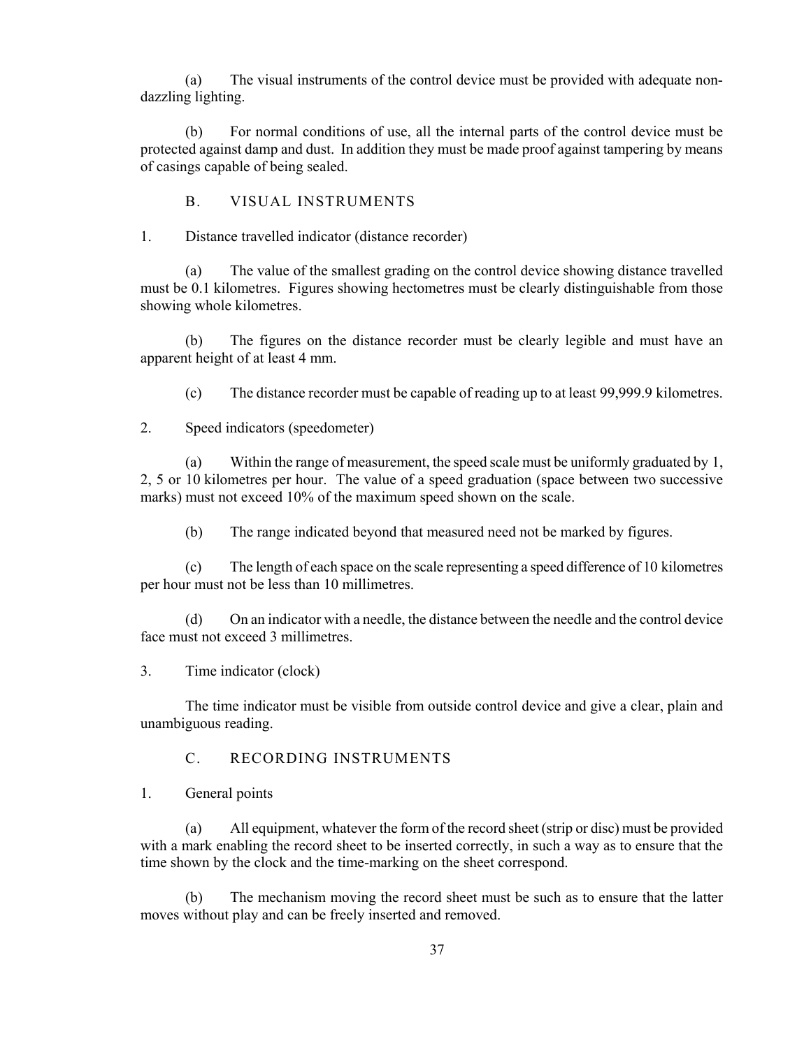(a) The visual instruments of the control device must be provided with adequate non-dazzling lighting.

(b) For normal conditions of use, all the internal parts of the control device must be protected against damp and dust. In addition they must be made proof against tampering by means of casings capable of being sealed.

## B. VISUAL INSTRUMENTS

1. Distance travelled indicator (distance recorder)

(a) The value of the smallest grading on the control device showing distance travelled must be 0.1 kilometres. Figures showing hectometres must be clearly distinguishable from those showing whole kilometres.

(b) The figures on the distance recorder must be clearly legible and must have an apparent height of at least 4 mm.

(c) The distance recorder must be capable of reading up to at least 99,999.9 kilometres.

2. Speed indicators (speedometer)

(a) Within the range of measurement, the speed scale must be uniformly graduated by 1, 2, 5 or 10 kilometres per hour. The value of a speed graduation (space between two successive marks) must not exceed 10% of the maximum speed shown on the scale.

(b) The range indicated beyond that measured need not be marked by figures.

(c) The length of each space on the scale representing a speed difference of 10 kilometres per hour must not be less than 10 millimetres.

(d) On an indicator with a needle, the distance between the needle and the control device face must not exceed 3 millimetres.

3. Time indicator (clock)

The time indicator must be visible from outside control device and give a clear, plain and unambiguous reading.

## C. RECORDING INSTRUMENTS

1. General points

(a) All equipment, whatever the form of the record sheet (strip or disc) must be provided with a mark enabling the record sheet to be inserted correctly, in such a way as to ensure that the time shown by the clock and the time-marking on the sheet correspond.

(b) The mechanism moving the record sheet must be such as to ensure that the latter moves without play and can be freely inserted and removed.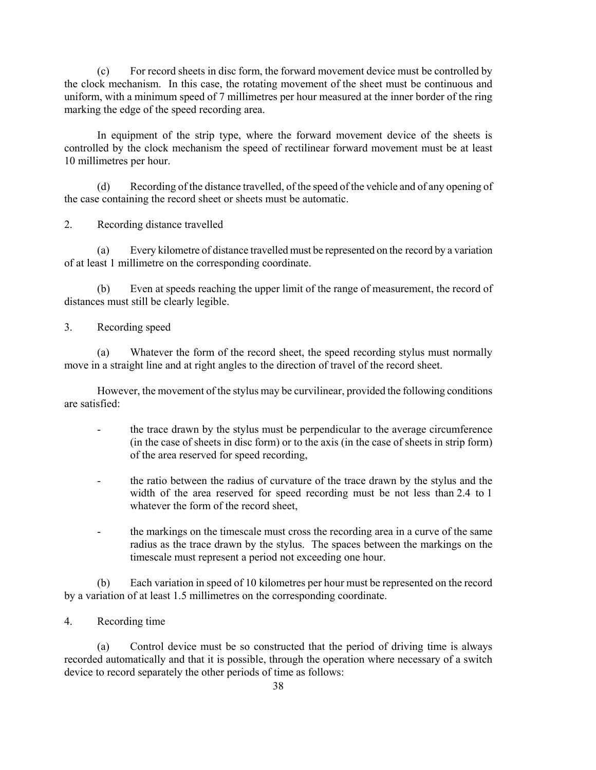(c) For record sheets in disc form, the forward movement device must be controlled by the clock mechanism. In this case, the rotating movement of the sheet must be continuous and uniform, with a minimum speed of 7 millimetres per hour measured at the inner border of the ring marking the edge of the speed recording area.

In equipment of the strip type, where the forward movement device of the sheets is controlled by the clock mechanism the speed of rectilinear forward movement must be at least 10 millimetres per hour.

(d) Recording of the distance travelled, of the speed of the vehicle and of any opening of the case containing the record sheet or sheets must be automatic.

2. Recording distance travelled

(a) Every kilometre of distance travelled must be represented on the record by a variation of at least 1 millimetre on the corresponding coordinate.

(b) Even at speeds reaching the upper limit of the range of measurement, the record of distances must still be clearly legible.

3. Recording speed

(a) Whatever the form of the record sheet, the speed recording stylus must normally move in a straight line and at right angles to the direction of travel of the record sheet.

However, the movement of the stylus may be curvilinear, provided the following conditions are satisfied:

- the trace drawn by the stylus must be perpendicular to the average circumference (in the case of sheets in disc form) or to the axis (in the case of sheets in strip form) of the area reserved for speed recording,
- the ratio between the radius of curvature of the trace drawn by the stylus and the width of the area reserved for speed recording must be not less than 2.4 to 1 whatever the form of the record sheet,
- the markings on the timescale must cross the recording area in a curve of the same radius as the trace drawn by the stylus. The spaces between the markings on the timescale must represent a period not exceeding one hour.

(b) Each variation in speed of 10 kilometres per hour must be represented on the record by a variation of at least 1.5 millimetres on the corresponding coordinate.

4. Recording time

(a) Control device must be so constructed that the period of driving time is always recorded automatically and that it is possible, through the operation where necessary of a switch device to record separately the other periods of time as follows: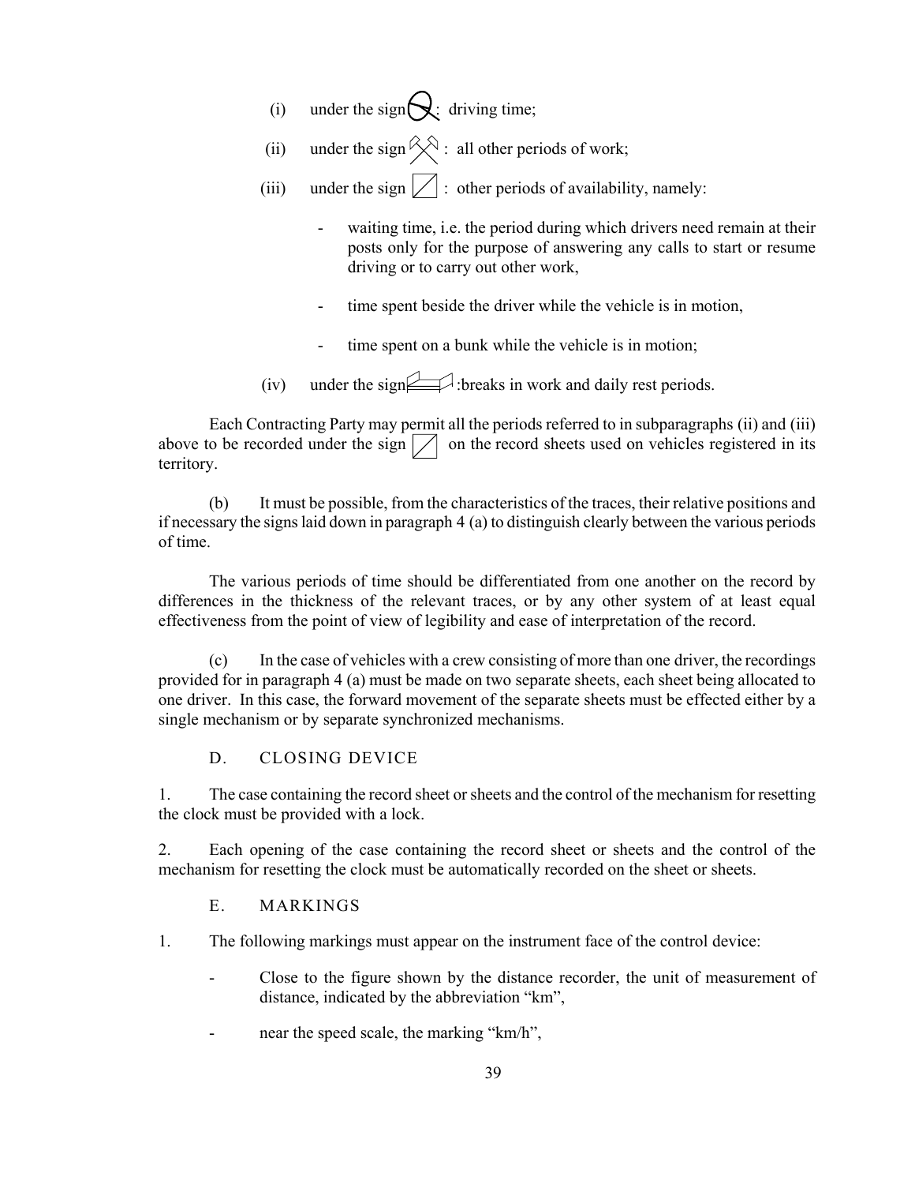(i) under the sign ⊖: driving time;

(ii) under the sign ⚒: all other periods of work;

(iii) under the sign ⊠: other periods of availability, namely:

- waiting time, i.e. the period during which drivers need remain at their posts only for the purpose of answering any calls to start or resume driving or to carry out other work,

- time spent beside the driver while the vehicle is in motion,

- time spent on a bunk while the vehicle is in motion;

(iv) under the sign 🛏: breaks in work and daily rest periods.

Each Contracting Party may permit all the periods referred to in subparagraphs (ii) and (iii) above to be recorded under the sign ⊠ on the record sheets used on vehicles registered in its territory.

(b) It must be possible, from the characteristics of the traces, their relative positions and if necessary the signs laid down in paragraph 4 (a) to distinguish clearly between the various periods of time.

The various periods of time should be differentiated from one another on the record by differences in the thickness of the relevant traces, or by any other system of at least equal effectiveness from the point of view of legibility and ease of interpretation of the record.

(c) In the case of vehicles with a crew consisting of more than one driver, the recordings provided for in paragraph 4 (a) must be made on two separate sheets, each sheet being allocated to one driver. In this case, the forward movement of the separate sheets must be effected either by a single mechanism or by separate synchronized mechanisms.

## D. CLOSING DEVICE

1. The case containing the record sheet or sheets and the control of the mechanism for resetting the clock must be provided with a lock.

2. Each opening of the case containing the record sheet or sheets and the control of the mechanism for resetting the clock must be automatically recorded on the sheet or sheets.

## E. MARKINGS

1. The following markings must appear on the instrument face of the control device:

- Close to the figure shown by the distance recorder, the unit of measurement of distance, indicated by the abbreviation "km",

- near the speed scale, the marking "km/h",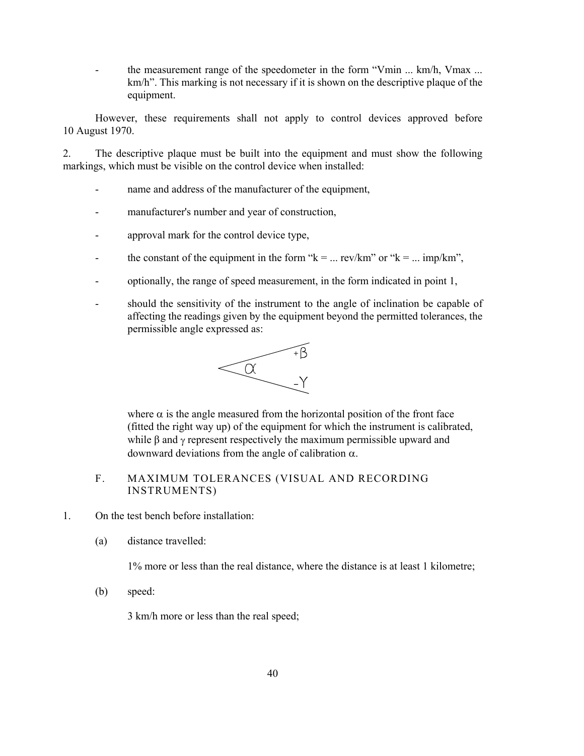- the measurement range of the speedometer in the form "Vmin ... km/h, Vmax ... km/h". This marking is not necessary if it is shown on the descriptive plaque of the equipment.

However, these requirements shall not apply to control devices approved before 10 August 1970.

2. The descriptive plaque must be built into the equipment and must show the following markings, which must be visible on the control device when installed:

- name and address of the manufacturer of the equipment,
- manufacturer's number and year of construction,
- approval mark for the control device type,
- the constant of the equipment in the form "k = ... rev/km" or "k = ... imp/km",
- optionally, the range of speed measurement, in the form indicated in point 1,
- should the sensitivity of the instrument to the angle of inclination be capable of affecting the readings given by the equipment beyond the permitted tolerances, the permissible angle expressed as:

$$\alpha \quad {}^{+\beta}_{-\gamma}$$

where $\alpha$ is the angle measured from the horizontal position of the front face (fitted the right way up) of the equipment for which the instrument is calibrated, while $\beta$ and $\gamma$ represent respectively the maximum permissible upward and downward deviations from the angle of calibration $\alpha$.

## F. MAXIMUM TOLERANCES (VISUAL AND RECORDING INSTRUMENTS)

1. On the test bench before installation:

(a) distance travelled:

1% more or less than the real distance, where the distance is at least 1 kilometre;

(b) speed:

3 km/h more or less than the real speed;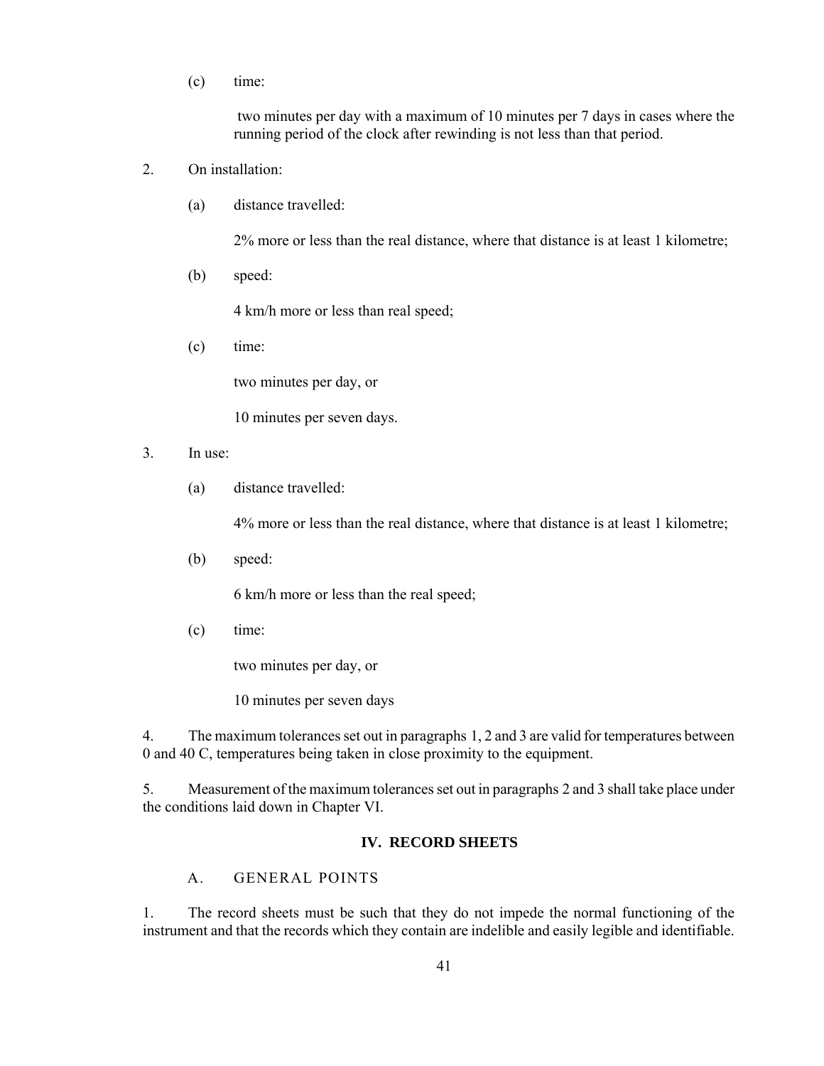(c) time:

two minutes per day with a maximum of 10 minutes per 7 days in cases where the running period of the clock after rewinding is not less than that period.

2. On installation:

   (a) distance travelled:

   2% more or less than the real distance, where that distance is at least 1 kilometre;

   (b) speed:

   4 km/h more or less than real speed;

   (c) time:

   two minutes per day, or

   10 minutes per seven days.

3. In use:

   (a) distance travelled:

   4% more or less than the real distance, where that distance is at least 1 kilometre;

   (b) speed:

   6 km/h more or less than the real speed;

   (c) time:

   two minutes per day, or

   10 minutes per seven days

4. The maximum tolerances set out in paragraphs 1, 2 and 3 are valid for temperatures between 0 and 40 C, temperatures being taken in close proximity to the equipment.

5. Measurement of the maximum tolerances set out in paragraphs 2 and 3 shall take place under the conditions laid down in Chapter VI.

## IV. RECORD SHEETS

### A. GENERAL POINTS

1. The record sheets must be such that they do not impede the normal functioning of the instrument and that the records which they contain are indelible and easily legible and identifiable.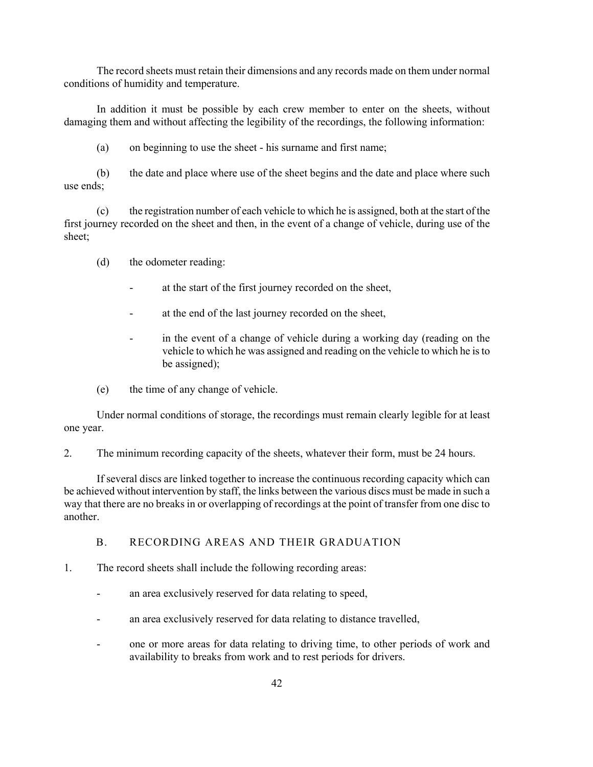The record sheets must retain their dimensions and any records made on them under normal conditions of humidity and temperature.

In addition it must be possible by each crew member to enter on the sheets, without damaging them and without affecting the legibility of the recordings, the following information:

(a) on beginning to use the sheet - his surname and first name;

(b) the date and place where use of the sheet begins and the date and place where such use ends;

(c) the registration number of each vehicle to which he is assigned, both at the start of the first journey recorded on the sheet and then, in the event of a change of vehicle, during use of the sheet;

(d) the odometer reading:

- at the start of the first journey recorded on the sheet,
- at the end of the last journey recorded on the sheet,
- in the event of a change of vehicle during a working day (reading on the vehicle to which he was assigned and reading on the vehicle to which he is to be assigned);

(e) the time of any change of vehicle.

Under normal conditions of storage, the recordings must remain clearly legible for at least one year.

2. The minimum recording capacity of the sheets, whatever their form, must be 24 hours.

If several discs are linked together to increase the continuous recording capacity which can be achieved without intervention by staff, the links between the various discs must be made in such a way that there are no breaks in or overlapping of recordings at the point of transfer from one disc to another.

## B. RECORDING AREAS AND THEIR GRADUATION

1. The record sheets shall include the following recording areas:

- an area exclusively reserved for data relating to speed,
- an area exclusively reserved for data relating to distance travelled,
- one or more areas for data relating to driving time, to other periods of work and availability to breaks from work and to rest periods for drivers.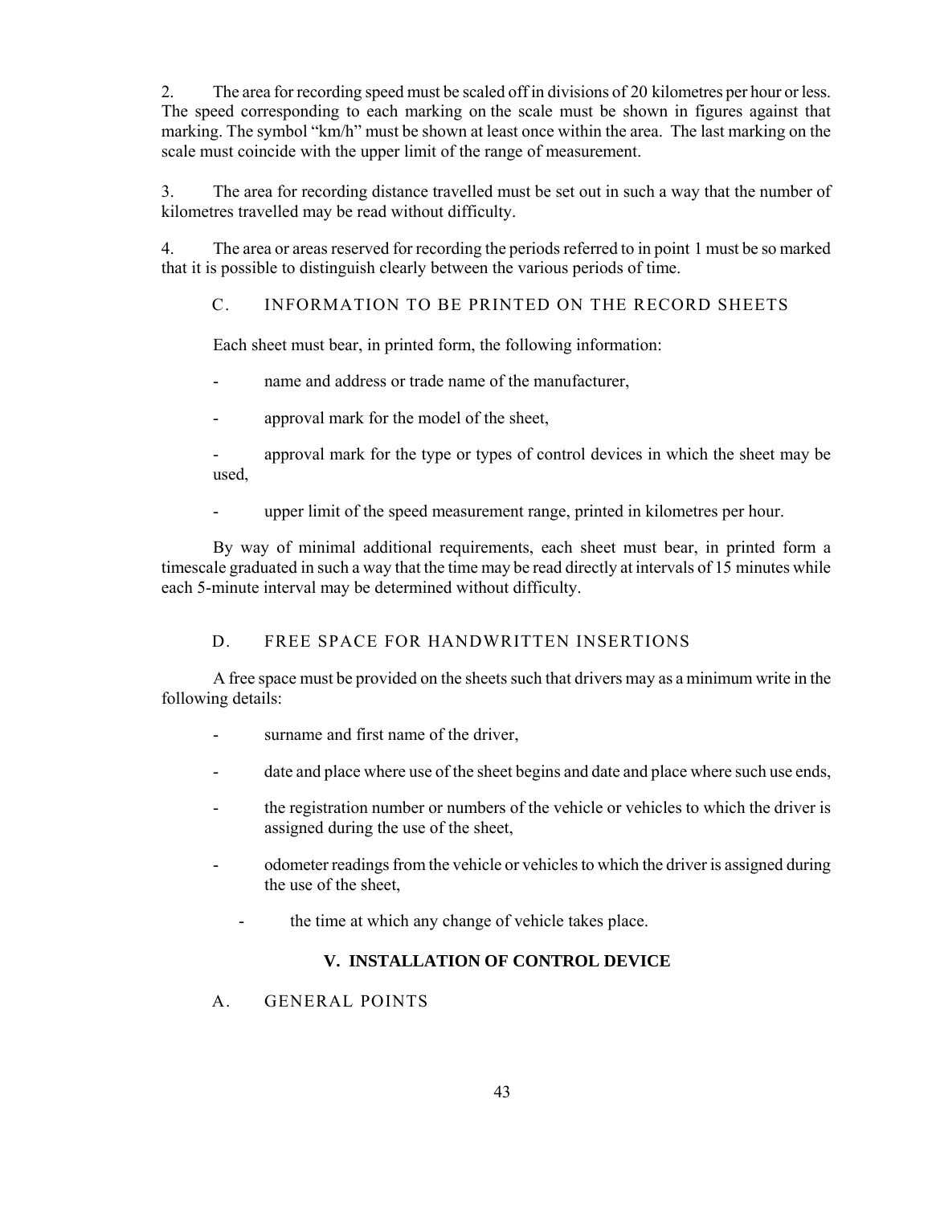2. The area for recording speed must be scaled off in divisions of 20 kilometres per hour or less. The speed corresponding to each marking on the scale must be shown in figures against that marking. The symbol "km/h" must be shown at least once within the area. The last marking on the scale must coincide with the upper limit of the range of measurement.

3. The area for recording distance travelled must be set out in such a way that the number of kilometres travelled may be read without difficulty.

4. The area or areas reserved for recording the periods referred to in point 1 must be so marked that it is possible to distinguish clearly between the various periods of time.

### C. INFORMATION TO BE PRINTED ON THE RECORD SHEETS

Each sheet must bear, in printed form, the following information:

- name and address or trade name of the manufacturer,
- approval mark for the model of the sheet,
- approval mark for the type or types of control devices in which the sheet may be used,
- upper limit of the speed measurement range, printed in kilometres per hour.

By way of minimal additional requirements, each sheet must bear, in printed form a timescale graduated in such a way that the time may be read directly at intervals of 15 minutes while each 5-minute interval may be determined without difficulty.

### D. FREE SPACE FOR HANDWRITTEN INSERTIONS

A free space must be provided on the sheets such that drivers may as a minimum write in the following details:

- surname and first name of the driver,
- date and place where use of the sheet begins and date and place where such use ends,
- the registration number or numbers of the vehicle or vehicles to which the driver is assigned during the use of the sheet,
- odometer readings from the vehicle or vehicles to which the driver is assigned during the use of the sheet,
- the time at which any change of vehicle takes place.

## V. INSTALLATION OF CONTROL DEVICE

### A. GENERAL POINTS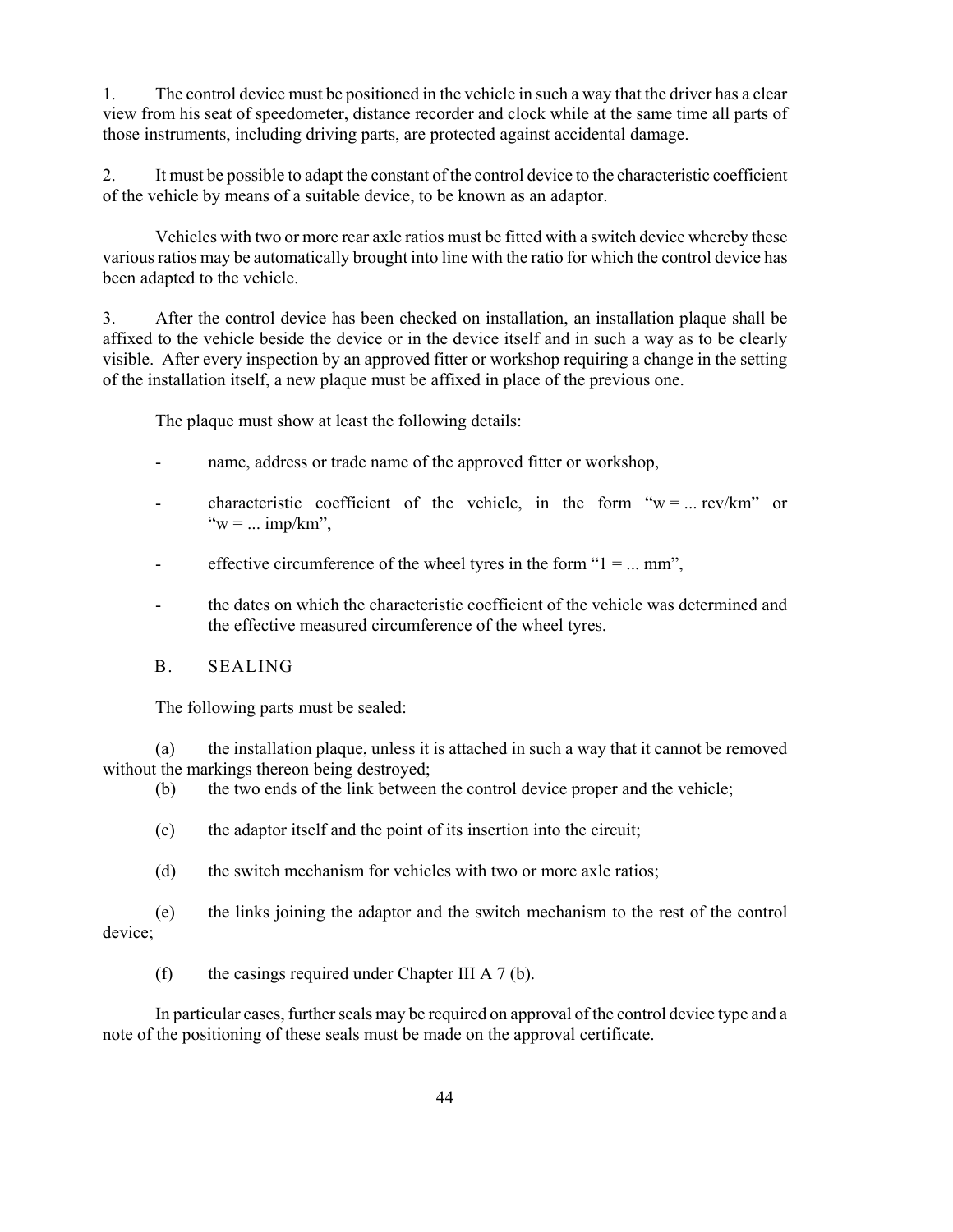1. The control device must be positioned in the vehicle in such a way that the driver has a clear view from his seat of speedometer, distance recorder and clock while at the same time all parts of those instruments, including driving parts, are protected against accidental damage.

2. It must be possible to adapt the constant of the control device to the characteristic coefficient of the vehicle by means of a suitable device, to be known as an adaptor.

Vehicles with two or more rear axle ratios must be fitted with a switch device whereby these various ratios may be automatically brought into line with the ratio for which the control device has been adapted to the vehicle.

3. After the control device has been checked on installation, an installation plaque shall be affixed to the vehicle beside the device or in the device itself and in such a way as to be clearly visible. After every inspection by an approved fitter or workshop requiring a change in the setting of the installation itself, a new plaque must be affixed in place of the previous one.

The plaque must show at least the following details:

- name, address or trade name of the approved fitter or workshop,
- characteristic coefficient of the vehicle, in the form "w = ... rev/km" or "w = ... imp/km",
- effective circumference of the wheel tyres in the form "1 = ... mm",
- the dates on which the characteristic coefficient of the vehicle was determined and the effective measured circumference of the wheel tyres.

## B. SEALING

The following parts must be sealed:

(a) the installation plaque, unless it is attached in such a way that it cannot be removed without the markings thereon being destroyed;

(b) the two ends of the link between the control device proper and the vehicle;

(c) the adaptor itself and the point of its insertion into the circuit;

(d) the switch mechanism for vehicles with two or more axle ratios;

(e) the links joining the adaptor and the switch mechanism to the rest of the control device;

(f) the casings required under Chapter III A 7 (b).

In particular cases, further seals may be required on approval of the control device type and a note of the positioning of these seals must be made on the approval certificate.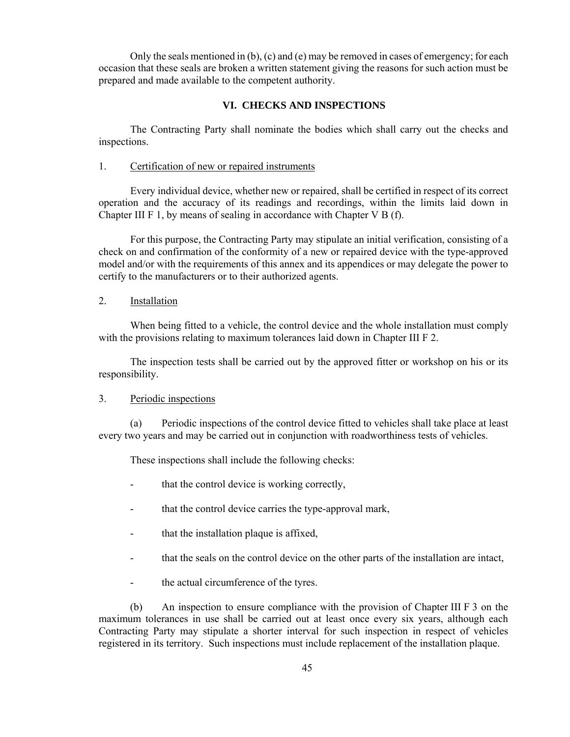Only the seals mentioned in (b), (c) and (e) may be removed in cases of emergency; for each occasion that these seals are broken a written statement giving the reasons for such action must be prepared and made available to the competent authority.

## VI. CHECKS AND INSPECTIONS

The Contracting Party shall nominate the bodies which shall carry out the checks and inspections.

### 1. Certification of new or repaired instruments

Every individual device, whether new or repaired, shall be certified in respect of its correct operation and the accuracy of its readings and recordings, within the limits laid down in Chapter III F 1, by means of sealing in accordance with Chapter V B (f).

For this purpose, the Contracting Party may stipulate an initial verification, consisting of a check on and confirmation of the conformity of a new or repaired device with the type-approved model and/or with the requirements of this annex and its appendices or may delegate the power to certify to the manufacturers or to their authorized agents.

### 2. Installation

When being fitted to a vehicle, the control device and the whole installation must comply with the provisions relating to maximum tolerances laid down in Chapter III F 2.

The inspection tests shall be carried out by the approved fitter or workshop on his or its responsibility.

### 3. Periodic inspections

(a) Periodic inspections of the control device fitted to vehicles shall take place at least every two years and may be carried out in conjunction with roadworthiness tests of vehicles.

These inspections shall include the following checks:

- that the control device is working correctly,
- that the control device carries the type-approval mark,
- that the installation plaque is affixed,
- that the seals on the control device on the other parts of the installation are intact,
- the actual circumference of the tyres.

(b) An inspection to ensure compliance with the provision of Chapter III F 3 on the maximum tolerances in use shall be carried out at least once every six years, although each Contracting Party may stipulate a shorter interval for such inspection in respect of vehicles registered in its territory. Such inspections must include replacement of the installation plaque.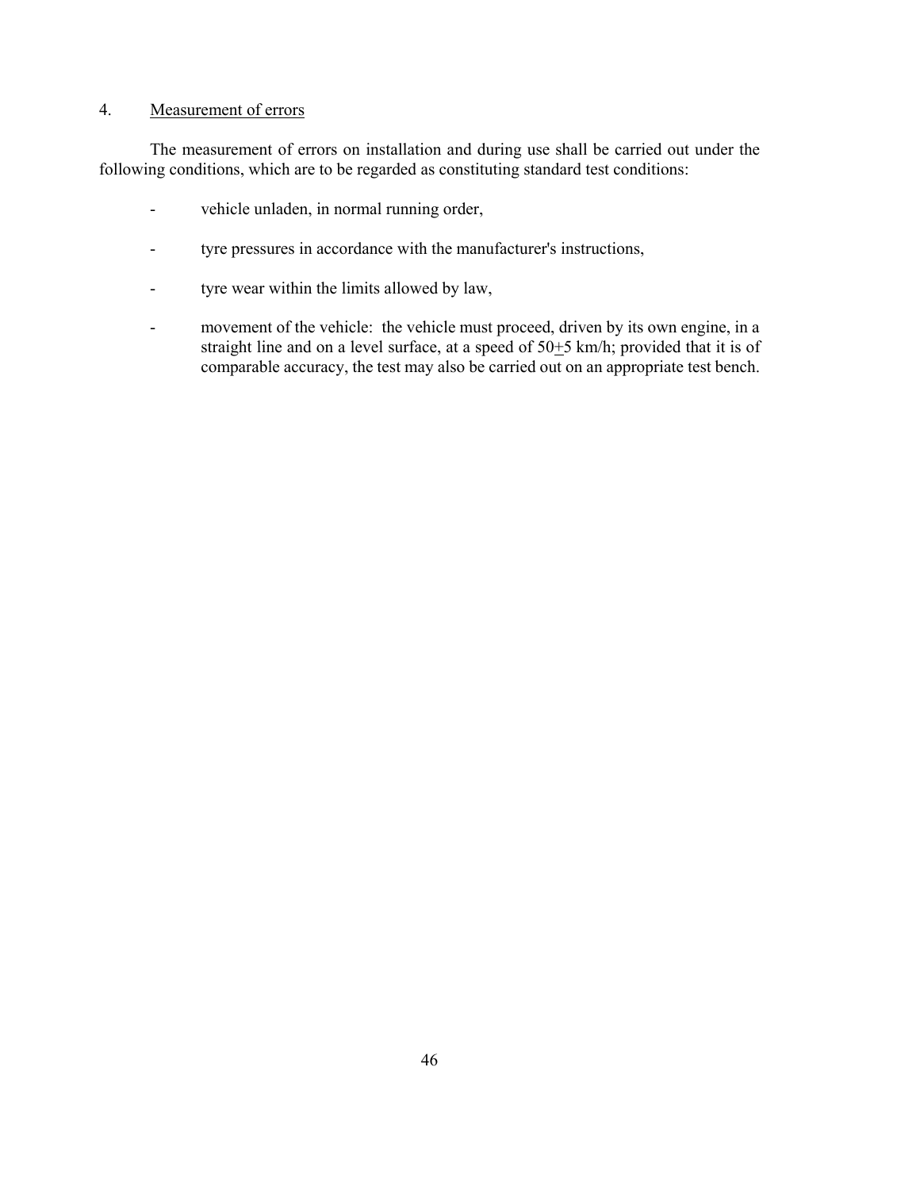4. <u>Measurement of errors</u>

The measurement of errors on installation and during use shall be carried out under the following conditions, which are to be regarded as constituting standard test conditions:

- vehicle unladen, in normal running order,
- tyre pressures in accordance with the manufacturer's instructions,
- tyre wear within the limits allowed by law,
- movement of the vehicle: the vehicle must proceed, driven by its own engine, in a straight line and on a level surface, at a speed of $50 \pm 5$ km/h; provided that it is of comparable accuracy, the test may also be carried out on an appropriate test bench.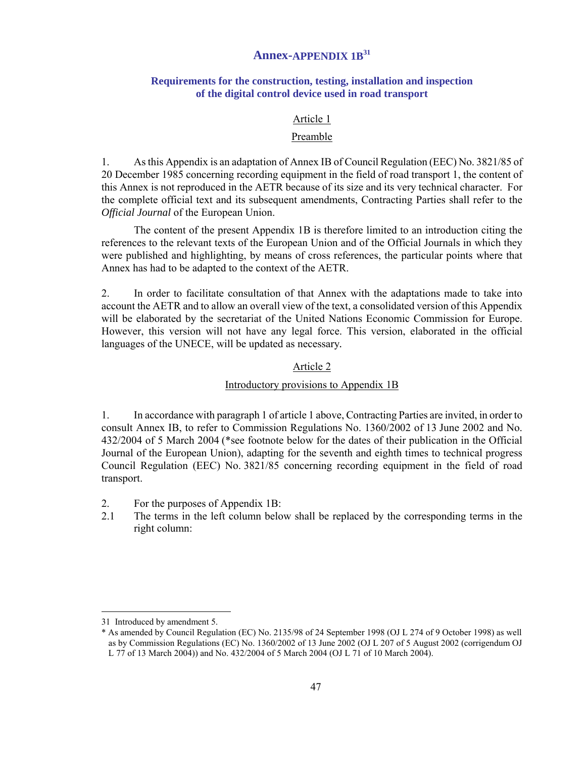# Annex-APPENDIX 1B[31]

## Requirements for the construction, testing, installation and inspection of the digital control device used in road transport

### Article 1

### Preamble

1. As this Appendix is an adaptation of Annex IB of Council Regulation (EEC) No. 3821/85 of 20 December 1985 concerning recording equipment in the field of road transport 1, the content of this Annex is not reproduced in the AETR because of its size and its very technical character. For the complete official text and its subsequent amendments, Contracting Parties shall refer to the *Official Journal* of the European Union.

The content of the present Appendix 1B is therefore limited to an introduction citing the references to the relevant texts of the European Union and of the Official Journals in which they were published and highlighting, by means of cross references, the particular points where that Annex has had to be adapted to the context of the AETR.

2. In order to facilitate consultation of that Annex with the adaptations made to take into account the AETR and to allow an overall view of the text, a consolidated version of this Appendix will be elaborated by the secretariat of the United Nations Economic Commission for Europe. However, this version will not have any legal force. This version, elaborated in the official languages of the UNECE, will be updated as necessary.

### Article 2

### Introductory provisions to Appendix 1B

1. In accordance with paragraph 1 of article 1 above, Contracting Parties are invited, in order to consult Annex IB, to refer to Commission Regulations No. 1360/2002 of 13 June 2002 and No. 432/2004 of 5 March 2004 (*see footnote below for the dates of their publication in the Official Journal of the European Union), adapting for the seventh and eighth times to technical progress Council Regulation (EEC) No. 3821/85 concerning recording equipment in the field of road transport.

2. For the purposes of Appendix 1B:

2.1 The terms in the left column below shall be replaced by the corresponding terms in the right column:

---

31 Introduced by amendment 5.

* As amended by Council Regulation (EC) No. 2135/98 of 24 September 1998 (OJ L 274 of 9 October 1998) as well as by Commission Regulations (EC) No. 1360/2002 of 13 June 2002 (OJ L 207 of 5 August 2002 (corrigendum OJ L 77 of 13 March 2004)) and No. 432/2004 of 5 March 2004 (OJ L 71 of 10 March 2004).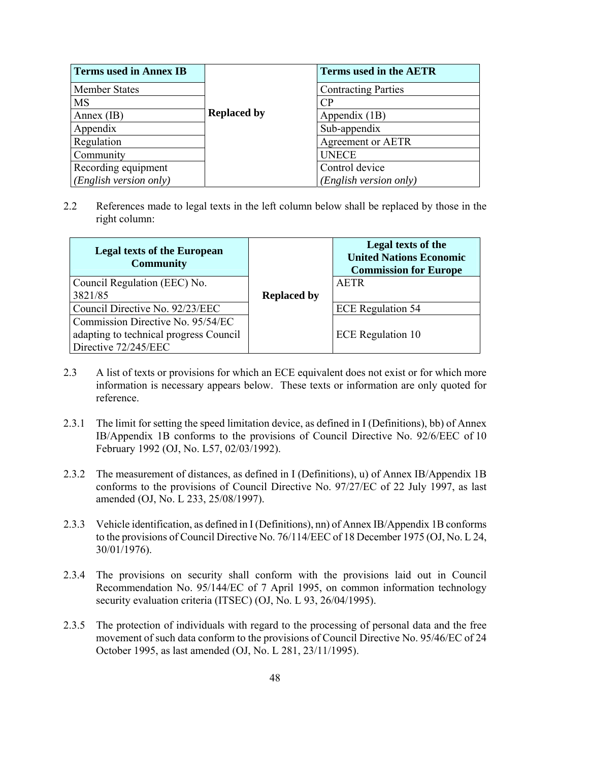| Terms used in Annex IB | | Terms used in the AETR |
|---|---|---|
| Member States | Replaced by | Contracting Parties |
| MS | | CP |
| Annex (IB) | | Appendix (1B) |
| Appendix | | Sub-appendix |
| Regulation | | Agreement or AETR |
| Community | | UNECE |
| Recording equipment *(English version only)* | | Control device *(English version only)* |

2.2 References made to legal texts in the left column below shall be replaced by those in the right column:

| Legal texts of the European Community | | Legal texts of the United Nations Economic Commission for Europe |
|---|---|---|
| Council Regulation (EEC) No. 3821/85 | Replaced by | AETR |
| Council Directive No. 92/23/EEC | | ECE Regulation 54 |
| Commission Directive No. 95/54/EC adapting to technical progress Council Directive 72/245/EEC | | ECE Regulation 10 |

2.3 A list of texts or provisions for which an ECE equivalent does not exist or for which more information is necessary appears below. These texts or information are only quoted for reference.

2.3.1 The limit for setting the speed limitation device, as defined in I (Definitions), bb) of Annex IB/Appendix 1B conforms to the provisions of Council Directive No. 92/6/EEC of 10 February 1992 (OJ, No. L57, 02/03/1992).

2.3.2 The measurement of distances, as defined in I (Definitions), u) of Annex IB/Appendix 1B conforms to the provisions of Council Directive No. 97/27/EC of 22 July 1997, as last amended (OJ, No. L 233, 25/08/1997).

2.3.3 Vehicle identification, as defined in I (Definitions), nn) of Annex IB/Appendix 1B conforms to the provisions of Council Directive No. 76/114/EEC of 18 December 1975 (OJ, No. L 24, 30/01/1976).

2.3.4 The provisions on security shall conform with the provisions laid out in Council Recommendation No. 95/144/EC of 7 April 1995, on common information technology security evaluation criteria (ITSEC) (OJ, No. L 93, 26/04/1995).

2.3.5 The protection of individuals with regard to the processing of personal data and the free movement of such data conform to the provisions of Council Directive No. 95/46/EC of 24 October 1995, as last amended (OJ, No. L 281, 23/11/1995).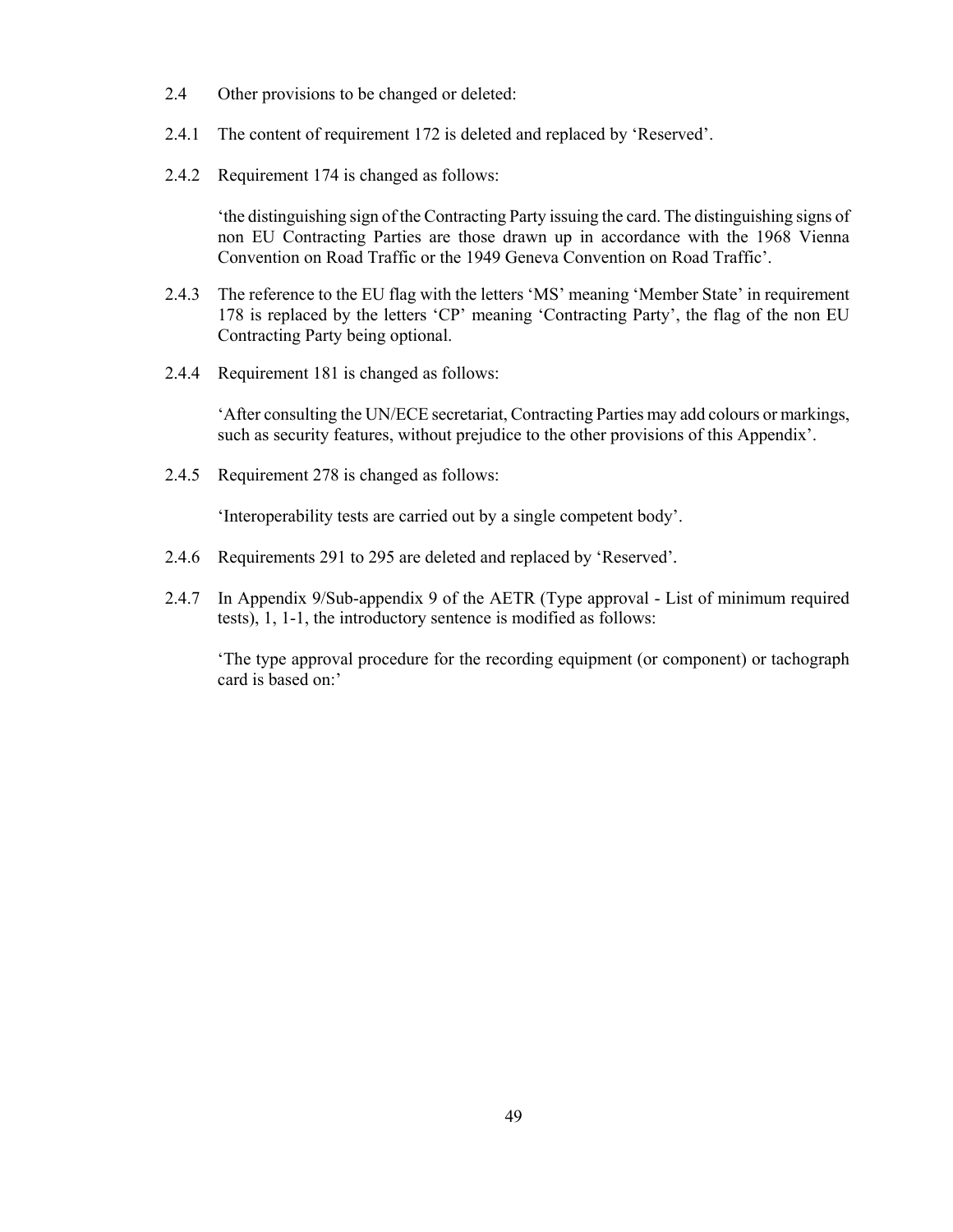2.4 Other provisions to be changed or deleted:

2.4.1 The content of requirement 172 is deleted and replaced by 'Reserved'.

2.4.2 Requirement 174 is changed as follows:

> 'the distinguishing sign of the Contracting Party issuing the card. The distinguishing signs of non EU Contracting Parties are those drawn up in accordance with the 1968 Vienna Convention on Road Traffic or the 1949 Geneva Convention on Road Traffic'.

2.4.3 The reference to the EU flag with the letters 'MS' meaning 'Member State' in requirement 178 is replaced by the letters 'CP' meaning 'Contracting Party', the flag of the non EU Contracting Party being optional.

2.4.4 Requirement 181 is changed as follows:

> 'After consulting the UN/ECE secretariat, Contracting Parties may add colours or markings, such as security features, without prejudice to the other provisions of this Appendix'.

2.4.5 Requirement 278 is changed as follows:

> 'Interoperability tests are carried out by a single competent body'.

2.4.6 Requirements 291 to 295 are deleted and replaced by 'Reserved'.

2.4.7 In Appendix 9/Sub-appendix 9 of the AETR (Type approval - List of minimum required tests), 1, 1-1, the introductory sentence is modified as follows:

> 'The type approval procedure for the recording equipment (or component) or tachograph card is based on:'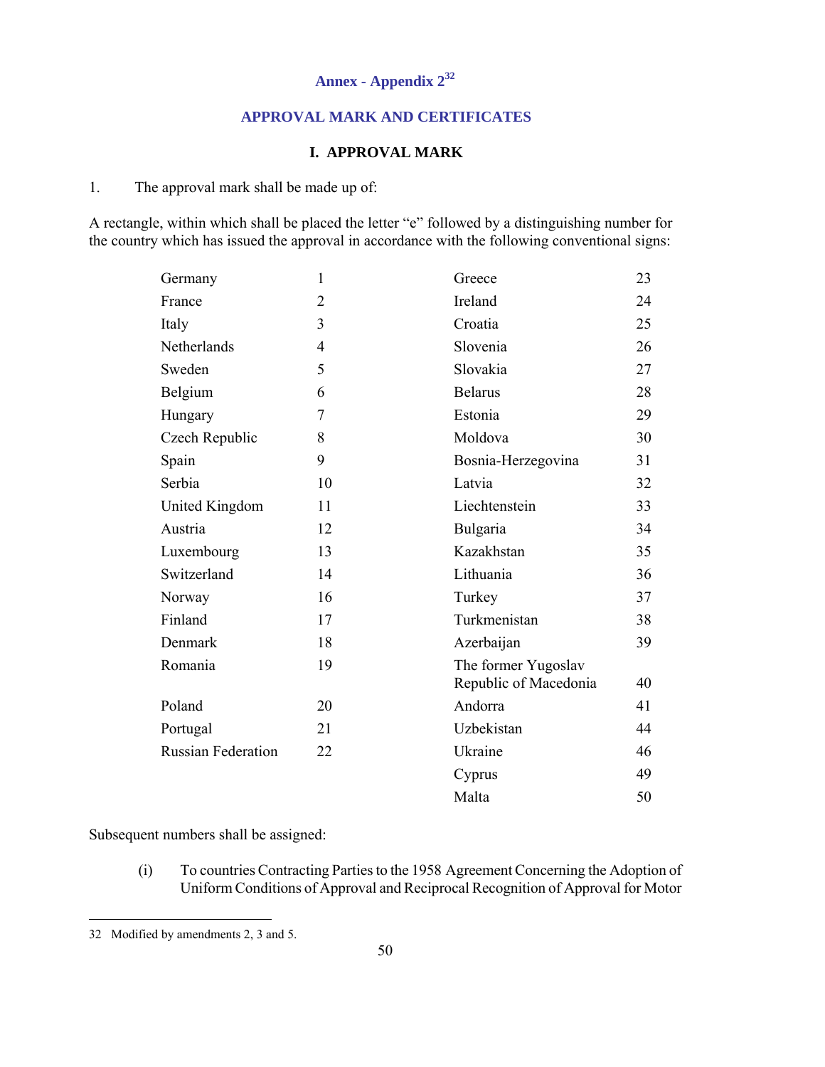## Annex - Appendix 2[32]

## APPROVAL MARK AND CERTIFICATES

### I. APPROVAL MARK

1. The approval mark shall be made up of:

A rectangle, within which shall be placed the letter "e" followed by a distinguishing number for the country which has issued the approval in accordance with the following conventional signs:

| | | | |
|---|---|---|---|
| Germany | 1 | Greece | 23 |
| France | 2 | Ireland | 24 |
| Italy | 3 | Croatia | 25 |
| Netherlands | 4 | Slovenia | 26 |
| Sweden | 5 | Slovakia | 27 |
| Belgium | 6 | Belarus | 28 |
| Hungary | 7 | Estonia | 29 |
| Czech Republic | 8 | Moldova | 30 |
| Spain | 9 | Bosnia-Herzegovina | 31 |
| Serbia | 10 | Latvia | 32 |
| United Kingdom | 11 | Liechtenstein | 33 |
| Austria | 12 | Bulgaria | 34 |
| Luxembourg | 13 | Kazakhstan | 35 |
| Switzerland | 14 | Lithuania | 36 |
| Norway | 16 | Turkey | 37 |
| Finland | 17 | Turkmenistan | 38 |
| Denmark | 18 | Azerbaijan | 39 |
| Romania | 19 | The former Yugoslav Republic of Macedonia | 40 |
| Poland | 20 | Andorra | 41 |
| Portugal | 21 | Uzbekistan | 44 |
| Russian Federation | 22 | Ukraine | 46 |
| | | Cyprus | 49 |
| | | Malta | 50 |

Subsequent numbers shall be assigned:

(i) To countries Contracting Parties to the 1958 Agreement Concerning the Adoption of Uniform Conditions of Approval and Reciprocal Recognition of Approval for Motor

---

32 Modified by amendments 2, 3 and 5.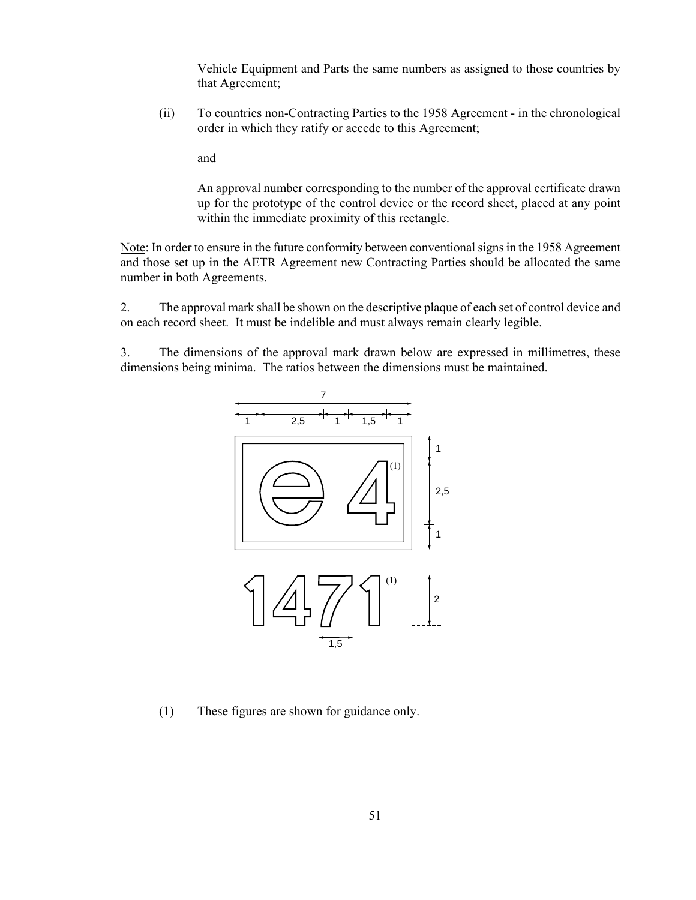Vehicle Equipment and Parts the same numbers as assigned to those countries by that Agreement;

(ii) To countries non-Contracting Parties to the 1958 Agreement - in the chronological order in which they ratify or accede to this Agreement;

and

An approval number corresponding to the number of the approval certificate drawn up for the prototype of the control device or the record sheet, placed at any point within the immediate proximity of this rectangle.

Note: In order to ensure in the future conformity between conventional signs in the 1958 Agreement and those set up in the AETR Agreement new Contracting Parties should be allocated the same number in both Agreements.

2. The approval mark shall be shown on the descriptive plaque of each set of control device and on each record sheet. It must be indelible and must always remain clearly legible.

3. The dimensions of the approval mark drawn below are expressed in millimetres, these dimensions being minima. The ratios between the dimensions must be maintained.

e 4 (1)

1471 (1)

(1) These figures are shown for guidance only.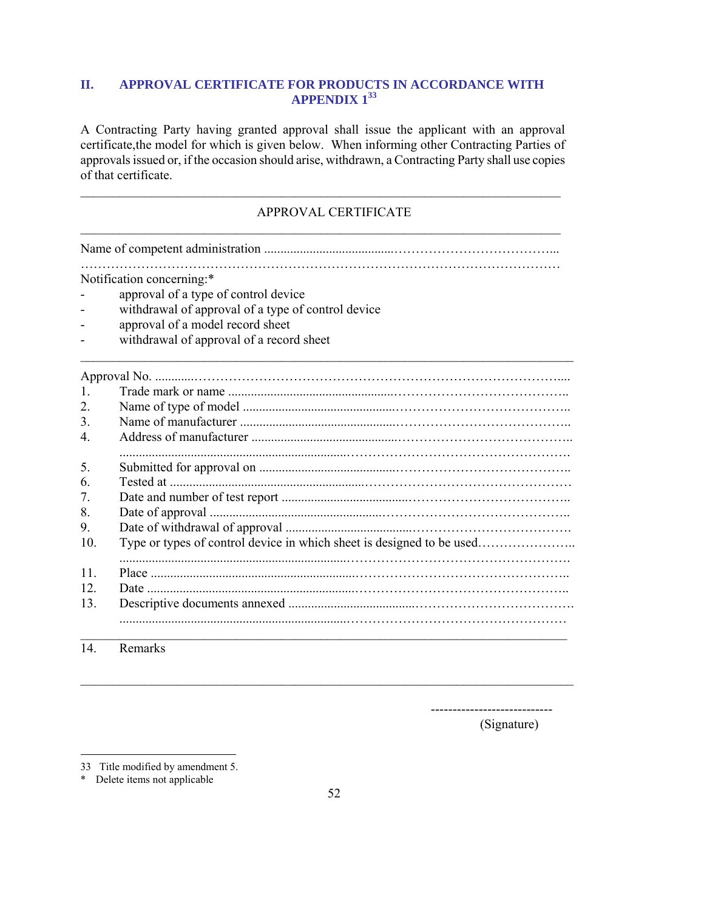## II. APPROVAL CERTIFICATE FOR PRODUCTS IN ACCORDANCE WITH APPENDIX 1[33]

A Contracting Party having granted approval shall issue the applicant with an approval certificate,the model for which is given below. When informing other Contracting Parties of approvals issued or, if the occasion should arise, withdrawn, a Contracting Party shall use copies of that certificate.

---

APPROVAL CERTIFICATE

---

Name of competent administration ..........................................................................

...............................................................................................................................

Notification concerning:*

- approval of a type of control device
- withdrawal of approval of a type of control device
- approval of a model record sheet
- withdrawal of approval of a record sheet

---

Approval No. ..........................................................................................................

1. Trade mark or name ..........................................................................................
2. Name of type of model ......................................................................................
3. Name of manufacturer ........................................................................................
4. Address of manufacturer ....................................................................................
   ...........................................................................................................................
5. Submitted for approval on ..................................................................................
6. Tested at ............................................................................................................
7. Date and number of test report ..........................................................................
8. Date of approval ................................................................................................
9. Date of withdrawal of approval ..........................................................................
10. Type or types of control device in which sheet is designed to be used..............
    ...........................................................................................................................
11. Place ..................................................................................................................
12. Date ...................................................................................................................
13. Descriptive documents annexed ........................................................................
    ...........................................................................................................................

---

14. Remarks

---

----------------------------
(Signature)

---

33 Title modified by amendment 5.

\* Delete items not applicable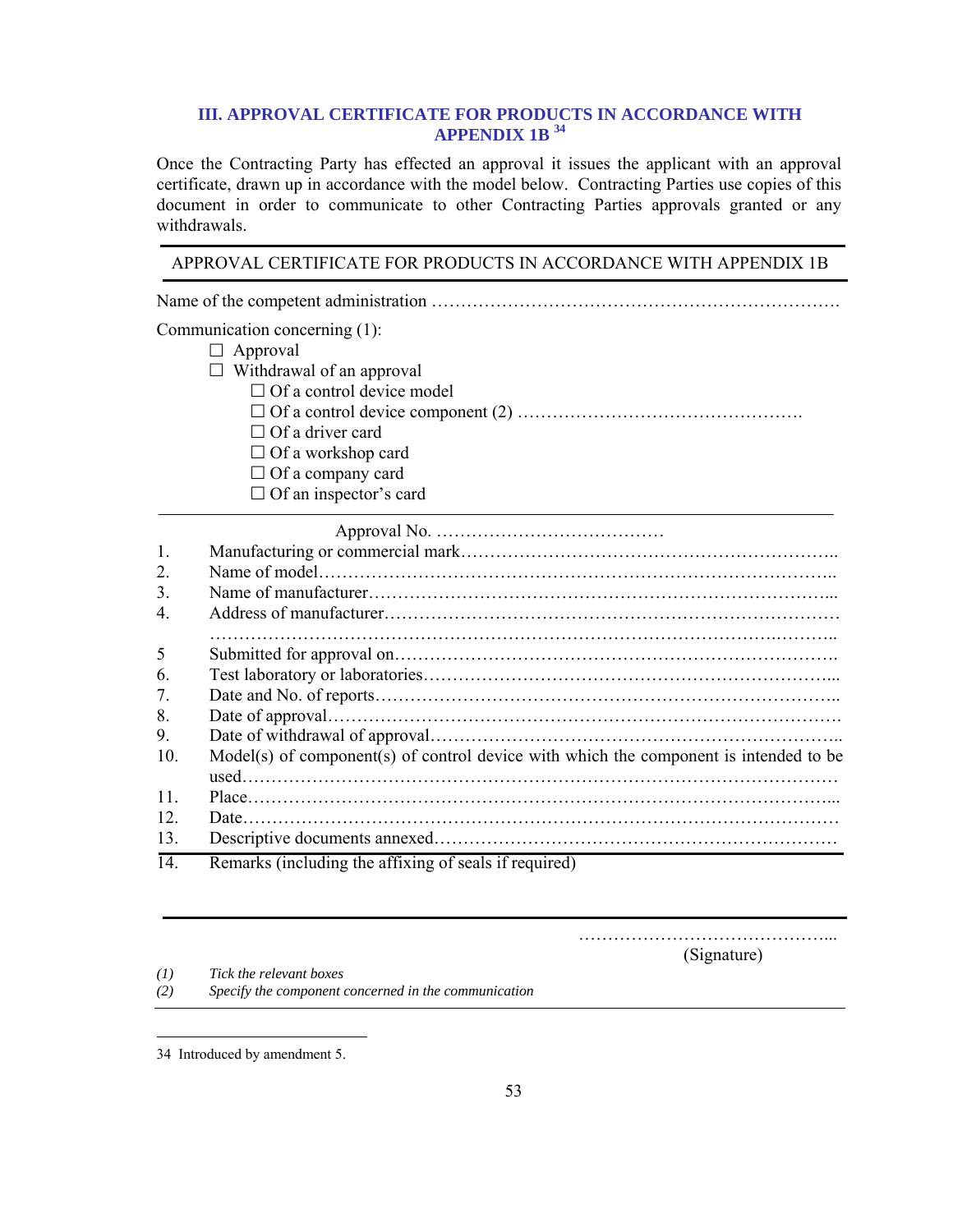### III. APPROVAL CERTIFICATE FOR PRODUCTS IN ACCORDANCE WITH APPENDIX 1B [34]

Once the Contracting Party has effected an approval it issues the applicant with an approval certificate, drawn up in accordance with the model below. Contracting Parties use copies of this document in order to communicate to other Contracting Parties approvals granted or any withdrawals.

---

APPROVAL CERTIFICATE FOR PRODUCTS IN ACCORDANCE WITH APPENDIX 1B

---

Name of the competent administration ……………………………………………………………….

Communication concerning (1):

- ☐ Approval
- ☐ Withdrawal of an approval
  - ☐ Of a control device model
  - ☐ Of a control device component (2) ………………………………………….
  - ☐ Of a driver card
  - ☐ Of a workshop card
  - ☐ Of a company card
  - ☐ Of an inspector's card

---

Approval No. …………………………………

1. Manufacturing or commercial mark………………………………………………………..
2. Name of model………………………………………………………………………..
3. Name of manufacturer………………………………………………………………...
4. Address of manufacturer……………………………………………………………………
   ……………………………………………………………………………………………..
5. Submitted for approval on…………………………………………………………………….
6. Test laboratory or laboratories…………………………………………………………...
7. Date and No. of reports……………………………………………………………………..
8. Date of approval……………………………………………………………………………….
9. Date of withdrawal of approval……………………………………………………………..
10. Model(s) of component(s) of control device with which the component is intended to be used………………………………………………………………………………………
11. Place…………………………………………………………………………………...
12. Date……………………………………………………………………………………
13. Descriptive documents annexed……………………………………………………………
14. Remarks (including the affixing of seals if required)

---

……………………………………...
(Signature)

*(1) Tick the relevant boxes*
*(2) Specify the component concerned in the communication*

---

34 Introduced by amendment 5.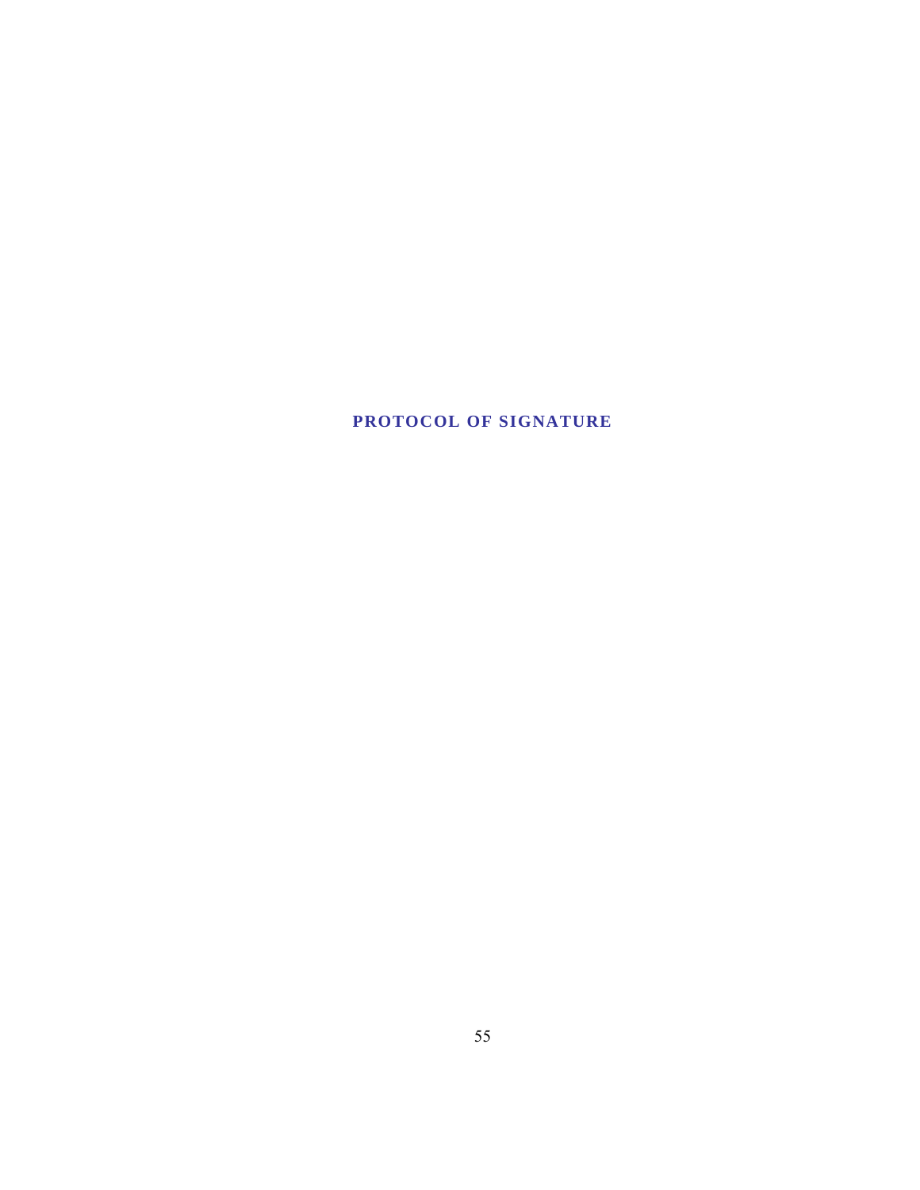# PROTOCOL OF SIGNATURE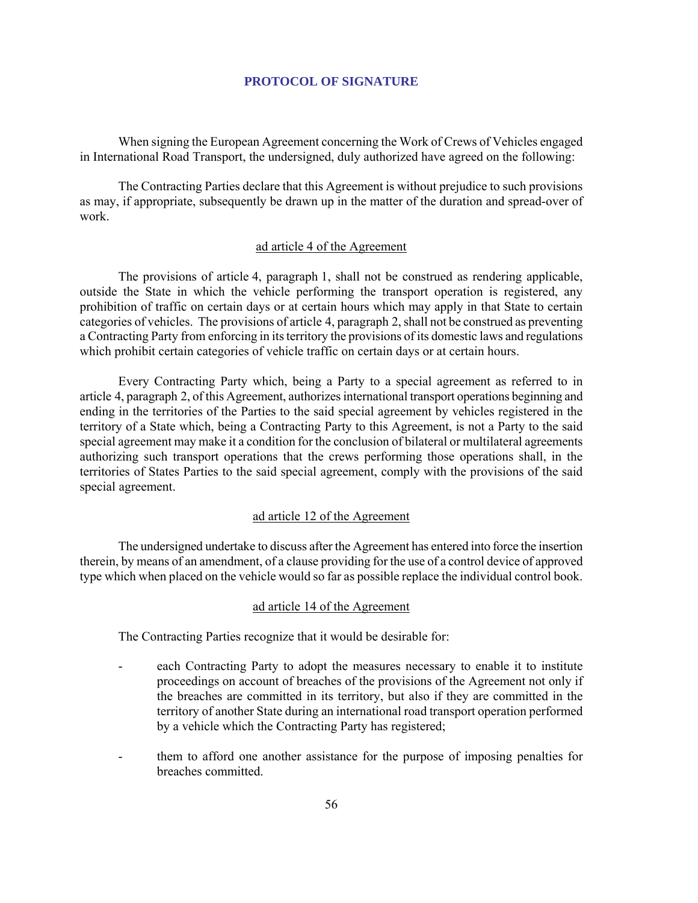## PROTOCOL OF SIGNATURE

When signing the European Agreement concerning the Work of Crews of Vehicles engaged in International Road Transport, the undersigned, duly authorized have agreed on the following:

The Contracting Parties declare that this Agreement is without prejudice to such provisions as may, if appropriate, subsequently be drawn up in the matter of the duration and spread-over of work.

### ad article 4 of the Agreement

The provisions of article 4, paragraph 1, shall not be construed as rendering applicable, outside the State in which the vehicle performing the transport operation is registered, any prohibition of traffic on certain days or at certain hours which may apply in that State to certain categories of vehicles. The provisions of article 4, paragraph 2, shall not be construed as preventing a Contracting Party from enforcing in its territory the provisions of its domestic laws and regulations which prohibit certain categories of vehicle traffic on certain days or at certain hours.

Every Contracting Party which, being a Party to a special agreement as referred to in article 4, paragraph 2, of this Agreement, authorizes international transport operations beginning and ending in the territories of the Parties to the said special agreement by vehicles registered in the territory of a State which, being a Contracting Party to this Agreement, is not a Party to the said special agreement may make it a condition for the conclusion of bilateral or multilateral agreements authorizing such transport operations that the crews performing those operations shall, in the territories of States Parties to the said special agreement, comply with the provisions of the said special agreement.

### ad article 12 of the Agreement

The undersigned undertake to discuss after the Agreement has entered into force the insertion therein, by means of an amendment, of a clause providing for the use of a control device of approved type which when placed on the vehicle would so far as possible replace the individual control book.

### ad article 14 of the Agreement

The Contracting Parties recognize that it would be desirable for:

- each Contracting Party to adopt the measures necessary to enable it to institute proceedings on account of breaches of the provisions of the Agreement not only if the breaches are committed in its territory, but also if they are committed in the territory of another State during an international road transport operation performed by a vehicle which the Contracting Party has registered;

- them to afford one another assistance for the purpose of imposing penalties for breaches committed.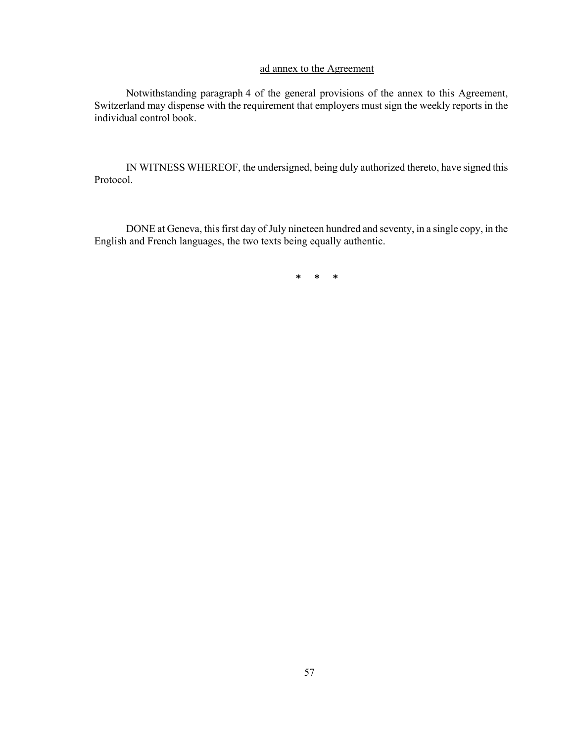<u>ad annex to the Agreement</u>

Notwithstanding paragraph 4 of the general provisions of the annex to this Agreement, Switzerland may dispense with the requirement that employers must sign the weekly reports in the individual control book.

IN WITNESS WHEREOF, the undersigned, being duly authorized thereto, have signed this Protocol.

DONE at Geneva, this first day of July nineteen hundred and seventy, in a single copy, in the English and French languages, the two texts being equally authentic.

\* \* \*